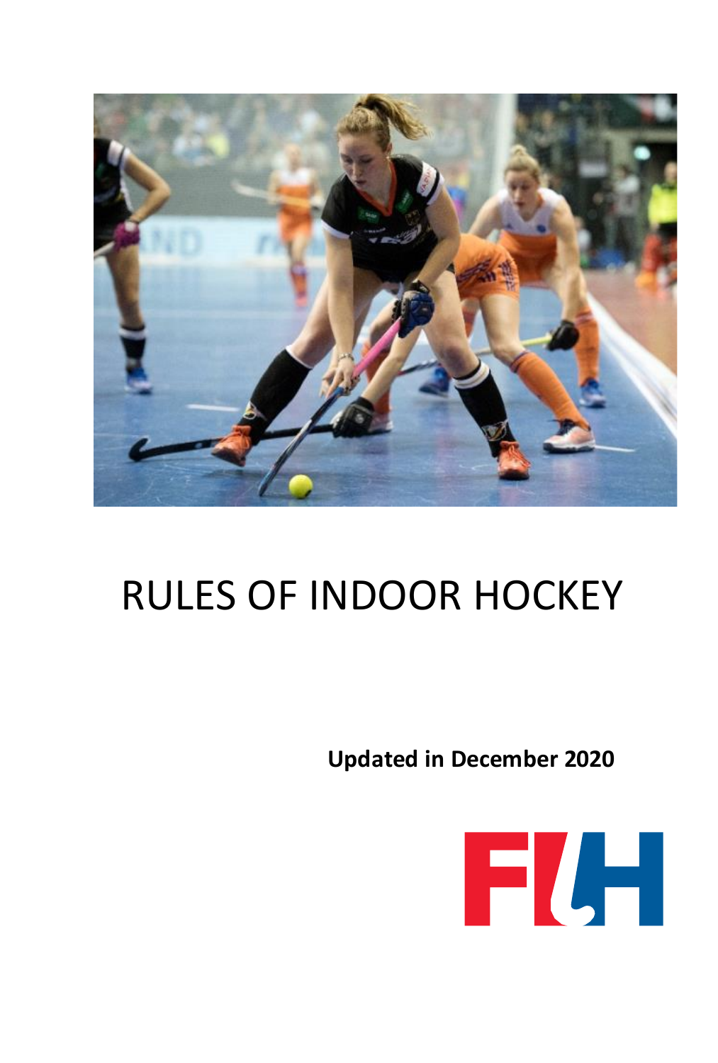# RULES OF INDOOR HOCKEY

**Updated in December 2020**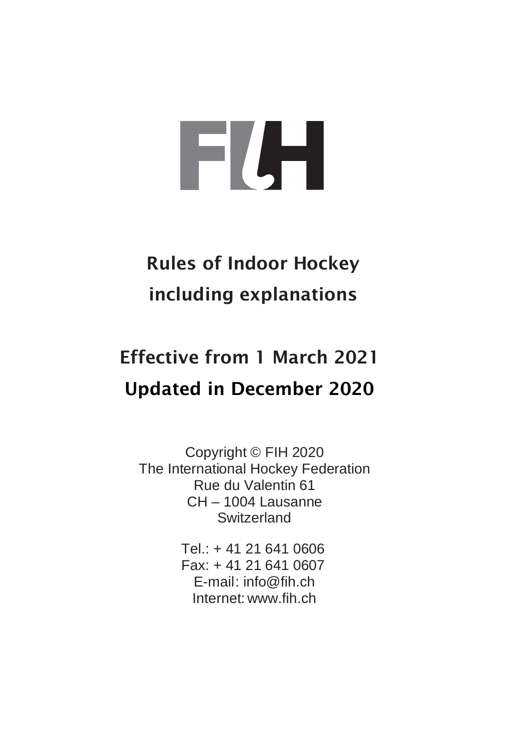# Rules of Indoor Hockey including explanations

## Effective from 1 March 2021

## Updated in December 2020

Copyright © FIH 2020
The International Hockey Federation
Rue du Valentin 61
CH – 1004 Lausanne
Switzerland

Tel.: + 41 21 641 0606
Fax: + 41 21 641 0607
E-mail: info@fih.ch
Internet: www.fih.ch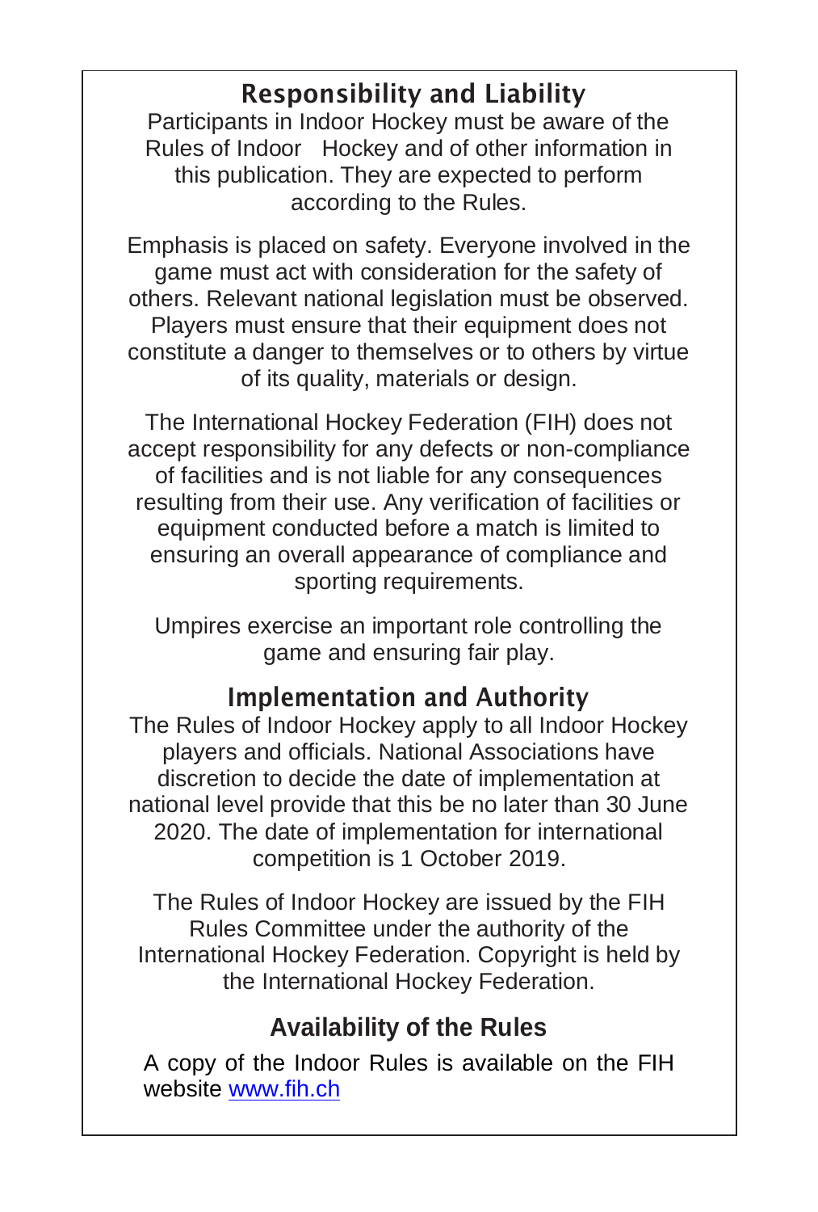## Responsibility and Liability

Participants in Indoor Hockey must be aware of the Rules of Indoor Hockey and of other information in this publication. They are expected to perform according to the Rules.

Emphasis is placed on safety. Everyone involved in the game must act with consideration for the safety of others. Relevant national legislation must be observed. Players must ensure that their equipment does not constitute a danger to themselves or to others by virtue of its quality, materials or design.

The International Hockey Federation (FIH) does not accept responsibility for any defects or non-compliance of facilities and is not liable for any consequences resulting from their use. Any verification of facilities or equipment conducted before a match is limited to ensuring an overall appearance of compliance and sporting requirements.

Umpires exercise an important role controlling the game and ensuring fair play.

## Implementation and Authority

The Rules of Indoor Hockey apply to all Indoor Hockey players and officials. National Associations have discretion to decide the date of implementation at national level provide that this be no later than 30 June 2020. The date of implementation for international competition is 1 October 2019.

The Rules of Indoor Hockey are issued by the FIH Rules Committee under the authority of the International Hockey Federation. Copyright is held by the International Hockey Federation.

## Availability of the Rules

A copy of the Indoor Rules is available on the FIH website [www.fih.ch](www.fih.ch)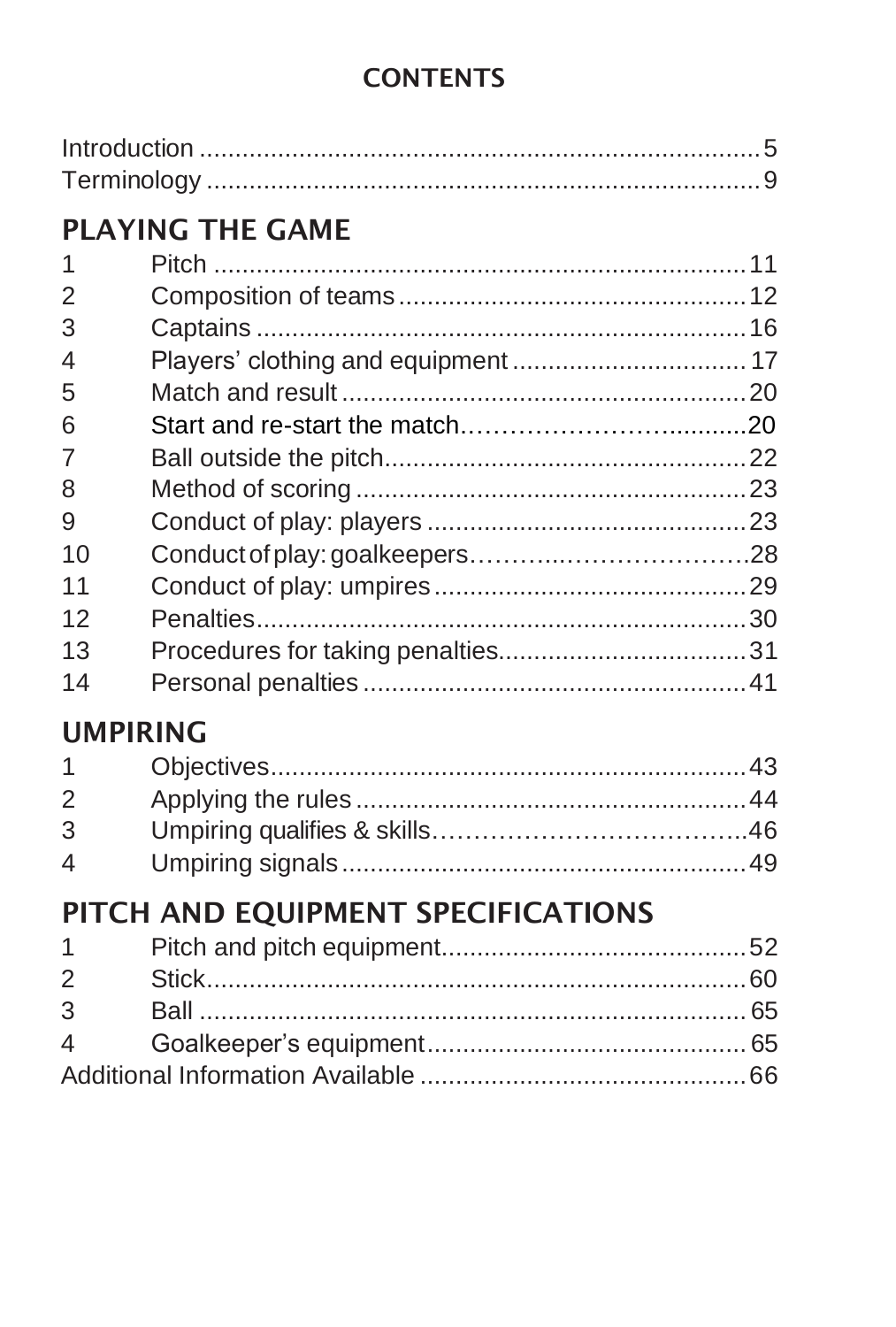# CONTENTS

Introduction ..... 5
Terminology ..... 9

## PLAYING THE GAME

| | | |
|---|---|---|
| 1 | Pitch | 11 |
| 2 | Composition of teams | 12 |
| 3 | Captains | 16 |
| 4 | Players' clothing and equipment | 17 |
| 5 | Match and result | 20 |
| 6 | Start and re-start the match | 20 |
| 7 | Ball outside the pitch | 22 |
| 8 | Method of scoring | 23 |
| 9 | Conduct of play: players | 23 |
| 10 | Conduct of play: goalkeepers | 28 |
| 11 | Conduct of play: umpires | 29 |
| 12 | Penalties | 30 |
| 13 | Procedures for taking penalties | 31 |
| 14 | Personal penalties | 41 |

## UMPIRING

| | | |
|---|---|---|
| 1 | Objectives | 43 |
| 2 | Applying the rules | 44 |
| 3 | Umpiring qualifies & skills | 46 |
| 4 | Umpiring signals | 49 |

## PITCH AND EQUIPMENT SPECIFICATIONS

| | | |
|---|---|---|
| 1 | Pitch and pitch equipment | 52 |
| 2 | Stick | 60 |
| 3 | Ball | 65 |
| 4 | Goalkeeper's equipment | 65 |

Additional Information Available ..... 66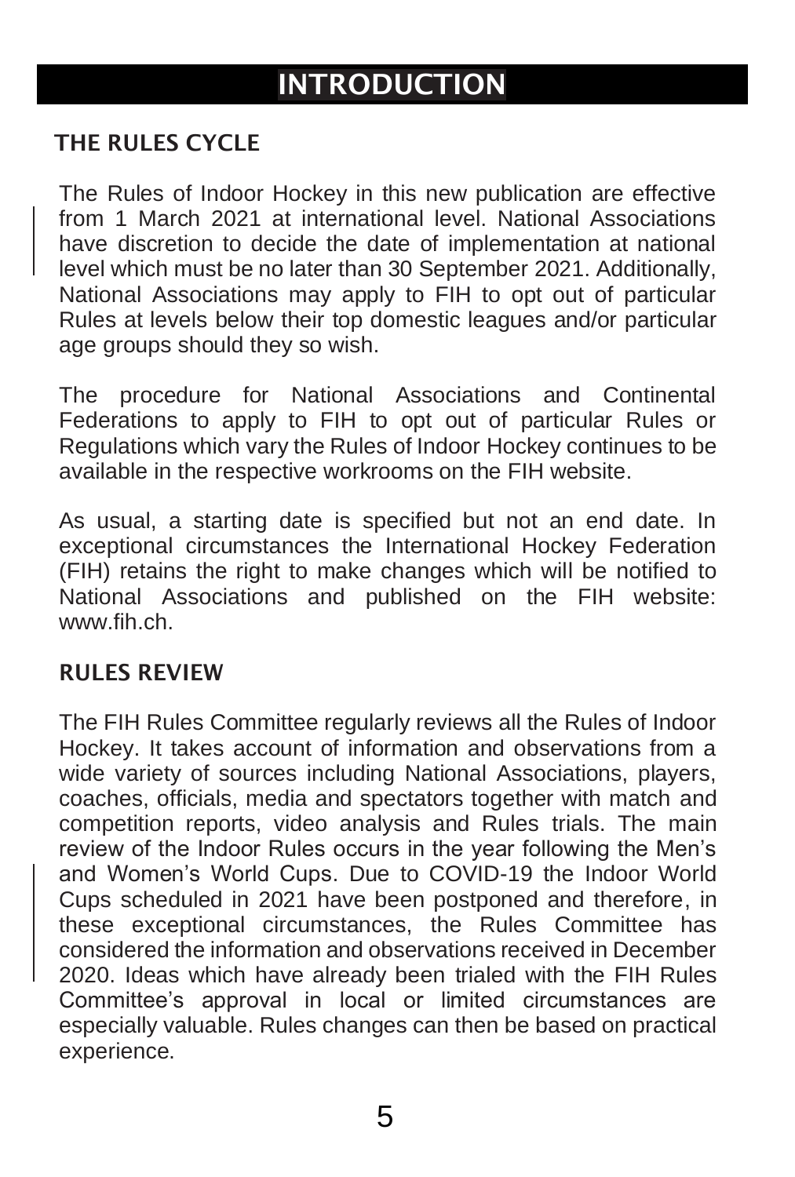# INTRODUCTION

## THE RULES CYCLE

The Rules of Indoor Hockey in this new publication are effective from 1 March 2021 at international level. National Associations have discretion to decide the date of implementation at national level which must be no later than 30 September 2021. Additionally, National Associations may apply to FIH to opt out of particular Rules at levels below their top domestic leagues and/or particular age groups should they so wish.

The procedure for National Associations and Continental Federations to apply to FIH to opt out of particular Rules or Regulations which vary the Rules of Indoor Hockey continues to be available in the respective workrooms on the FIH website.

As usual, a starting date is specified but not an end date. In exceptional circumstances the International Hockey Federation (FIH) retains the right to make changes which will be notified to National Associations and published on the FIH website: www.fih.ch.

## RULES REVIEW

The FIH Rules Committee regularly reviews all the Rules of Indoor Hockey. It takes account of information and observations from a wide variety of sources including National Associations, players, coaches, officials, media and spectators together with match and competition reports, video analysis and Rules trials. The main review of the Indoor Rules occurs in the year following the Men's and Women's World Cups. Due to COVID-19 the Indoor World Cups scheduled in 2021 have been postponed and therefore, in these exceptional circumstances, the Rules Committee has considered the information and observations received in December 2020. Ideas which have already been trialed with the FIH Rules Committee's approval in local or limited circumstances are especially valuable. Rules changes can then be based on practical experience.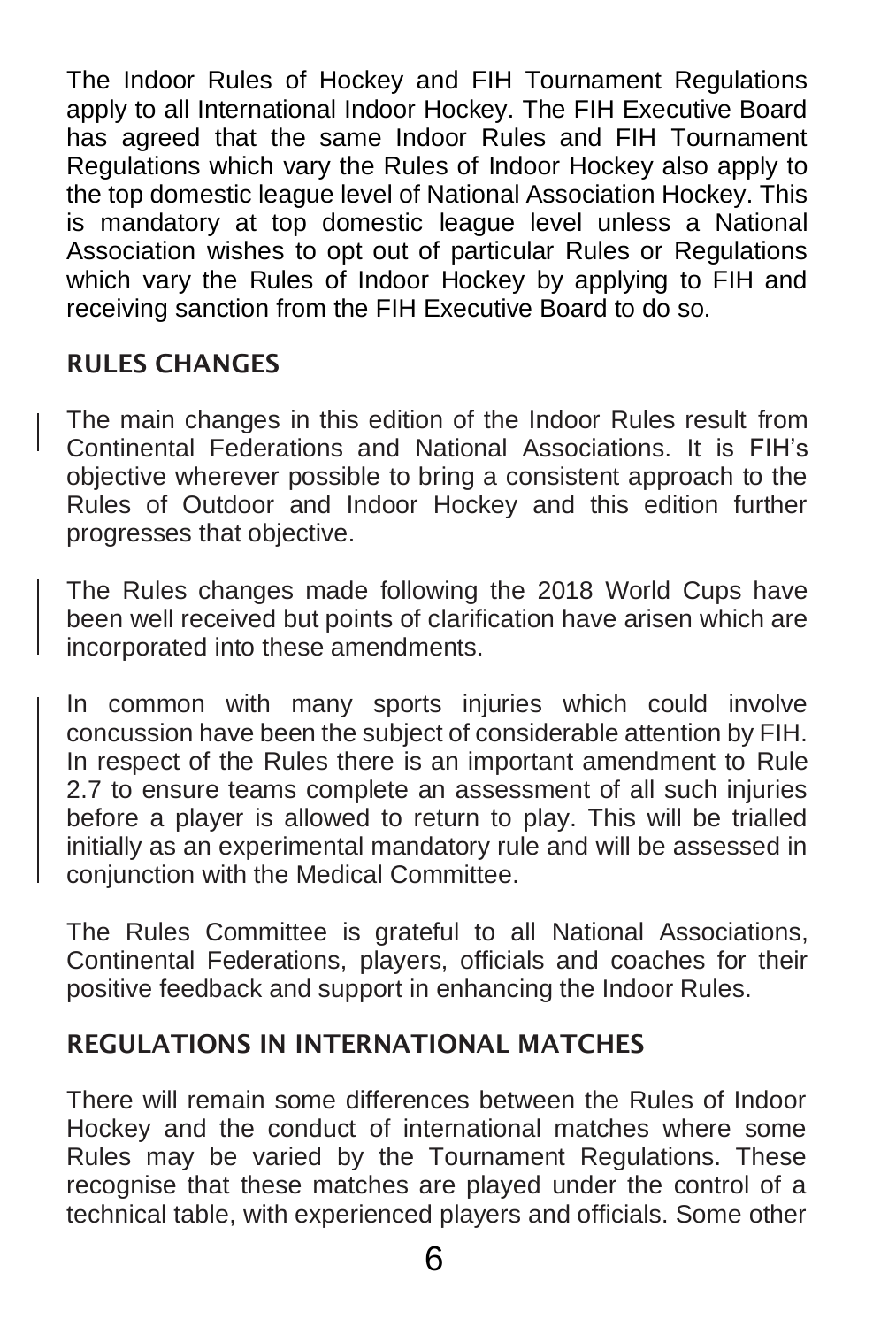The Indoor Rules of Hockey and FIH Tournament Regulations apply to all International Indoor Hockey. The FIH Executive Board has agreed that the same Indoor Rules and FIH Tournament Regulations which vary the Rules of Indoor Hockey also apply to the top domestic league level of National Association Hockey. This is mandatory at top domestic league level unless a National Association wishes to opt out of particular Rules or Regulations which vary the Rules of Indoor Hockey by applying to FIH and receiving sanction from the FIH Executive Board to do so.

## RULES CHANGES

The main changes in this edition of the Indoor Rules result from Continental Federations and National Associations. It is FIH's objective wherever possible to bring a consistent approach to the Rules of Outdoor and Indoor Hockey and this edition further progresses that objective.

The Rules changes made following the 2018 World Cups have been well received but points of clarification have arisen which are incorporated into these amendments.

In common with many sports injuries which could involve concussion have been the subject of considerable attention by FIH. In respect of the Rules there is an important amendment to Rule 2.7 to ensure teams complete an assessment of all such injuries before a player is allowed to return to play. This will be trialled initially as an experimental mandatory rule and will be assessed in conjunction with the Medical Committee.

The Rules Committee is grateful to all National Associations, Continental Federations, players, officials and coaches for their positive feedback and support in enhancing the Indoor Rules.

## REGULATIONS IN INTERNATIONAL MATCHES

There will remain some differences between the Rules of Indoor Hockey and the conduct of international matches where some Rules may be varied by the Tournament Regulations. These recognise that these matches are played under the control of a technical table, with experienced players and officials. Some other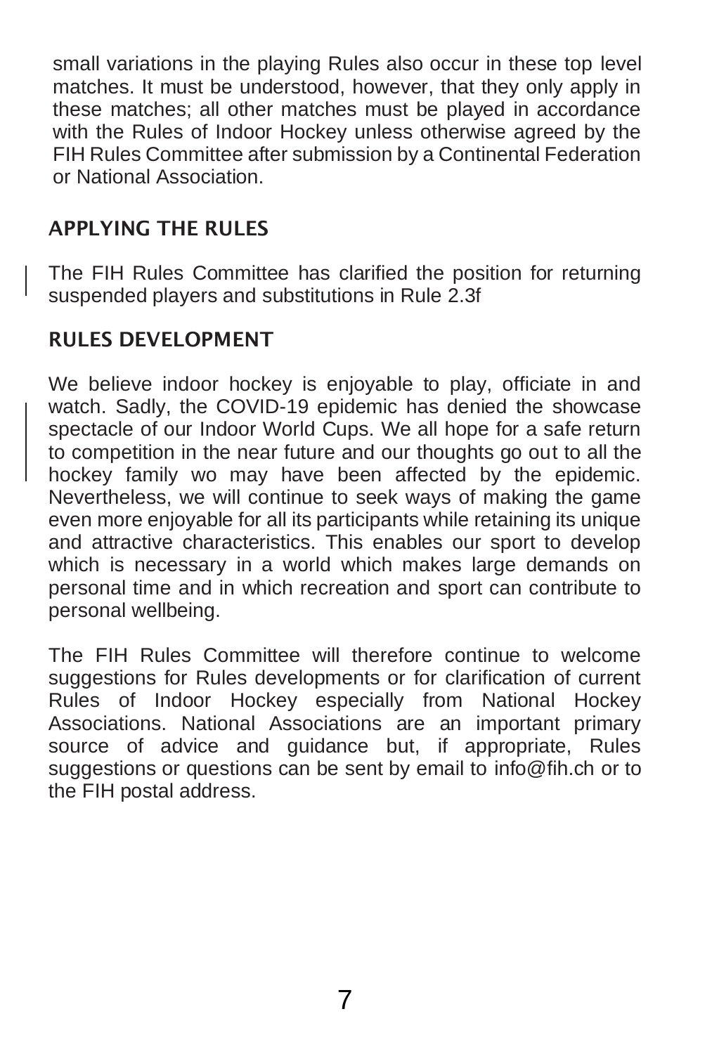small variations in the playing Rules also occur in these top level matches. It must be understood, however, that they only apply in these matches; all other matches must be played in accordance with the Rules of Indoor Hockey unless otherwise agreed by the FIH Rules Committee after submission by a Continental Federation or National Association.

## APPLYING THE RULES

The FIH Rules Committee has clarified the position for returning suspended players and substitutions in Rule 2.3f

## RULES DEVELOPMENT

We believe indoor hockey is enjoyable to play, officiate in and watch. Sadly, the COVID-19 epidemic has denied the showcase spectacle of our Indoor World Cups. We all hope for a safe return to competition in the near future and our thoughts go out to all the hockey family wo may have been affected by the epidemic. Nevertheless, we will continue to seek ways of making the game even more enjoyable for all its participants while retaining its unique and attractive characteristics. This enables our sport to develop which is necessary in a world which makes large demands on personal time and in which recreation and sport can contribute to personal wellbeing.

The FIH Rules Committee will therefore continue to welcome suggestions for Rules developments or for clarification of current Rules of Indoor Hockey especially from National Hockey Associations. National Associations are an important primary source of advice and guidance but, if appropriate, Rules suggestions or questions can be sent by email to info@fih.ch or to the FIH postal address.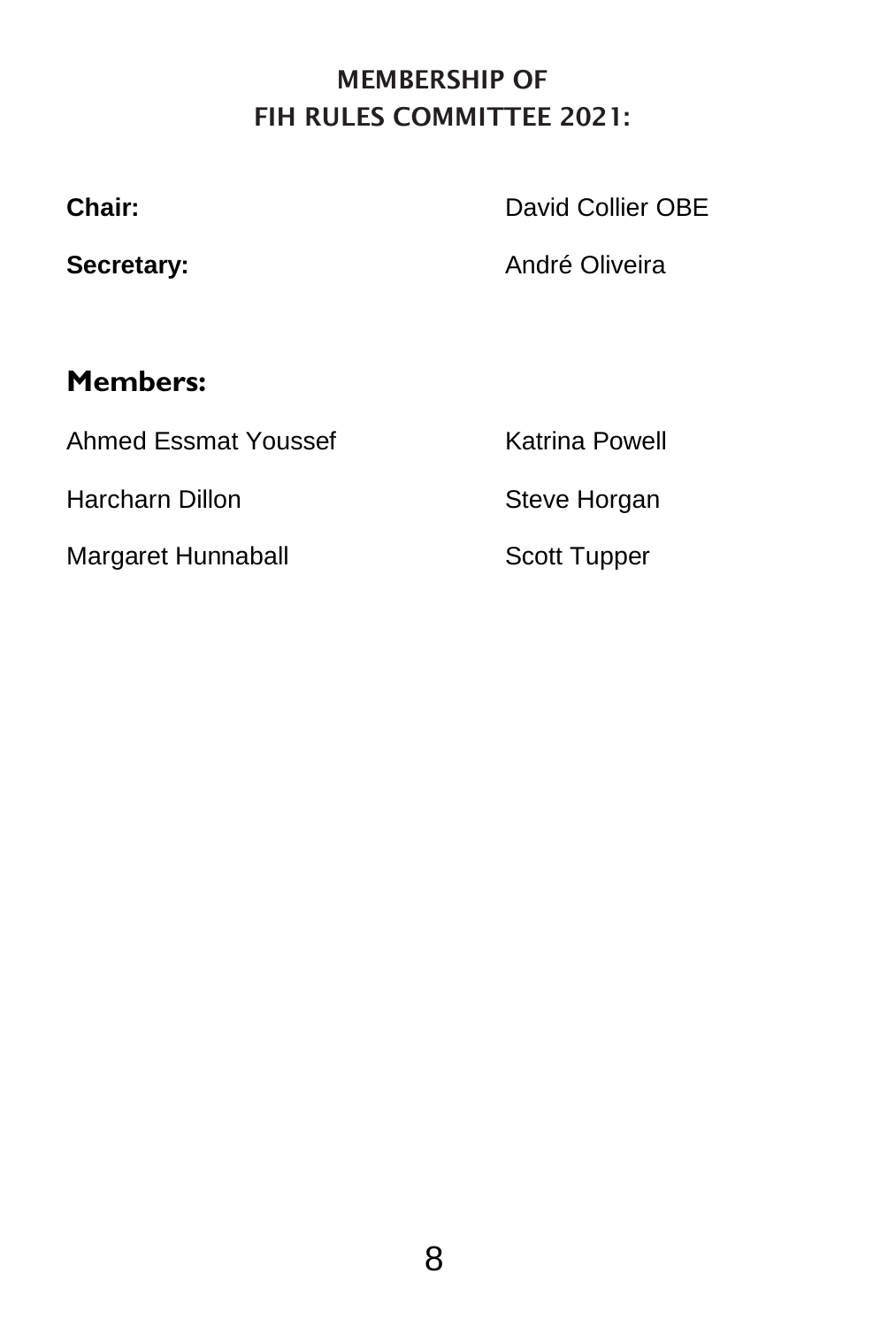# MEMBERSHIP OF FIH RULES COMMITTEE 2021:

**Chair:** David Collier OBE

**Secretary:** André Oliveira

## Members:

Ahmed Essmat Youssef

Katrina Powell

Harcharn Dillon

Steve Horgan

Margaret Hunnaball

Scott Tupper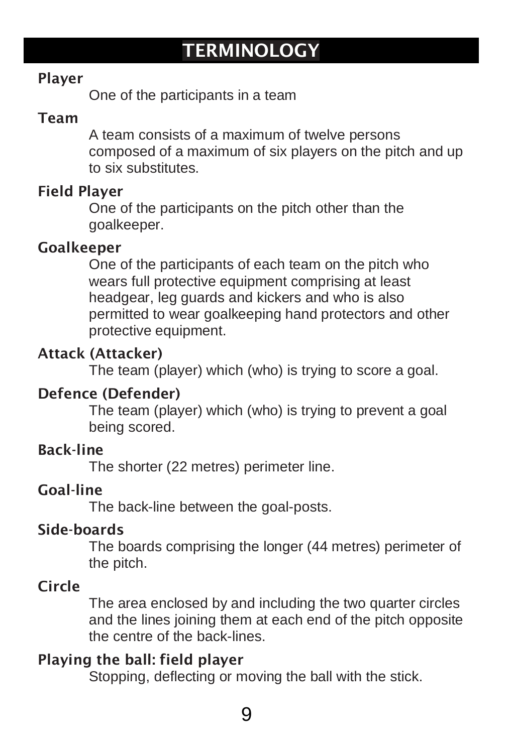# TERMINOLOGY

**Player**

One of the participants in a team

**Team**

A team consists of a maximum of twelve persons composed of a maximum of six players on the pitch and up to six substitutes.

**Field Player**

One of the participants on the pitch other than the goalkeeper.

**Goalkeeper**

One of the participants of each team on the pitch who wears full protective equipment comprising at least headgear, leg guards and kickers and who is also permitted to wear goalkeeping hand protectors and other protective equipment.

**Attack (Attacker)**

The team (player) which (who) is trying to score a goal.

**Defence (Defender)**

The team (player) which (who) is trying to prevent a goal being scored.

**Back-line**

The shorter (22 metres) perimeter line.

**Goal-line**

The back-line between the goal-posts.

**Side-boards**

The boards comprising the longer (44 metres) perimeter of the pitch.

**Circle**

The area enclosed by and including the two quarter circles and the lines joining them at each end of the pitch opposite the centre of the back-lines.

**Playing the ball: field player**

Stopping, deflecting or moving the ball with the stick.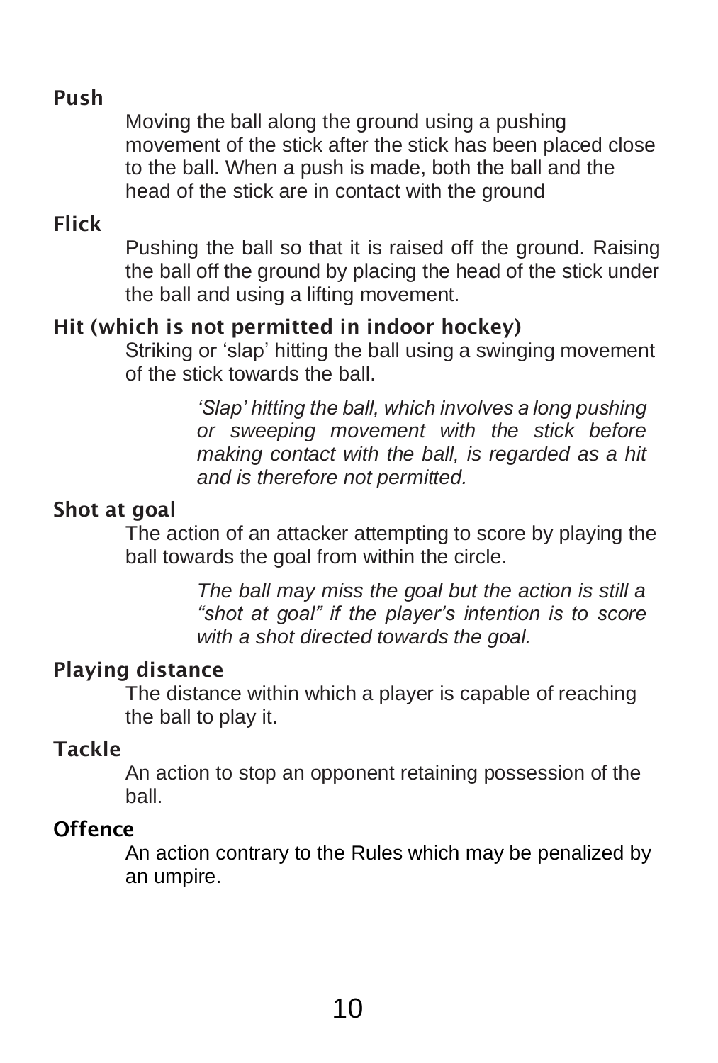**Push**

Moving the ball along the ground using a pushing movement of the stick after the stick has been placed close to the ball. When a push is made, both the ball and the head of the stick are in contact with the ground

**Flick**

Pushing the ball so that it is raised off the ground. Raising the ball off the ground by placing the head of the stick under the ball and using a lifting movement.

**Hit (which is not permitted in indoor hockey)**

Striking or 'slap' hitting the ball using a swinging movement of the stick towards the ball.

> *'Slap' hitting the ball, which involves a long pushing or sweeping movement with the stick before making contact with the ball, is regarded as a hit and is therefore not permitted.*

**Shot at goal**

The action of an attacker attempting to score by playing the ball towards the goal from within the circle.

> *The ball may miss the goal but the action is still a "shot at goal" if the player's intention is to score with a shot directed towards the goal.*

**Playing distance**

The distance within which a player is capable of reaching the ball to play it.

**Tackle**

An action to stop an opponent retaining possession of the ball.

**Offence**

An action contrary to the Rules which may be penalized by an umpire.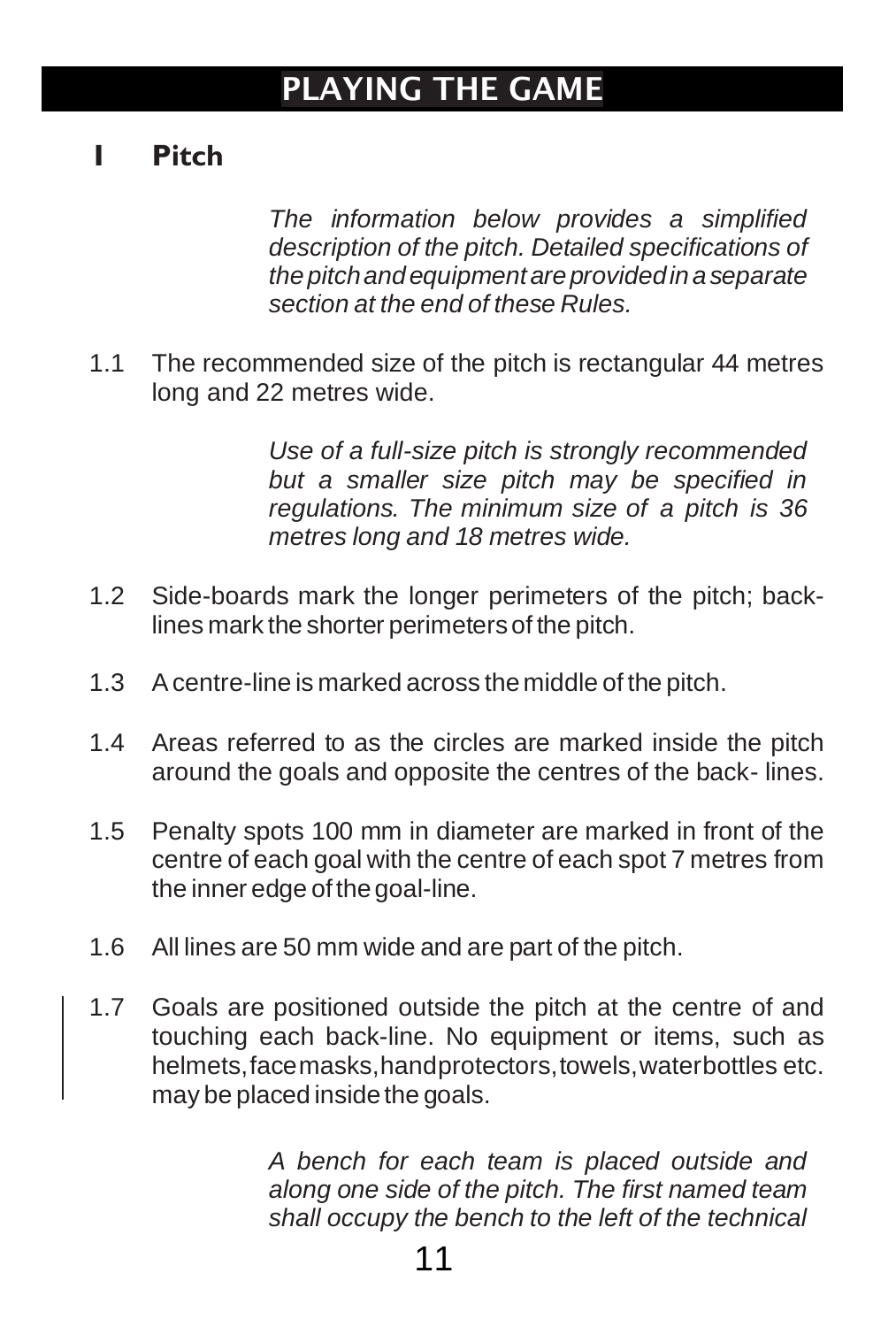# PLAYING THE GAME

## 1 Pitch

*The information below provides a simplified description of the pitch. Detailed specifications of the pitch and equipment are provided in a separate section at the end of these Rules.*

1.1 The recommended size of the pitch is rectangular 44 metres long and 22 metres wide.

*Use of a full-size pitch is strongly recommended but a smaller size pitch may be specified in regulations. The minimum size of a pitch is 36 metres long and 18 metres wide.*

1.2 Side-boards mark the longer perimeters of the pitch; back-lines mark the shorter perimeters of the pitch.

1.3 A centre-line is marked across the middle of the pitch.

1.4 Areas referred to as the circles are marked inside the pitch around the goals and opposite the centres of the back- lines.

1.5 Penalty spots 100 mm in diameter are marked in front of the centre of each goal with the centre of each spot 7 metres from the inner edge of the goal-line.

1.6 All lines are 50 mm wide and are part of the pitch.

1.7 Goals are positioned outside the pitch at the centre of and touching each back-line. No equipment or items, such as helmets, face masks, hand protectors, towels, water bottles etc. may be placed inside the goals.

*A bench for each team is placed outside and along one side of the pitch. The first named team shall occupy the bench to the left of the technical*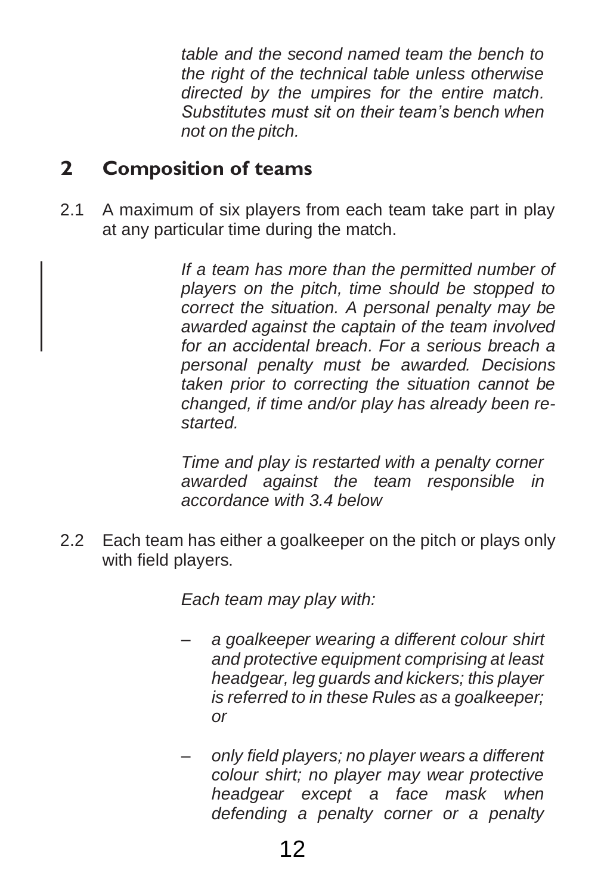*table and the second named team the bench to the right of the technical table unless otherwise directed by the umpires for the entire match. Substitutes must sit on their team's bench when not on the pitch.*

## 2 Composition of teams

2.1 A maximum of six players from each team take part in play at any particular time during the match.

*If a team has more than the permitted number of players on the pitch, time should be stopped to correct the situation. A personal penalty may be awarded against the captain of the team involved for an accidental breach. For a serious breach a personal penalty must be awarded. Decisions taken prior to correcting the situation cannot be changed, if time and/or play has already been re-started.*

*Time and play is restarted with a penalty corner awarded against the team responsible in accordance with 3.4 below*

2.2 Each team has either a goalkeeper on the pitch or plays only with field players.

*Each team may play with:*

- *a goalkeeper wearing a different colour shirt and protective equipment comprising at least headgear, leg guards and kickers; this player is referred to in these Rules as a goalkeeper; or*
- *only field players; no player wears a different colour shirt; no player may wear protective headgear except a face mask when defending a penalty corner or a penalty*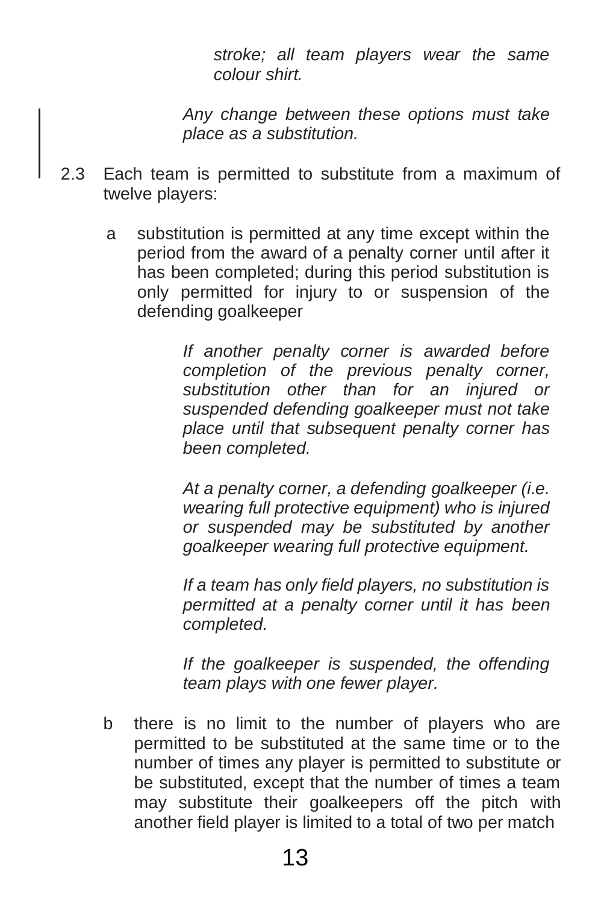*stroke; all team players wear the same colour shirt.*

*Any change between these options must take place as a substitution.*

2.3 Each team is permitted to substitute from a maximum of twelve players:

a substitution is permitted at any time except within the period from the award of a penalty corner until after it has been completed; during this period substitution is only permitted for injury to or suspension of the defending goalkeeper

*If another penalty corner is awarded before completion of the previous penalty corner, substitution other than for an injured or suspended defending goalkeeper must not take place until that subsequent penalty corner has been completed.*

*At a penalty corner, a defending goalkeeper (i.e. wearing full protective equipment) who is injured or suspended may be substituted by another goalkeeper wearing full protective equipment.*

*If a team has only field players, no substitution is permitted at a penalty corner until it has been completed.*

*If the goalkeeper is suspended, the offending team plays with one fewer player.*

b there is no limit to the number of players who are permitted to be substituted at the same time or to the number of times any player is permitted to substitute or be substituted, except that the number of times a team may substitute their goalkeepers off the pitch with another field player is limited to a total of two per match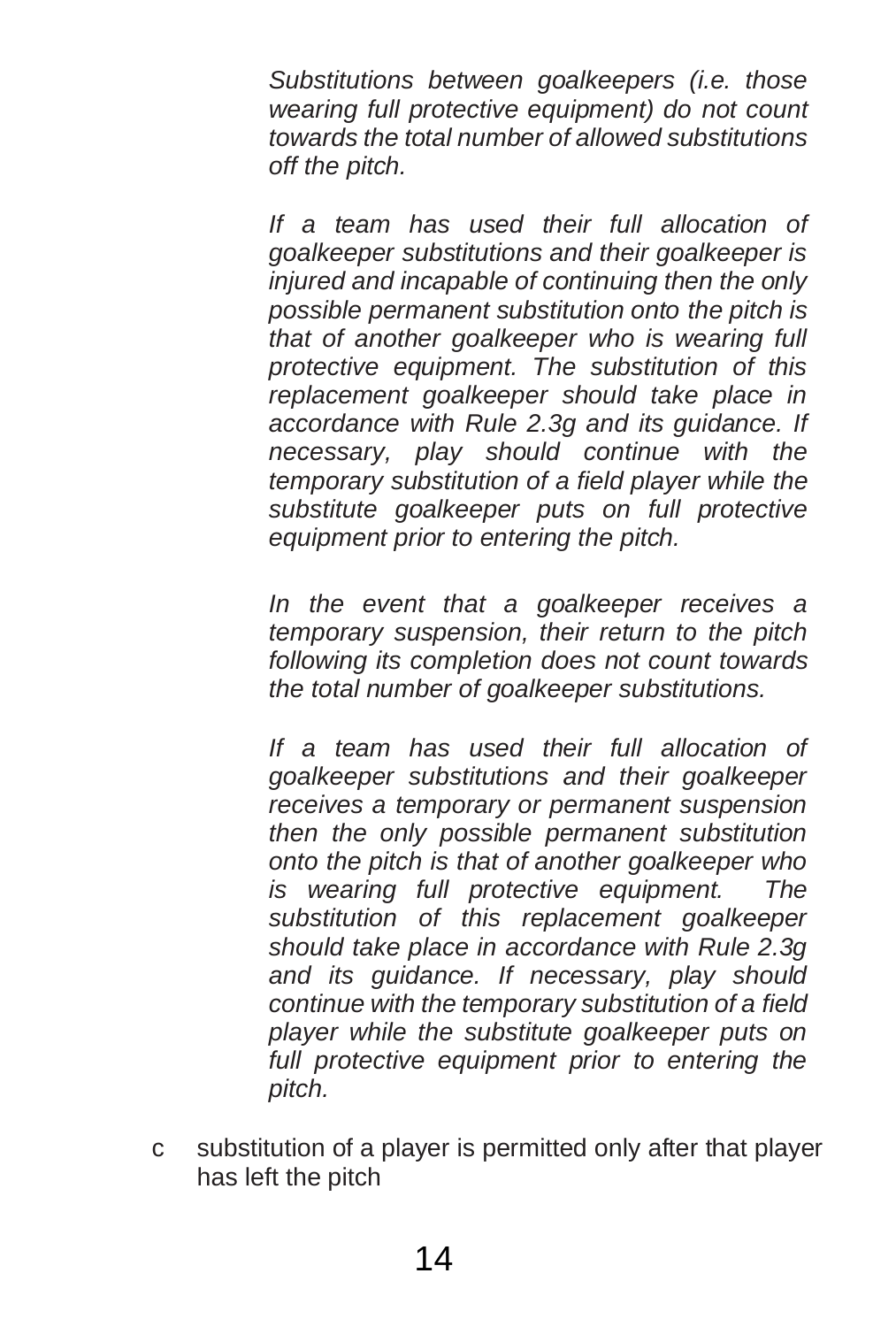*Substitutions between goalkeepers (i.e. those wearing full protective equipment) do not count towards the total number of allowed substitutions off the pitch.*

*If a team has used their full allocation of goalkeeper substitutions and their goalkeeper is injured and incapable of continuing then the only possible permanent substitution onto the pitch is that of another goalkeeper who is wearing full protective equipment. The substitution of this replacement goalkeeper should take place in accordance with Rule 2.3g and its guidance. If necessary, play should continue with the temporary substitution of a field player while the substitute goalkeeper puts on full protective equipment prior to entering the pitch.*

*In the event that a goalkeeper receives a temporary suspension, their return to the pitch following its completion does not count towards the total number of goalkeeper substitutions.*

*If a team has used their full allocation of goalkeeper substitutions and their goalkeeper receives a temporary or permanent suspension then the only possible permanent substitution onto the pitch is that of another goalkeeper who is wearing full protective equipment. The substitution of this replacement goalkeeper should take place in accordance with Rule 2.3g and its guidance. If necessary, play should continue with the temporary substitution of a field player while the substitute goalkeeper puts on full protective equipment prior to entering the pitch.*

c substitution of a player is permitted only after that player has left the pitch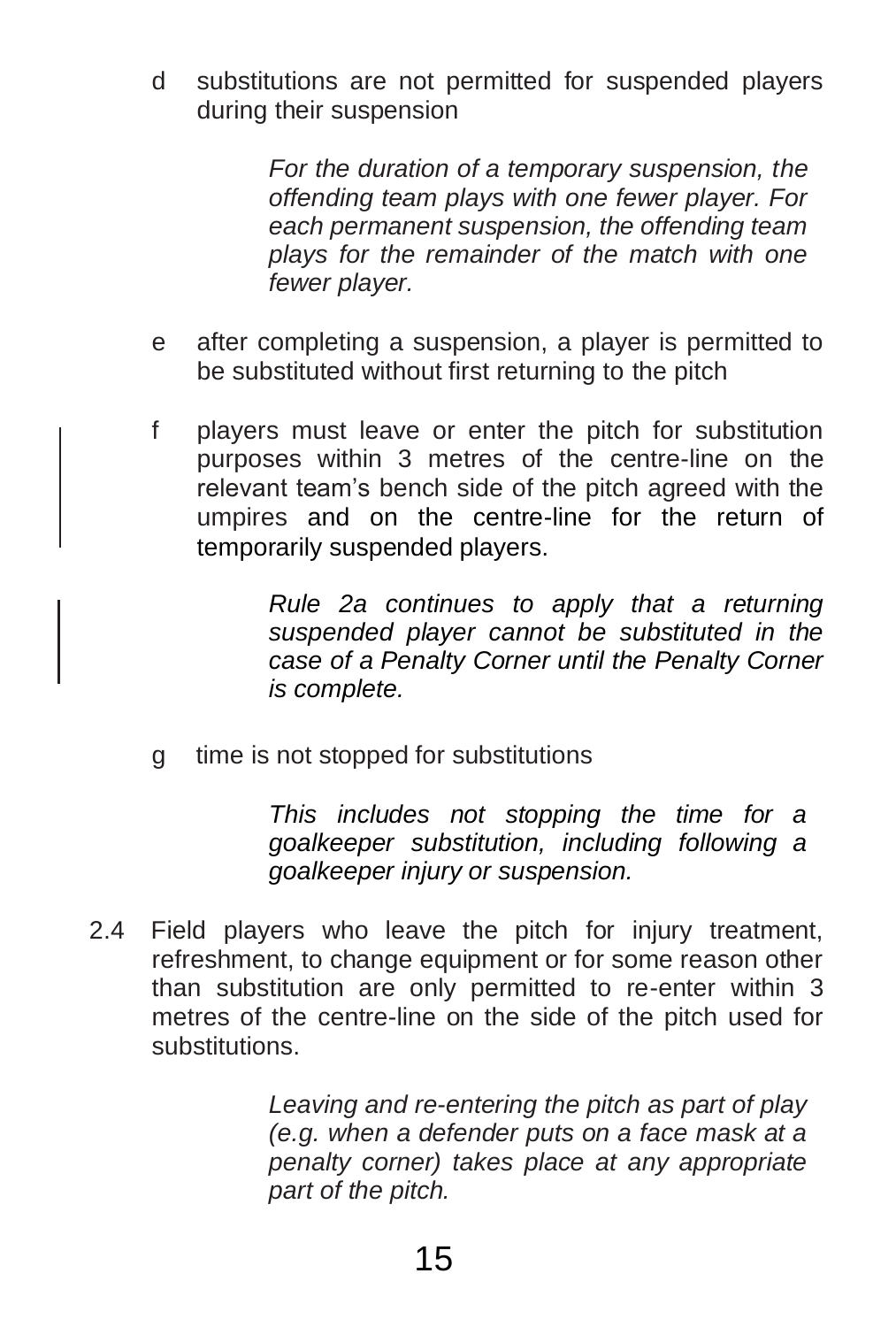d substitutions are not permitted for suspended players during their suspension

*For the duration of a temporary suspension, the offending team plays with one fewer player. For each permanent suspension, the offending team plays for the remainder of the match with one fewer player.*

e after completing a suspension, a player is permitted to be substituted without first returning to the pitch

f players must leave or enter the pitch for substitution purposes within 3 metres of the centre-line on the relevant team's bench side of the pitch agreed with the umpires and on the centre-line for the return of temporarily suspended players.

*Rule 2a continues to apply that a returning suspended player cannot be substituted in the case of a Penalty Corner until the Penalty Corner is complete.*

g time is not stopped for substitutions

*This includes not stopping the time for a goalkeeper substitution, including following a goalkeeper injury or suspension.*

2.4 Field players who leave the pitch for injury treatment, refreshment, to change equipment or for some reason other than substitution are only permitted to re-enter within 3 metres of the centre-line on the side of the pitch used for substitutions.

*Leaving and re-entering the pitch as part of play (e.g. when a defender puts on a face mask at a penalty corner) takes place at any appropriate part of the pitch.*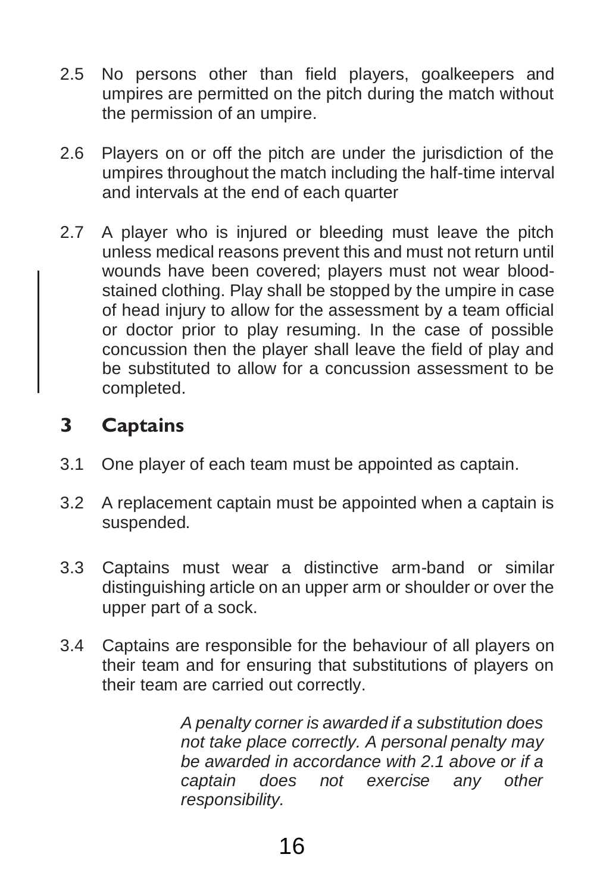2.5 No persons other than field players, goalkeepers and umpires are permitted on the pitch during the match without the permission of an umpire.

2.6 Players on or off the pitch are under the jurisdiction of the umpires throughout the match including the half-time interval and intervals at the end of each quarter

2.7 A player who is injured or bleeding must leave the pitch unless medical reasons prevent this and must not return until wounds have been covered; players must not wear blood-stained clothing. Play shall be stopped by the umpire in case of head injury to allow for the assessment by a team official or doctor prior to play resuming. In the case of possible concussion then the player shall leave the field of play and be substituted to allow for a concussion assessment to be completed.

## 3 Captains

3.1 One player of each team must be appointed as captain.

3.2 A replacement captain must be appointed when a captain is suspended.

3.3 Captains must wear a distinctive arm-band or similar distinguishing article on an upper arm or shoulder or over the upper part of a sock.

3.4 Captains are responsible for the behaviour of all players on their team and for ensuring that substitutions of players on their team are carried out correctly.

> *A penalty corner is awarded if a substitution does not take place correctly. A personal penalty may be awarded in accordance with 2.1 above or if a captain does not exercise any other responsibility.*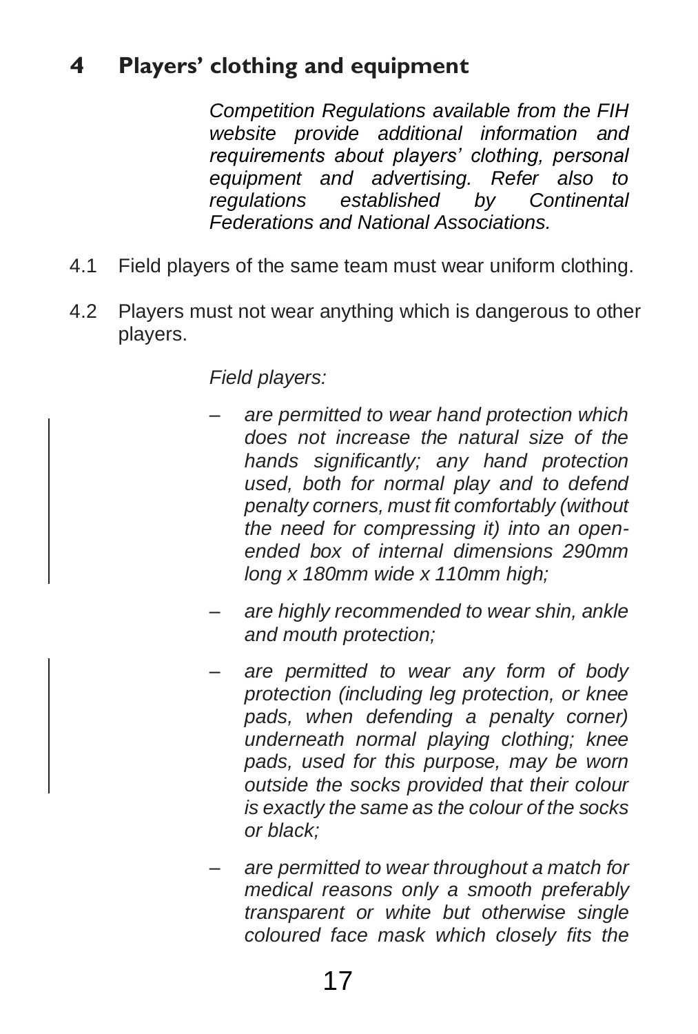## 4 Players' clothing and equipment

*Competition Regulations available from the FIH website provide additional information and requirements about players' clothing, personal equipment and advertising. Refer also to regulations established by Continental Federations and National Associations.*

4.1 Field players of the same team must wear uniform clothing.

4.2 Players must not wear anything which is dangerous to other players.

*Field players:*

- *are permitted to wear hand protection which does not increase the natural size of the hands significantly; any hand protection used, both for normal play and to defend penalty corners, must fit comfortably (without the need for compressing it) into an open-ended box of internal dimensions 290mm long x 180mm wide x 110mm high;*
- *are highly recommended to wear shin, ankle and mouth protection;*
- *are permitted to wear any form of body protection (including leg protection, or knee pads, when defending a penalty corner) underneath normal playing clothing; knee pads, used for this purpose, may be worn outside the socks provided that their colour is exactly the same as the colour of the socks or black;*
- *are permitted to wear throughout a match for medical reasons only a smooth preferably transparent or white but otherwise single coloured face mask which closely fits the*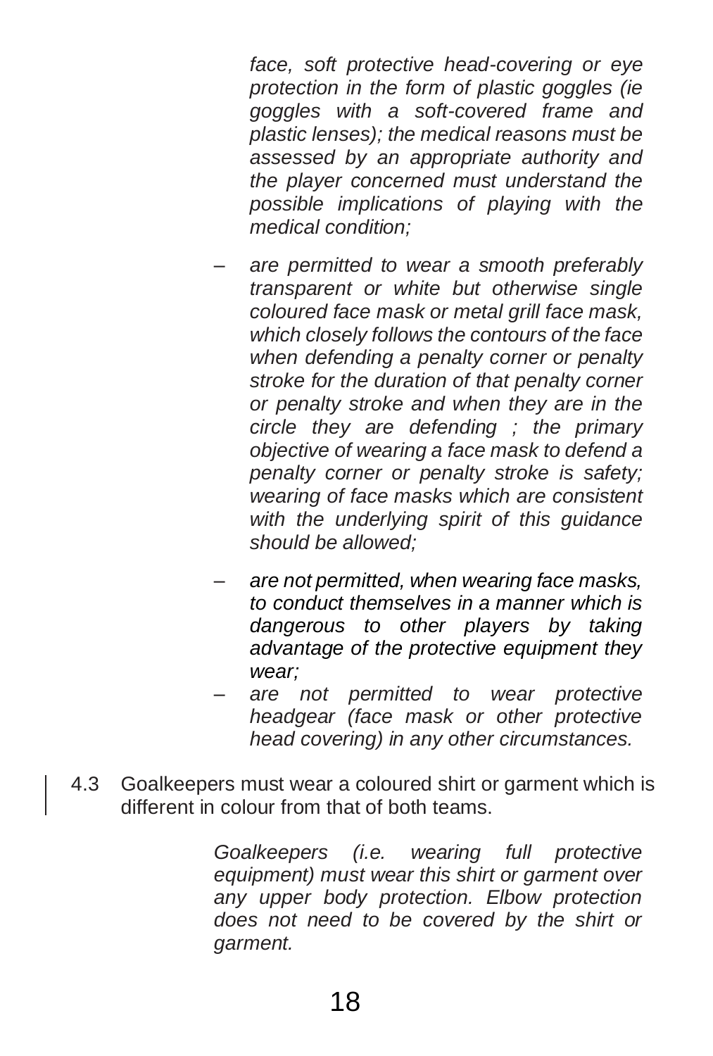*face, soft protective head-covering or eye protection in the form of plastic goggles (ie goggles with a soft-covered frame and plastic lenses); the medical reasons must be assessed by an appropriate authority and the player concerned must understand the possible implications of playing with the medical condition;*

- *are permitted to wear a smooth preferably transparent or white but otherwise single coloured face mask or metal grill face mask, which closely follows the contours of the face when defending a penalty corner or penalty stroke for the duration of that penalty corner or penalty stroke and when they are in the circle they are defending ; the primary objective of wearing a face mask to defend a penalty corner or penalty stroke is safety; wearing of face masks which are consistent with the underlying spirit of this guidance should be allowed;*
- *are not permitted, when wearing face masks, to conduct themselves in a manner which is dangerous to other players by taking advantage of the protective equipment they wear;*
- *are not permitted to wear protective headgear (face mask or other protective head covering) in any other circumstances.*

4.3 Goalkeepers must wear a coloured shirt or garment which is different in colour from that of both teams.

*Goalkeepers (i.e. wearing full protective equipment) must wear this shirt or garment over any upper body protection. Elbow protection does not need to be covered by the shirt or garment.*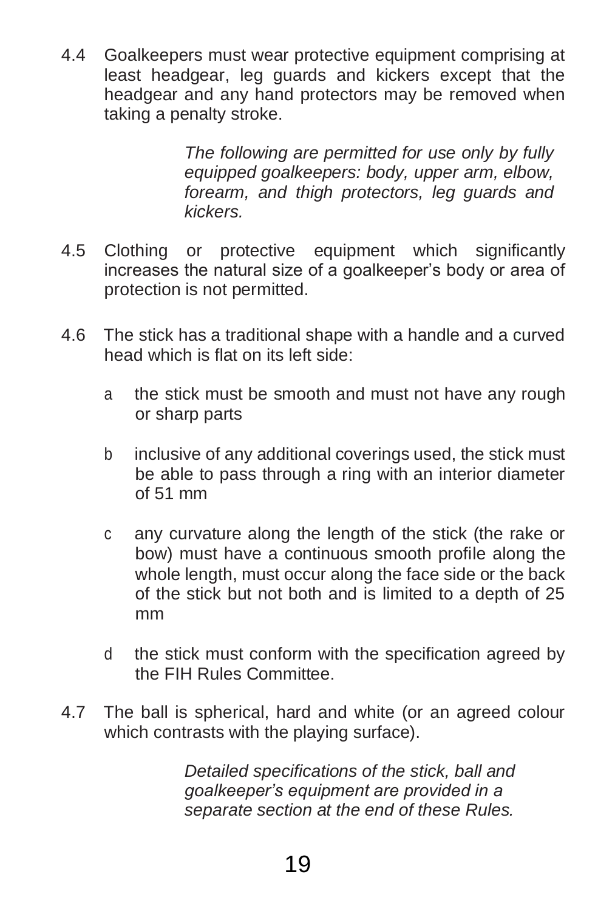4.4 Goalkeepers must wear protective equipment comprising at least headgear, leg guards and kickers except that the headgear and any hand protectors may be removed when taking a penalty stroke.

*The following are permitted for use only by fully equipped goalkeepers: body, upper arm, elbow, forearm, and thigh protectors, leg guards and kickers.*

4.5 Clothing or protective equipment which significantly increases the natural size of a goalkeeper's body or area of protection is not permitted.

4.6 The stick has a traditional shape with a handle and a curved head which is flat on its left side:

- a the stick must be smooth and must not have any rough or sharp parts
- b inclusive of any additional coverings used, the stick must be able to pass through a ring with an interior diameter of 51 mm
- c any curvature along the length of the stick (the rake or bow) must have a continuous smooth profile along the whole length, must occur along the face side or the back of the stick but not both and is limited to a depth of 25 mm
- d the stick must conform with the specification agreed by the FIH Rules Committee.

4.7 The ball is spherical, hard and white (or an agreed colour which contrasts with the playing surface).

*Detailed specifications of the stick, ball and goalkeeper's equipment are provided in a separate section at the end of these Rules.*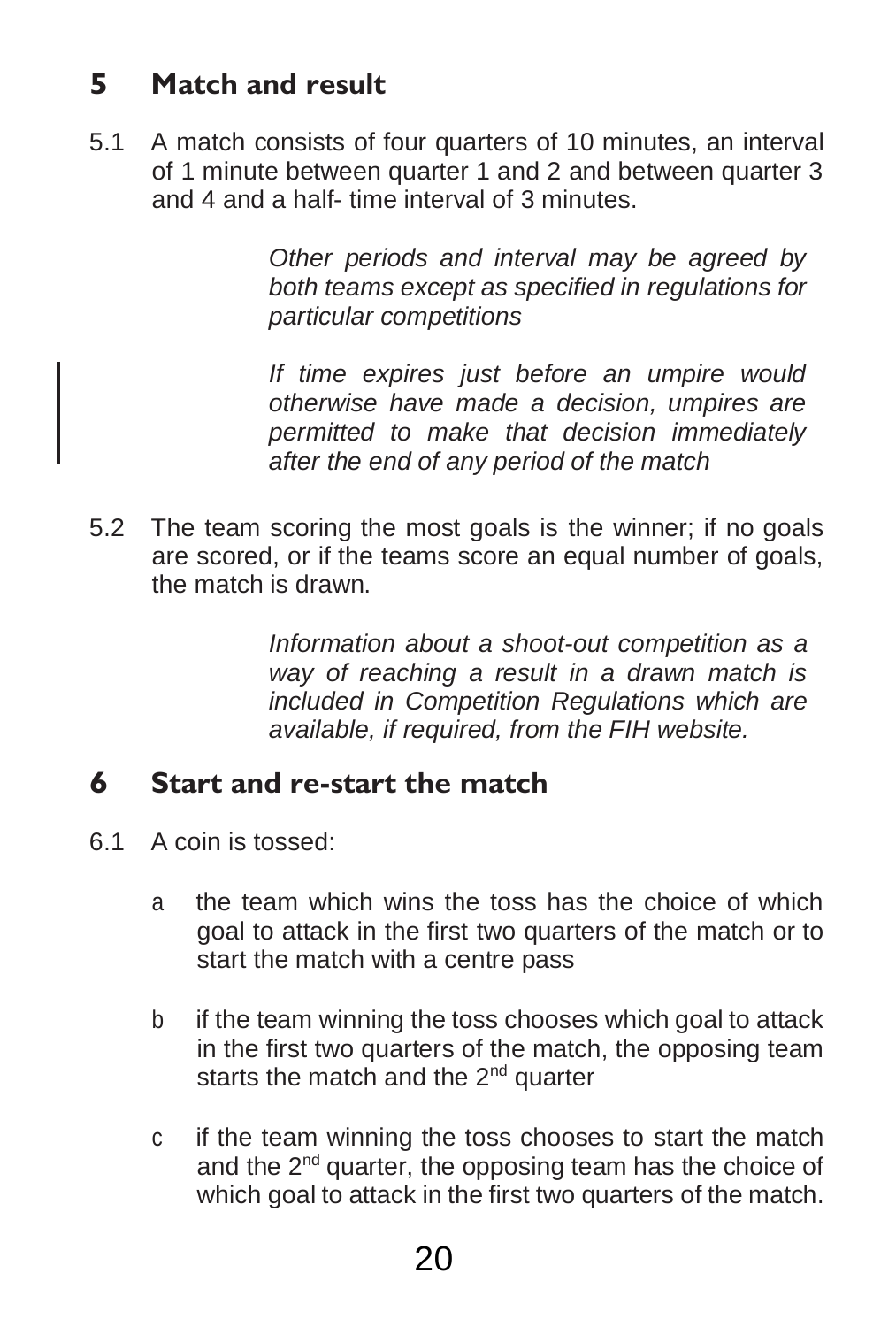## 5 Match and result

5.1 A match consists of four quarters of 10 minutes, an interval of 1 minute between quarter 1 and 2 and between quarter 3 and 4 and a half- time interval of 3 minutes.

> *Other periods and interval may be agreed by both teams except as specified in regulations for particular competitions*

> *If time expires just before an umpire would otherwise have made a decision, umpires are permitted to make that decision immediately after the end of any period of the match*

5.2 The team scoring the most goals is the winner; if no goals are scored, or if the teams score an equal number of goals, the match is drawn.

> *Information about a shoot-out competition as a way of reaching a result in a drawn match is included in Competition Regulations which are available, if required, from the FIH website.*

## 6 Start and re-start the match

6.1 A coin is tossed:

- a the team which wins the toss has the choice of which goal to attack in the first two quarters of the match or to start the match with a centre pass
- b if the team winning the toss chooses which goal to attack in the first two quarters of the match, the opposing team starts the match and the 2nd quarter
- c if the team winning the toss chooses to start the match and the 2nd quarter, the opposing team has the choice of which goal to attack in the first two quarters of the match.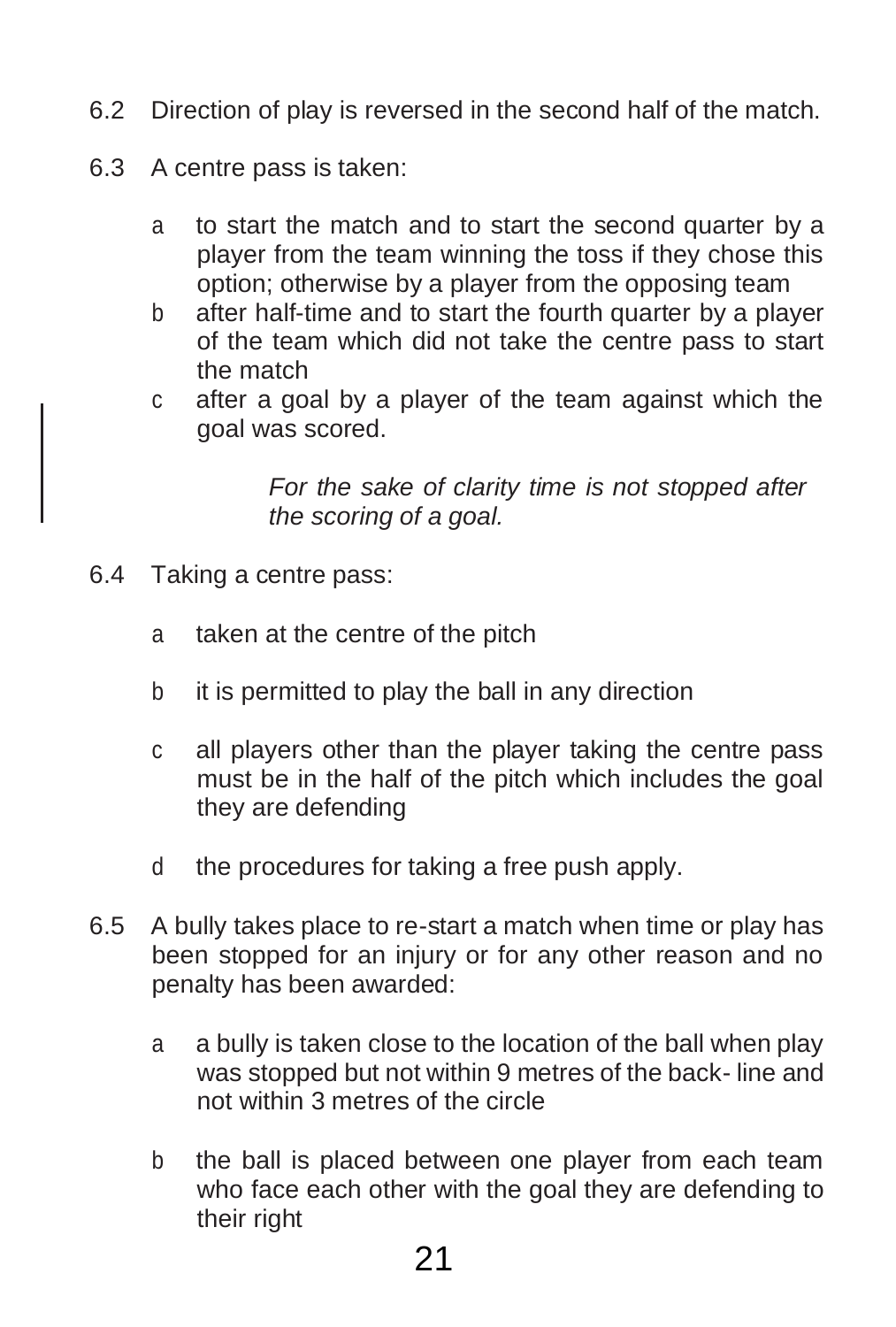6.2 Direction of play is reversed in the second half of the match.

6.3 A centre pass is taken:

a to start the match and to start the second quarter by a player from the team winning the toss if they chose this option; otherwise by a player from the opposing team

b after half-time and to start the fourth quarter by a player of the team which did not take the centre pass to start the match

c after a goal by a player of the team against which the goal was scored.

*For the sake of clarity time is not stopped after the scoring of a goal.*

6.4 Taking a centre pass:

a taken at the centre of the pitch

b it is permitted to play the ball in any direction

c all players other than the player taking the centre pass must be in the half of the pitch which includes the goal they are defending

d the procedures for taking a free push apply.

6.5 A bully takes place to re-start a match when time or play has been stopped for an injury or for any other reason and no penalty has been awarded:

a a bully is taken close to the location of the ball when play was stopped but not within 9 metres of the back- line and not within 3 metres of the circle

b the ball is placed between one player from each team who face each other with the goal they are defending to their right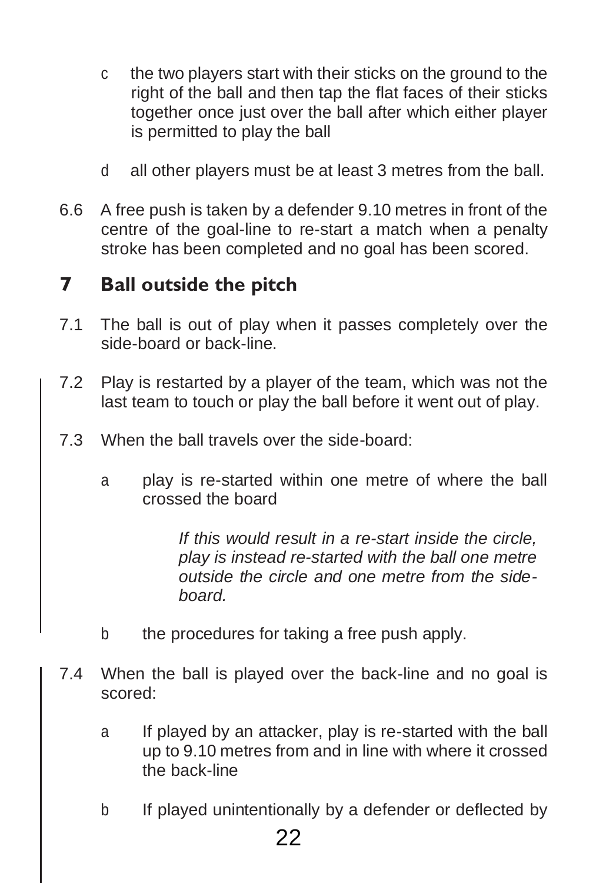c the two players start with their sticks on the ground to the right of the ball and then tap the flat faces of their sticks together once just over the ball after which either player is permitted to play the ball

d all other players must be at least 3 metres from the ball.

6.6 A free push is taken by a defender 9.10 metres in front of the centre of the goal-line to re-start a match when a penalty stroke has been completed and no goal has been scored.

## 7 Ball outside the pitch

7.1 The ball is out of play when it passes completely over the side-board or back-line.

7.2 Play is restarted by a player of the team, which was not the last team to touch or play the ball before it went out of play.

7.3 When the ball travels over the side-board:

a play is re-started within one metre of where the ball crossed the board

*If this would result in a re-start inside the circle, play is instead re-started with the ball one metre outside the circle and one metre from the side-board.*

b the procedures for taking a free push apply.

7.4 When the ball is played over the back-line and no goal is scored:

a If played by an attacker, play is re-started with the ball up to 9.10 metres from and in line with where it crossed the back-line

b If played unintentionally by a defender or deflected by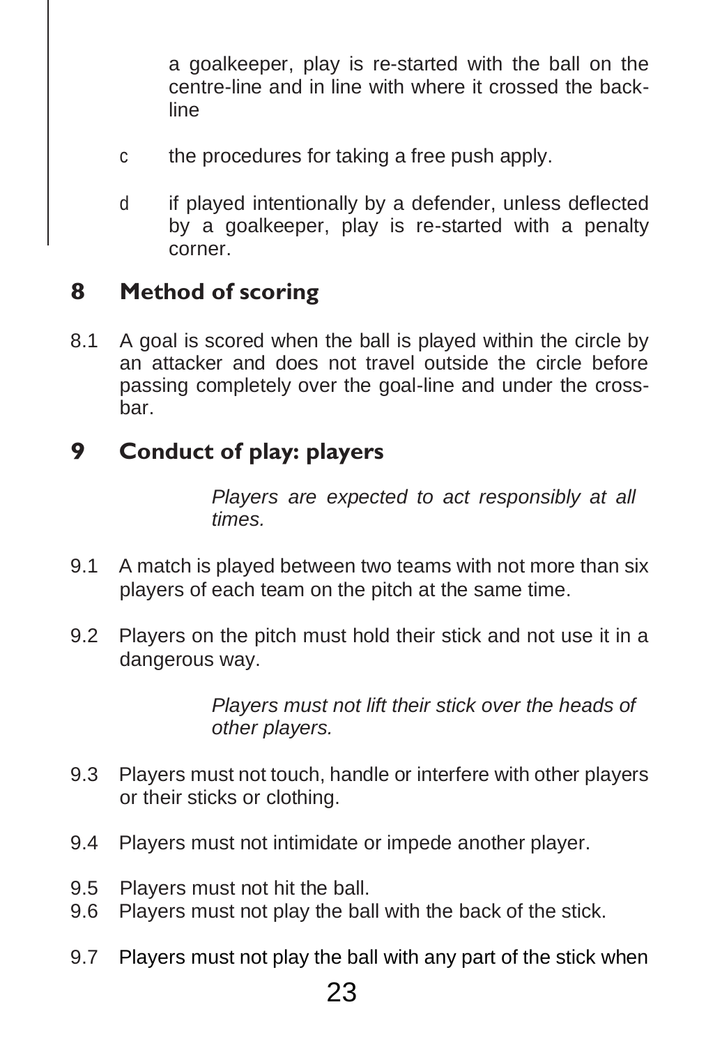a goalkeeper, play is re-started with the ball on the centre-line and in line with where it crossed the back-line

c the procedures for taking a free push apply.

d if played intentionally by a defender, unless deflected by a goalkeeper, play is re-started with a penalty corner.

## 8 Method of scoring

8.1 A goal is scored when the ball is played within the circle by an attacker and does not travel outside the circle before passing completely over the goal-line and under the cross-bar.

## 9 Conduct of play: players

*Players are expected to act responsibly at all times.*

9.1 A match is played between two teams with not more than six players of each team on the pitch at the same time.

9.2 Players on the pitch must hold their stick and not use it in a dangerous way.

*Players must not lift their stick over the heads of other players.*

9.3 Players must not touch, handle or interfere with other players or their sticks or clothing.

9.4 Players must not intimidate or impede another player.

9.5 Players must not hit the ball.

9.6 Players must not play the ball with the back of the stick.

9.7 Players must not play the ball with any part of the stick when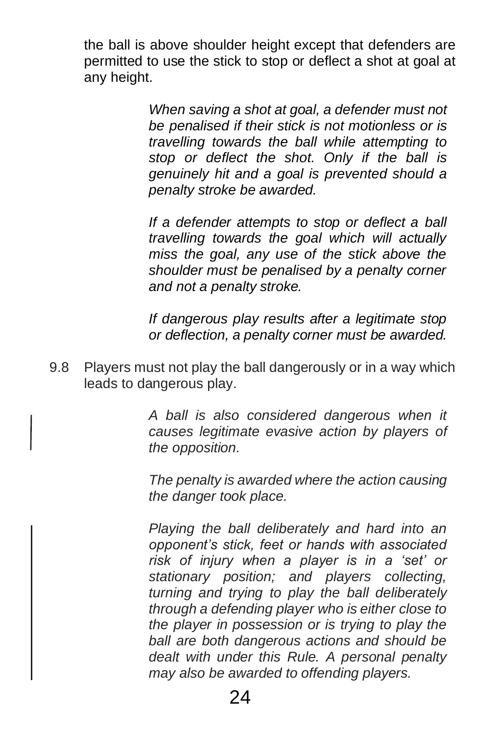the ball is above shoulder height except that defenders are permitted to use the stick to stop or deflect a shot at goal at any height.

*When saving a shot at goal, a defender must not be penalised if their stick is not motionless or is travelling towards the ball while attempting to stop or deflect the shot. Only if the ball is genuinely hit and a goal is prevented should a penalty stroke be awarded.*

*If a defender attempts to stop or deflect a ball travelling towards the goal which will actually miss the goal, any use of the stick above the shoulder must be penalised by a penalty corner and not a penalty stroke.*

*If dangerous play results after a legitimate stop or deflection, a penalty corner must be awarded.*

9.8 Players must not play the ball dangerously or in a way which leads to dangerous play.

*A ball is also considered dangerous when it causes legitimate evasive action by players of the opposition.*

*The penalty is awarded where the action causing the danger took place.*

*Playing the ball deliberately and hard into an opponent's stick, feet or hands with associated risk of injury when a player is in a 'set' or stationary position; and players collecting, turning and trying to play the ball deliberately through a defending player who is either close to the player in possession or is trying to play the ball are both dangerous actions and should be dealt with under this Rule. A personal penalty may also be awarded to offending players.*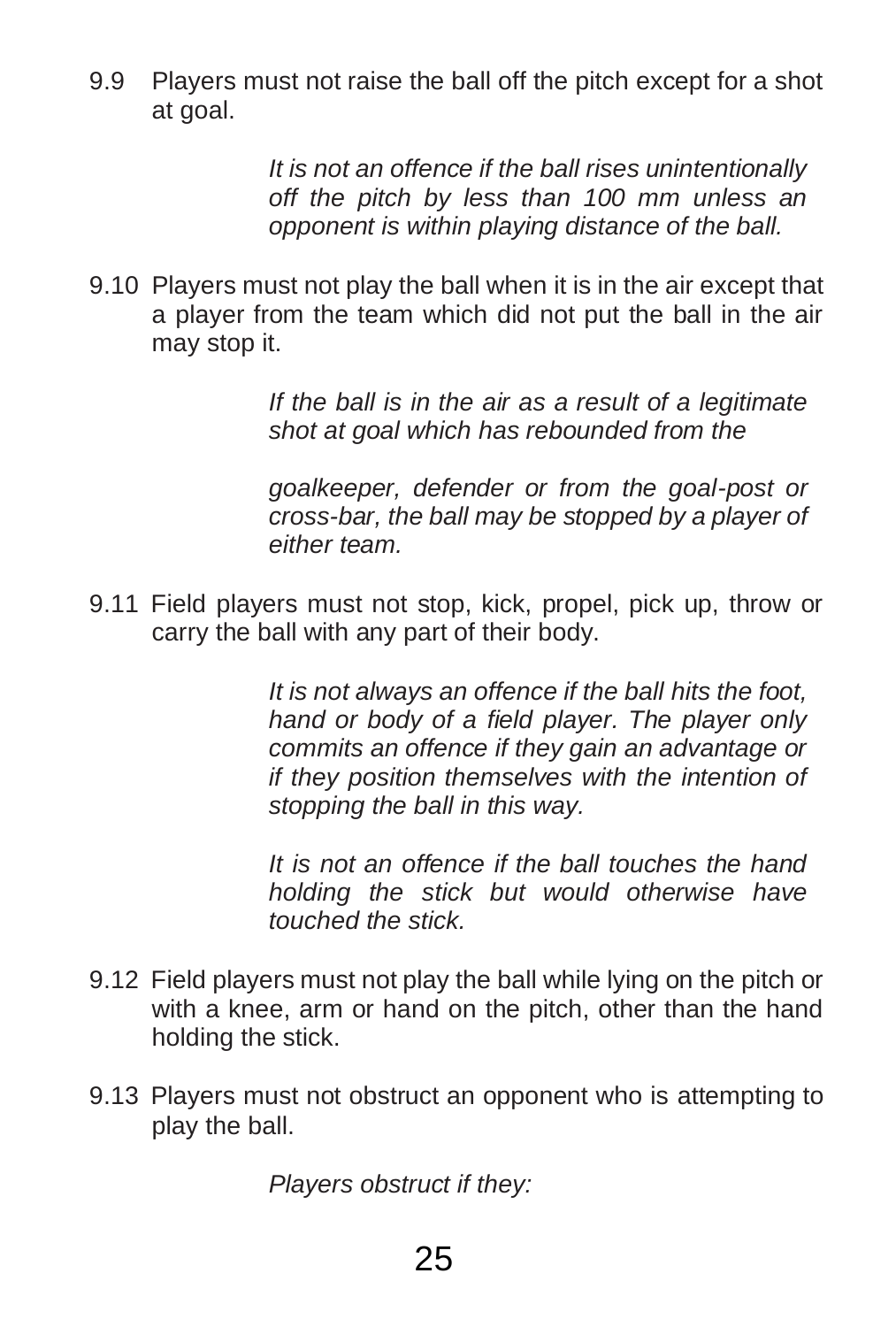9.9 Players must not raise the ball off the pitch except for a shot at goal.

*It is not an offence if the ball rises unintentionally off the pitch by less than 100 mm unless an opponent is within playing distance of the ball.*

9.10 Players must not play the ball when it is in the air except that a player from the team which did not put the ball in the air may stop it.

*If the ball is in the air as a result of a legitimate shot at goal which has rebounded from the*

*goalkeeper, defender or from the goal-post or cross-bar, the ball may be stopped by a player of either team.*

9.11 Field players must not stop, kick, propel, pick up, throw or carry the ball with any part of their body.

*It is not always an offence if the ball hits the foot, hand or body of a field player. The player only commits an offence if they gain an advantage or if they position themselves with the intention of stopping the ball in this way.*

*It is not an offence if the ball touches the hand holding the stick but would otherwise have touched the stick.*

9.12 Field players must not play the ball while lying on the pitch or with a knee, arm or hand on the pitch, other than the hand holding the stick.

9.13 Players must not obstruct an opponent who is attempting to play the ball.

*Players obstruct if they:*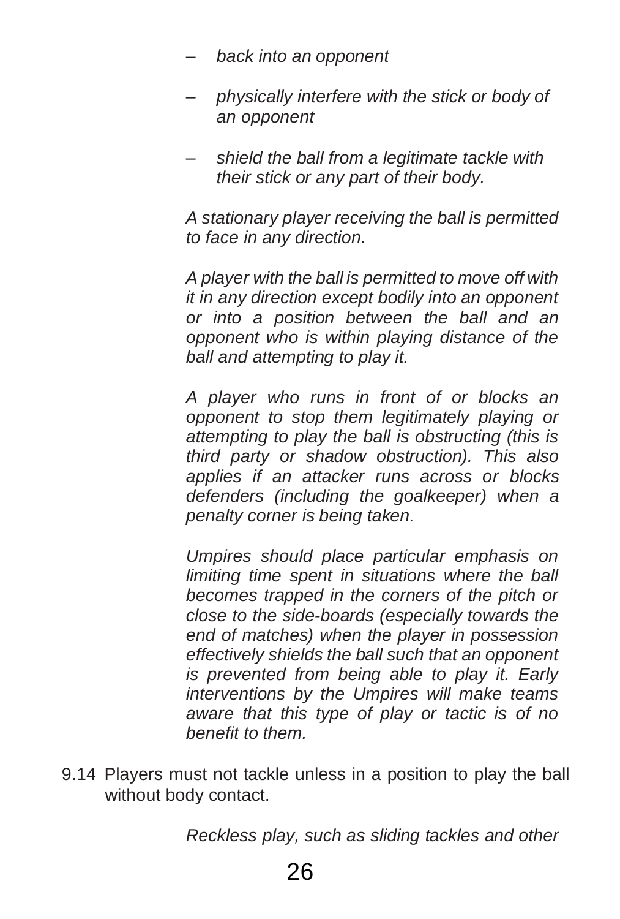- *back into an opponent*
- *physically interfere with the stick or body of an opponent*
- *shield the ball from a legitimate tackle with their stick or any part of their body.*

*A stationary player receiving the ball is permitted to face in any direction.*

*A player with the ball is permitted to move off with it in any direction except bodily into an opponent or into a position between the ball and an opponent who is within playing distance of the ball and attempting to play it.*

*A player who runs in front of or blocks an opponent to stop them legitimately playing or attempting to play the ball is obstructing (this is third party or shadow obstruction). This also applies if an attacker runs across or blocks defenders (including the goalkeeper) when a penalty corner is being taken.*

*Umpires should place particular emphasis on limiting time spent in situations where the ball becomes trapped in the corners of the pitch or close to the side-boards (especially towards the end of matches) when the player in possession effectively shields the ball such that an opponent is prevented from being able to play it. Early interventions by the Umpires will make teams aware that this type of play or tactic is of no benefit to them.*

9.14 Players must not tackle unless in a position to play the ball without body contact.

*Reckless play, such as sliding tackles and other*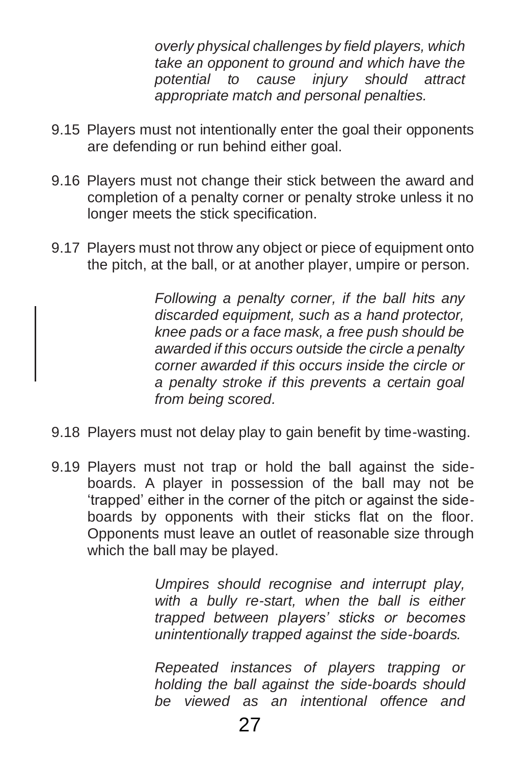*overly physical challenges by field players, which take an opponent to ground and which have the potential to cause injury should attract appropriate match and personal penalties.*

9.15 Players must not intentionally enter the goal their opponents are defending or run behind either goal.

9.16 Players must not change their stick between the award and completion of a penalty corner or penalty stroke unless it no longer meets the stick specification.

9.17 Players must not throw any object or piece of equipment onto the pitch, at the ball, or at another player, umpire or person.

> *Following a penalty corner, if the ball hits any discarded equipment, such as a hand protector, knee pads or a face mask, a free push should be awarded if this occurs outside the circle a penalty corner awarded if this occurs inside the circle or a penalty stroke if this prevents a certain goal from being scored.*

9.18 Players must not delay play to gain benefit by time-wasting.

9.19 Players must not trap or hold the ball against the side-boards. A player in possession of the ball may not be 'trapped' either in the corner of the pitch or against the side-boards by opponents with their sticks flat on the floor. Opponents must leave an outlet of reasonable size through which the ball may be played.

> *Umpires should recognise and interrupt play, with a bully re-start, when the ball is either trapped between players' sticks or becomes unintentionally trapped against the side-boards.*
>
> *Repeated instances of players trapping or holding the ball against the side-boards should be viewed as an intentional offence and*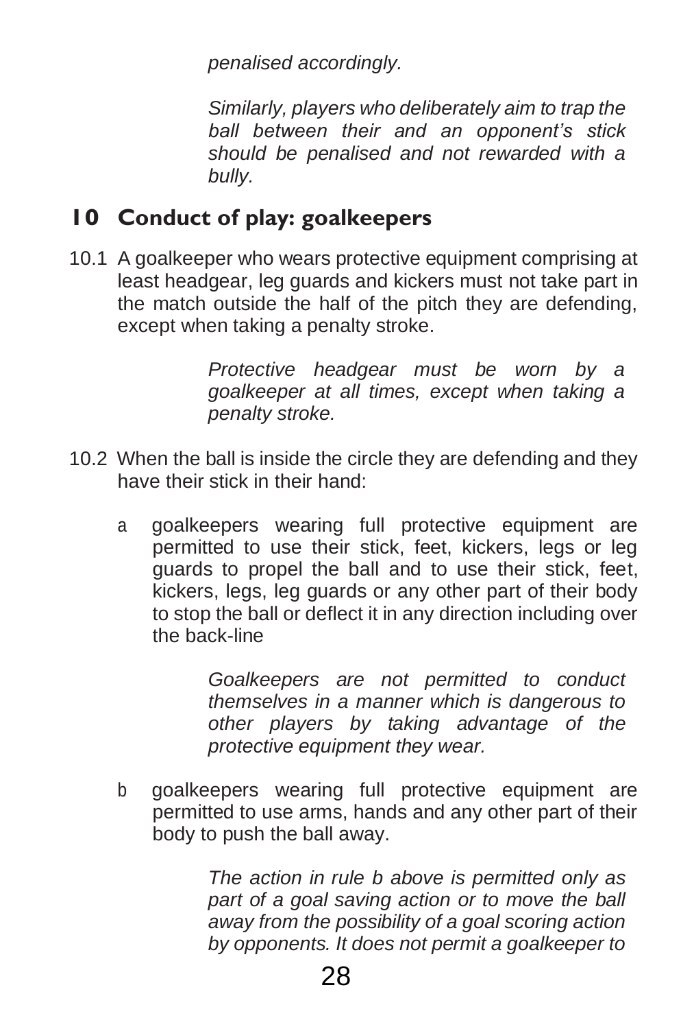*penalised accordingly.*

*Similarly, players who deliberately aim to trap the ball between their and an opponent's stick should be penalised and not rewarded with a bully.*

## 10 Conduct of play: goalkeepers

10.1 A goalkeeper who wears protective equipment comprising at least headgear, leg guards and kickers must not take part in the match outside the half of the pitch they are defending, except when taking a penalty stroke.

*Protective headgear must be worn by a goalkeeper at all times, except when taking a penalty stroke.*

10.2 When the ball is inside the circle they are defending and they have their stick in their hand:

a goalkeepers wearing full protective equipment are permitted to use their stick, feet, kickers, legs or leg guards to propel the ball and to use their stick, feet, kickers, legs, leg guards or any other part of their body to stop the ball or deflect it in any direction including over the back-line

*Goalkeepers are not permitted to conduct themselves in a manner which is dangerous to other players by taking advantage of the protective equipment they wear.*

b goalkeepers wearing full protective equipment are permitted to use arms, hands and any other part of their body to push the ball away.

*The action in rule b above is permitted only as part of a goal saving action or to move the ball away from the possibility of a goal scoring action by opponents. It does not permit a goalkeeper to*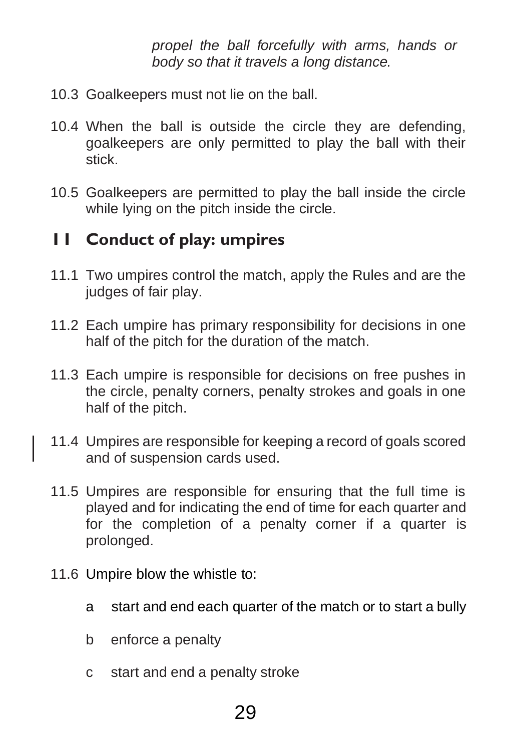*propel the ball forcefully with arms, hands or body so that it travels a long distance.*

10.3 Goalkeepers must not lie on the ball.

10.4 When the ball is outside the circle they are defending, goalkeepers are only permitted to play the ball with their stick.

10.5 Goalkeepers are permitted to play the ball inside the circle while lying on the pitch inside the circle.

## 11 Conduct of play: umpires

11.1 Two umpires control the match, apply the Rules and are the judges of fair play.

11.2 Each umpire has primary responsibility for decisions in one half of the pitch for the duration of the match.

11.3 Each umpire is responsible for decisions on free pushes in the circle, penalty corners, penalty strokes and goals in one half of the pitch.

11.4 Umpires are responsible for keeping a record of goals scored and of suspension cards used.

11.5 Umpires are responsible for ensuring that the full time is played and for indicating the end of time for each quarter and for the completion of a penalty corner if a quarter is prolonged.

11.6 Umpire blow the whistle to:

- a start and end each quarter of the match or to start a bully
- b enforce a penalty
- c start and end a penalty stroke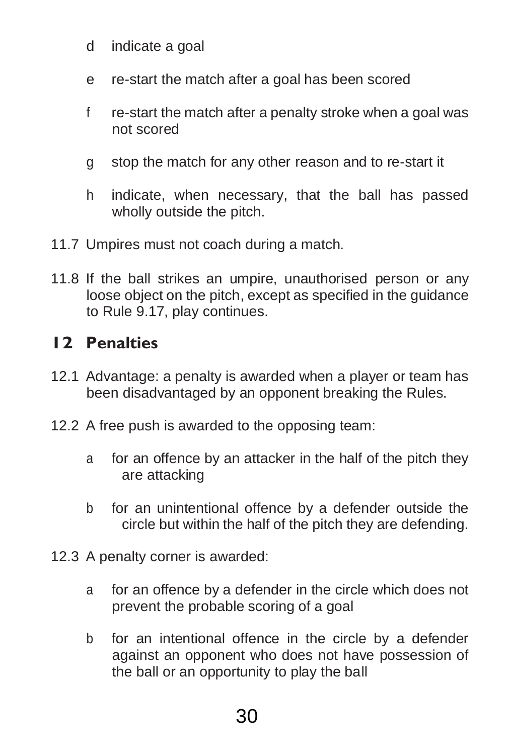- d indicate a goal
- e re-start the match after a goal has been scored
- f re-start the match after a penalty stroke when a goal was not scored
- g stop the match for any other reason and to re-start it
- h indicate, when necessary, that the ball has passed wholly outside the pitch.

11.7 Umpires must not coach during a match.

11.8 If the ball strikes an umpire, unauthorised person or any loose object on the pitch, except as specified in the guidance to Rule 9.17, play continues.

## 12 Penalties

12.1 Advantage: a penalty is awarded when a player or team has been disadvantaged by an opponent breaking the Rules.

12.2 A free push is awarded to the opposing team:

- a for an offence by an attacker in the half of the pitch they are attacking
- b for an unintentional offence by a defender outside the circle but within the half of the pitch they are defending.

12.3 A penalty corner is awarded:

- a for an offence by a defender in the circle which does not prevent the probable scoring of a goal
- b for an intentional offence in the circle by a defender against an opponent who does not have possession of the ball or an opportunity to play the ball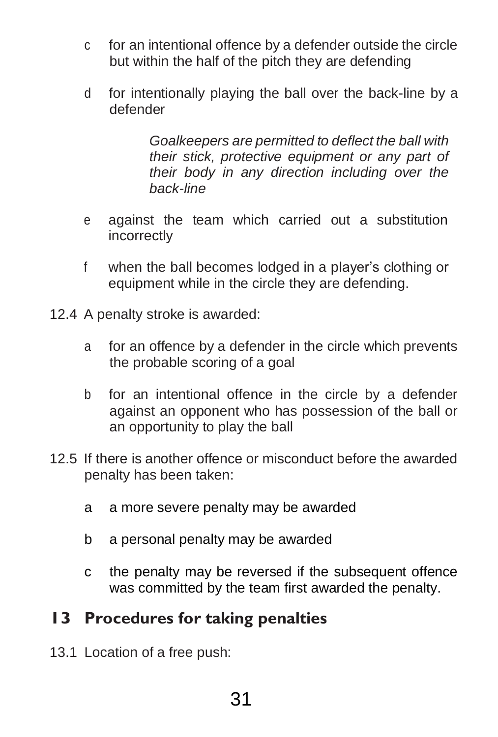c for an intentional offence by a defender outside the circle but within the half of the pitch they are defending

d for intentionally playing the ball over the back-line by a defender

> *Goalkeepers are permitted to deflect the ball with their stick, protective equipment or any part of their body in any direction including over the back-line*

e against the team which carried out a substitution incorrectly

f when the ball becomes lodged in a player's clothing or equipment while in the circle they are defending.

12.4 A penalty stroke is awarded:

a for an offence by a defender in the circle which prevents the probable scoring of a goal

b for an intentional offence in the circle by a defender against an opponent who has possession of the ball or an opportunity to play the ball

12.5 If there is another offence or misconduct before the awarded penalty has been taken:

a a more severe penalty may be awarded

b a personal penalty may be awarded

c the penalty may be reversed if the subsequent offence was committed by the team first awarded the penalty.

## 13 Procedures for taking penalties

13.1 Location of a free push: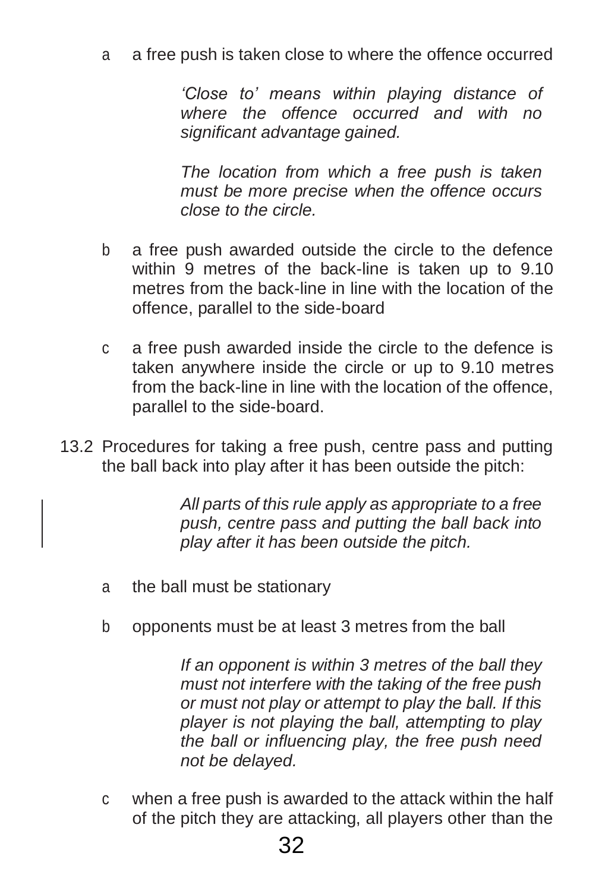a a free push is taken close to where the offence occurred

*'Close to' means within playing distance of where the offence occurred and with no significant advantage gained.*

*The location from which a free push is taken must be more precise when the offence occurs close to the circle.*

b a free push awarded outside the circle to the defence within 9 metres of the back-line is taken up to 9.10 metres from the back-line in line with the location of the offence, parallel to the side-board

c a free push awarded inside the circle to the defence is taken anywhere inside the circle or up to 9.10 metres from the back-line in line with the location of the offence, parallel to the side-board.

13.2 Procedures for taking a free push, centre pass and putting the ball back into play after it has been outside the pitch:

*All parts of this rule apply as appropriate to a free push, centre pass and putting the ball back into play after it has been outside the pitch.*

a the ball must be stationary

b opponents must be at least 3 metres from the ball

*If an opponent is within 3 metres of the ball they must not interfere with the taking of the free push or must not play or attempt to play the ball. If this player is not playing the ball, attempting to play the ball or influencing play, the free push need not be delayed.*

c when a free push is awarded to the attack within the half of the pitch they are attacking, all players other than the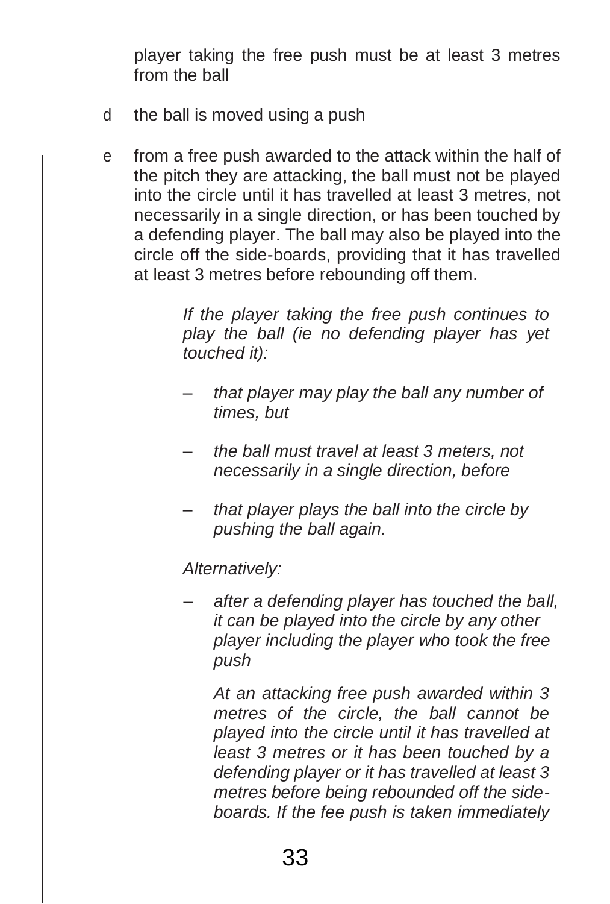player taking the free push must be at least 3 metres from the ball

d the ball is moved using a push

e from a free push awarded to the attack within the half of the pitch they are attacking, the ball must not be played into the circle until it has travelled at least 3 metres, not necessarily in a single direction, or has been touched by a defending player. The ball may also be played into the circle off the side-boards, providing that it has travelled at least 3 metres before rebounding off them.

> *If the player taking the free push continues to play the ball (ie no defending player has yet touched it):*
>
> – *that player may play the ball any number of times, but*
>
> – *the ball must travel at least 3 meters, not necessarily in a single direction, before*
>
> – *that player plays the ball into the circle by pushing the ball again.*
>
> *Alternatively:*
>
> – *after a defending player has touched the ball, it can be played into the circle by any other player including the player who took the free push*
>
> *At an attacking free push awarded within 3 metres of the circle, the ball cannot be played into the circle until it has travelled at least 3 metres or it has been touched by a defending player or it has travelled at least 3 metres before being rebounded off the side-boards. If the fee push is taken immediately*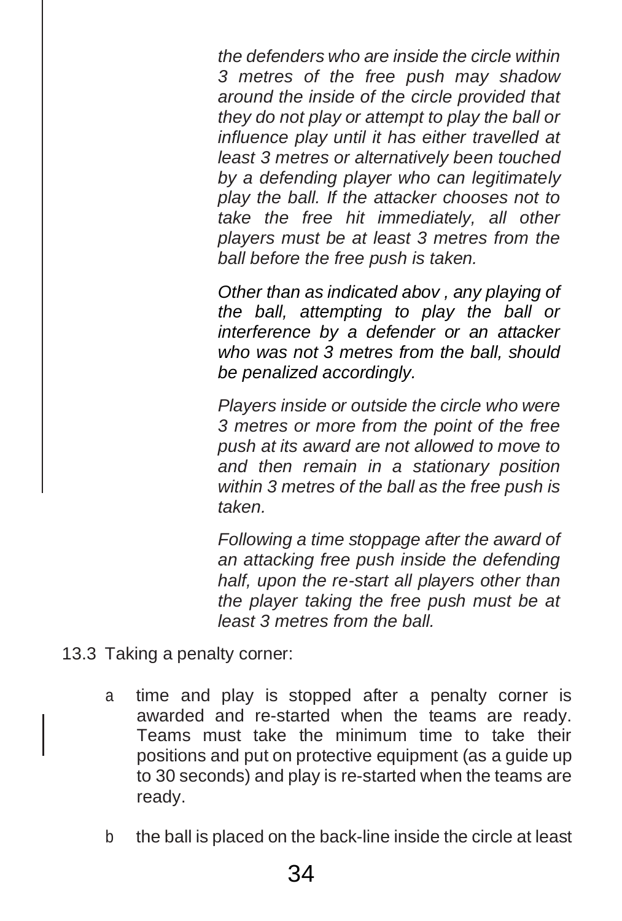*the defenders who are inside the circle within 3 metres of the free push may shadow around the inside of the circle provided that they do not play or attempt to play the ball or influence play until it has either travelled at least 3 metres or alternatively been touched by a defending player who can legitimately play the ball. If the attacker chooses not to take the free hit immediately, all other players must be at least 3 metres from the ball before the free push is taken.*

*Other than as indicated abov , any playing of the ball, attempting to play the ball or interference by a defender or an attacker who was not 3 metres from the ball, should be penalized accordingly.*

*Players inside or outside the circle who were 3 metres or more from the point of the free push at its award are not allowed to move to and then remain in a stationary position within 3 metres of the ball as the free push is taken.*

*Following a time stoppage after the award of an attacking free push inside the defending half, upon the re-start all players other than the player taking the free push must be at least 3 metres from the ball.*

13.3 Taking a penalty corner:

- a time and play is stopped after a penalty corner is awarded and re-started when the teams are ready. Teams must take the minimum time to take their positions and put on protective equipment (as a guide up to 30 seconds) and play is re-started when the teams are ready.

- b the ball is placed on the back-line inside the circle at least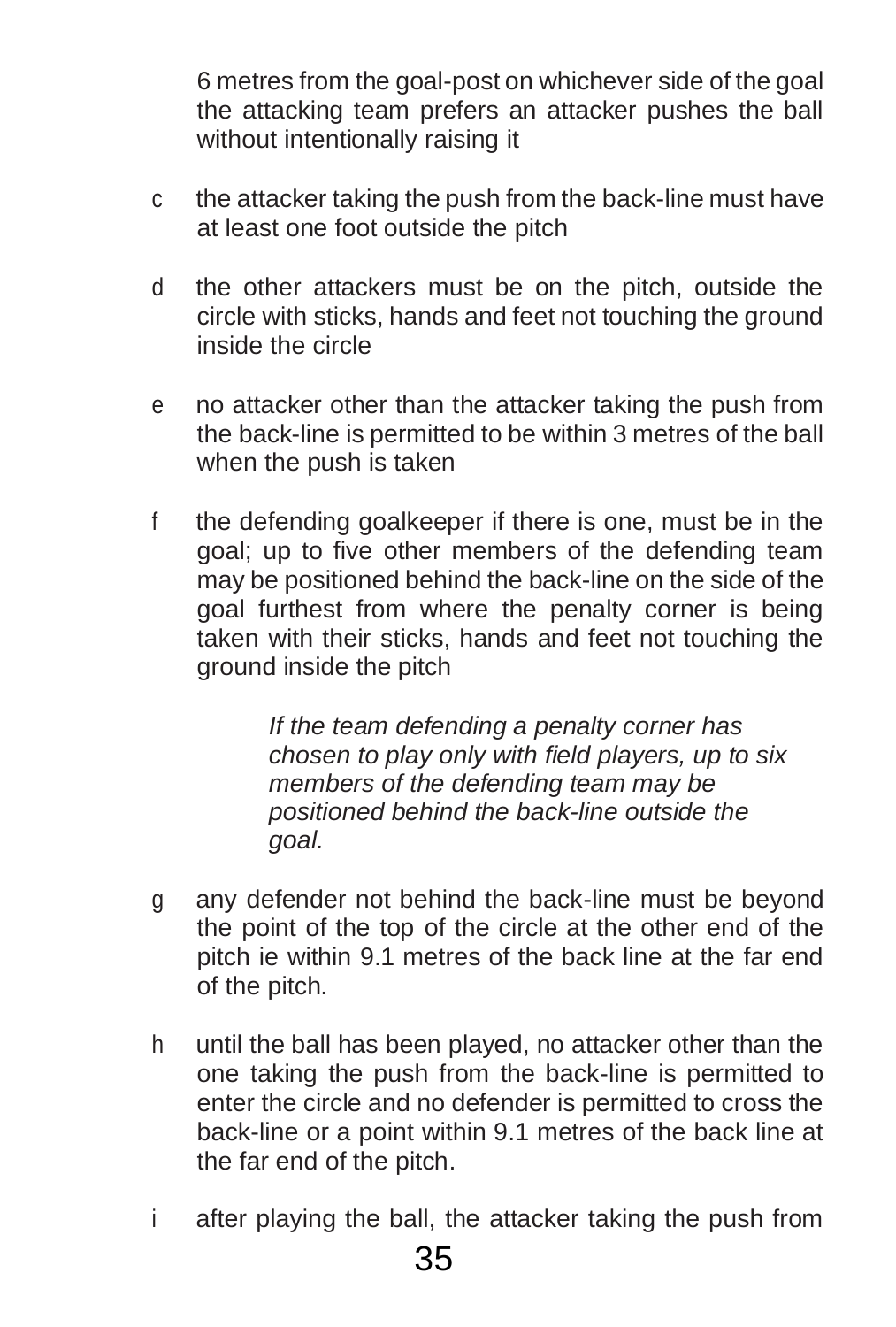6 metres from the goal-post on whichever side of the goal the attacking team prefers an attacker pushes the ball without intentionally raising it

c the attacker taking the push from the back-line must have at least one foot outside the pitch

d the other attackers must be on the pitch, outside the circle with sticks, hands and feet not touching the ground inside the circle

e no attacker other than the attacker taking the push from the back-line is permitted to be within 3 metres of the ball when the push is taken

f the defending goalkeeper if there is one, must be in the goal; up to five other members of the defending team may be positioned behind the back-line on the side of the goal furthest from where the penalty corner is being taken with their sticks, hands and feet not touching the ground inside the pitch

> *If the team defending a penalty corner has chosen to play only with field players, up to six members of the defending team may be positioned behind the back-line outside the goal.*

g any defender not behind the back-line must be beyond the point of the top of the circle at the other end of the pitch ie within 9.1 metres of the back line at the far end of the pitch.

h until the ball has been played, no attacker other than the one taking the push from the back-line is permitted to enter the circle and no defender is permitted to cross the back-line or a point within 9.1 metres of the back line at the far end of the pitch.

i after playing the ball, the attacker taking the push from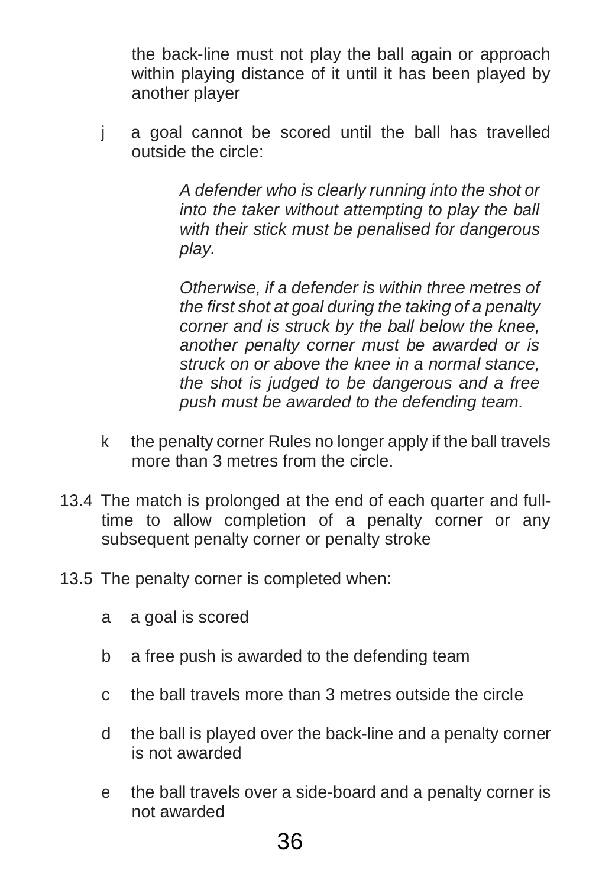the back-line must not play the ball again or approach within playing distance of it until it has been played by another player

j a goal cannot be scored until the ball has travelled outside the circle:

> *A defender who is clearly running into the shot or into the taker without attempting to play the ball with their stick must be penalised for dangerous play.*
>
> *Otherwise, if a defender is within three metres of the first shot at goal during the taking of a penalty corner and is struck by the ball below the knee, another penalty corner must be awarded or is struck on or above the knee in a normal stance, the shot is judged to be dangerous and a free push must be awarded to the defending team.*

k the penalty corner Rules no longer apply if the ball travels more than 3 metres from the circle.

13.4 The match is prolonged at the end of each quarter and full-time to allow completion of a penalty corner or any subsequent penalty corner or penalty stroke

13.5 The penalty corner is completed when:

a a goal is scored

b a free push is awarded to the defending team

c the ball travels more than 3 metres outside the circle

d the ball is played over the back-line and a penalty corner is not awarded

e the ball travels over a side-board and a penalty corner is not awarded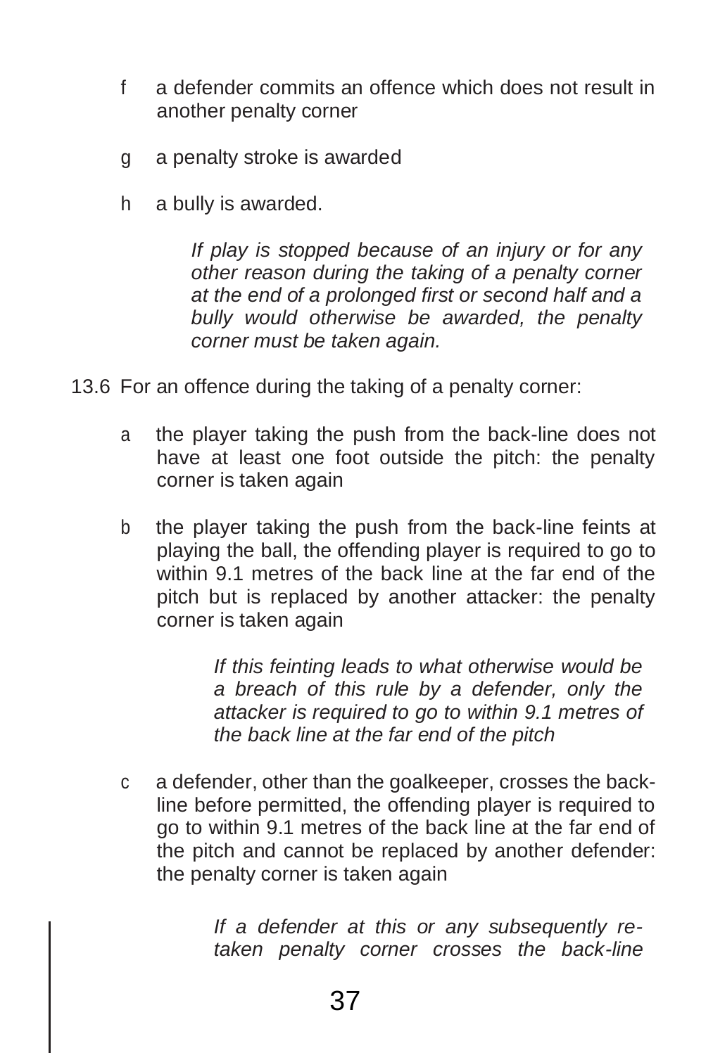f a defender commits an offence which does not result in another penalty corner

g a penalty stroke is awarded

h a bully is awarded.

> *If play is stopped because of an injury or for any other reason during the taking of a penalty corner at the end of a prolonged first or second half and a bully would otherwise be awarded, the penalty corner must be taken again.*

13.6 For an offence during the taking of a penalty corner:

a the player taking the push from the back-line does not have at least one foot outside the pitch: the penalty corner is taken again

b the player taking the push from the back-line feints at playing the ball, the offending player is required to go to within 9.1 metres of the back line at the far end of the pitch but is replaced by another attacker: the penalty corner is taken again

> *If this feinting leads to what otherwise would be a breach of this rule by a defender, only the attacker is required to go to within 9.1 metres of the back line at the far end of the pitch*

c a defender, other than the goalkeeper, crosses the back-line before permitted, the offending player is required to go to within 9.1 metres of the back line at the far end of the pitch and cannot be replaced by another defender: the penalty corner is taken again

> *If a defender at this or any subsequently re-taken penalty corner crosses the back-line*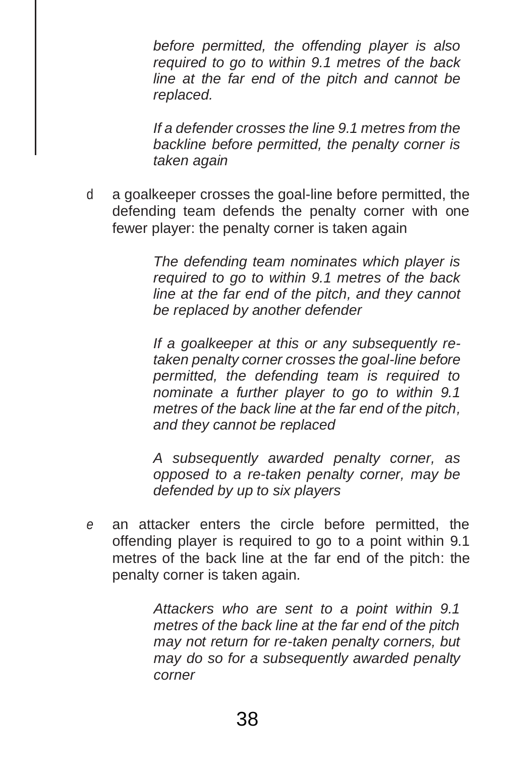*before permitted, the offending player is also required to go to within 9.1 metres of the back line at the far end of the pitch and cannot be replaced.*

*If a defender crosses the line 9.1 metres from the backline before permitted, the penalty corner is taken again*

d a goalkeeper crosses the goal-line before permitted, the defending team defends the penalty corner with one fewer player: the penalty corner is taken again

*The defending team nominates which player is required to go to within 9.1 metres of the back line at the far end of the pitch, and they cannot be replaced by another defender*

*If a goalkeeper at this or any subsequently re-taken penalty corner crosses the goal-line before permitted, the defending team is required to nominate a further player to go to within 9.1 metres of the back line at the far end of the pitch, and they cannot be replaced*

*A subsequently awarded penalty corner, as opposed to a re-taken penalty corner, may be defended by up to six players*

e an attacker enters the circle before permitted, the offending player is required to go to a point within 9.1 metres of the back line at the far end of the pitch: the penalty corner is taken again.

*Attackers who are sent to a point within 9.1 metres of the back line at the far end of the pitch may not return for re-taken penalty corners, but may do so for a subsequently awarded penalty corner*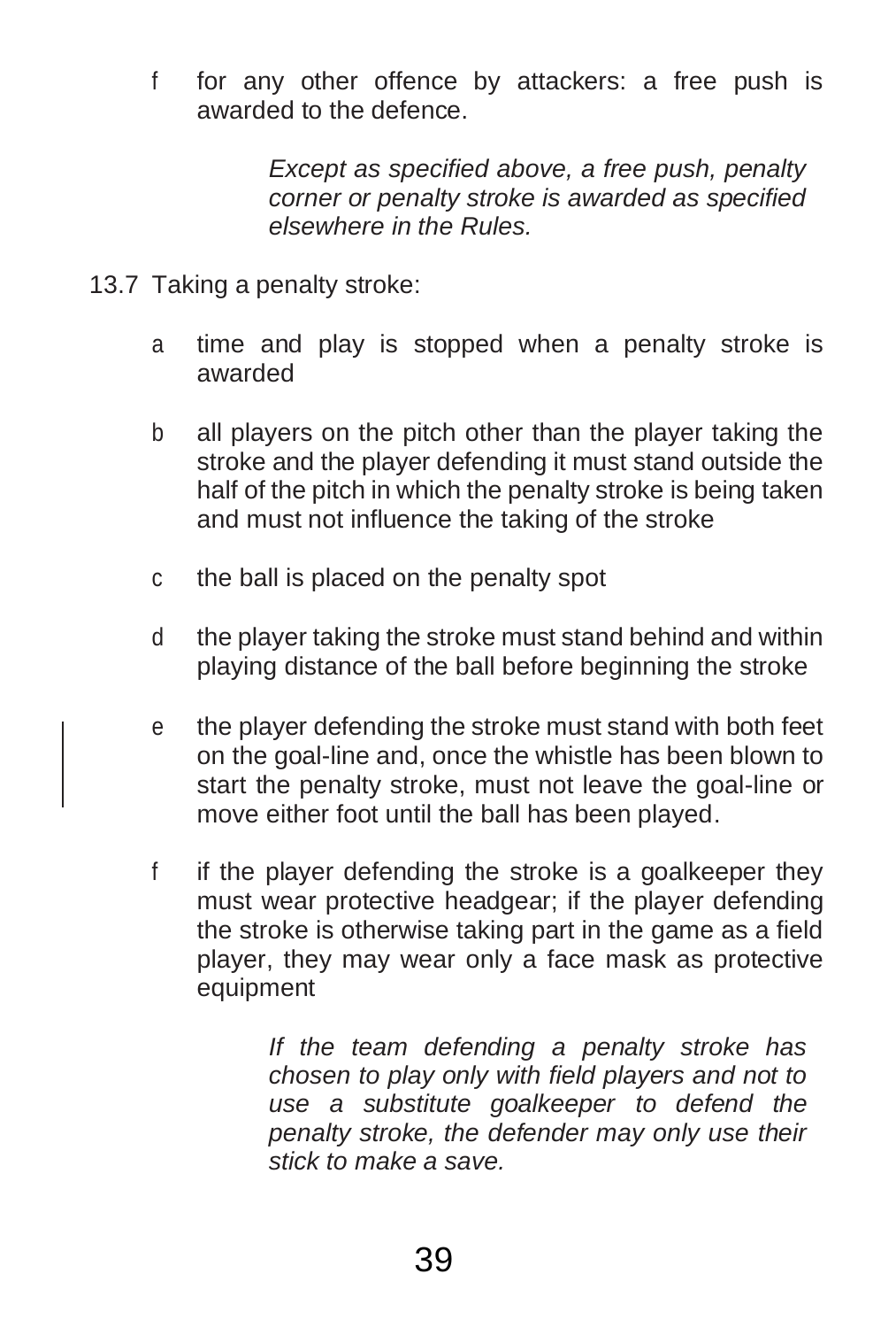f for any other offence by attackers: a free push is awarded to the defence.

> *Except as specified above, a free push, penalty corner or penalty stroke is awarded as specified elsewhere in the Rules.*

13.7 Taking a penalty stroke:

a time and play is stopped when a penalty stroke is awarded

b all players on the pitch other than the player taking the stroke and the player defending it must stand outside the half of the pitch in which the penalty stroke is being taken and must not influence the taking of the stroke

c the ball is placed on the penalty spot

d the player taking the stroke must stand behind and within playing distance of the ball before beginning the stroke

e the player defending the stroke must stand with both feet on the goal-line and, once the whistle has been blown to start the penalty stroke, must not leave the goal-line or move either foot until the ball has been played.

f if the player defending the stroke is a goalkeeper they must wear protective headgear; if the player defending the stroke is otherwise taking part in the game as a field player, they may wear only a face mask as protective equipment

> *If the team defending a penalty stroke has chosen to play only with field players and not to use a substitute goalkeeper to defend the penalty stroke, the defender may only use their stick to make a save.*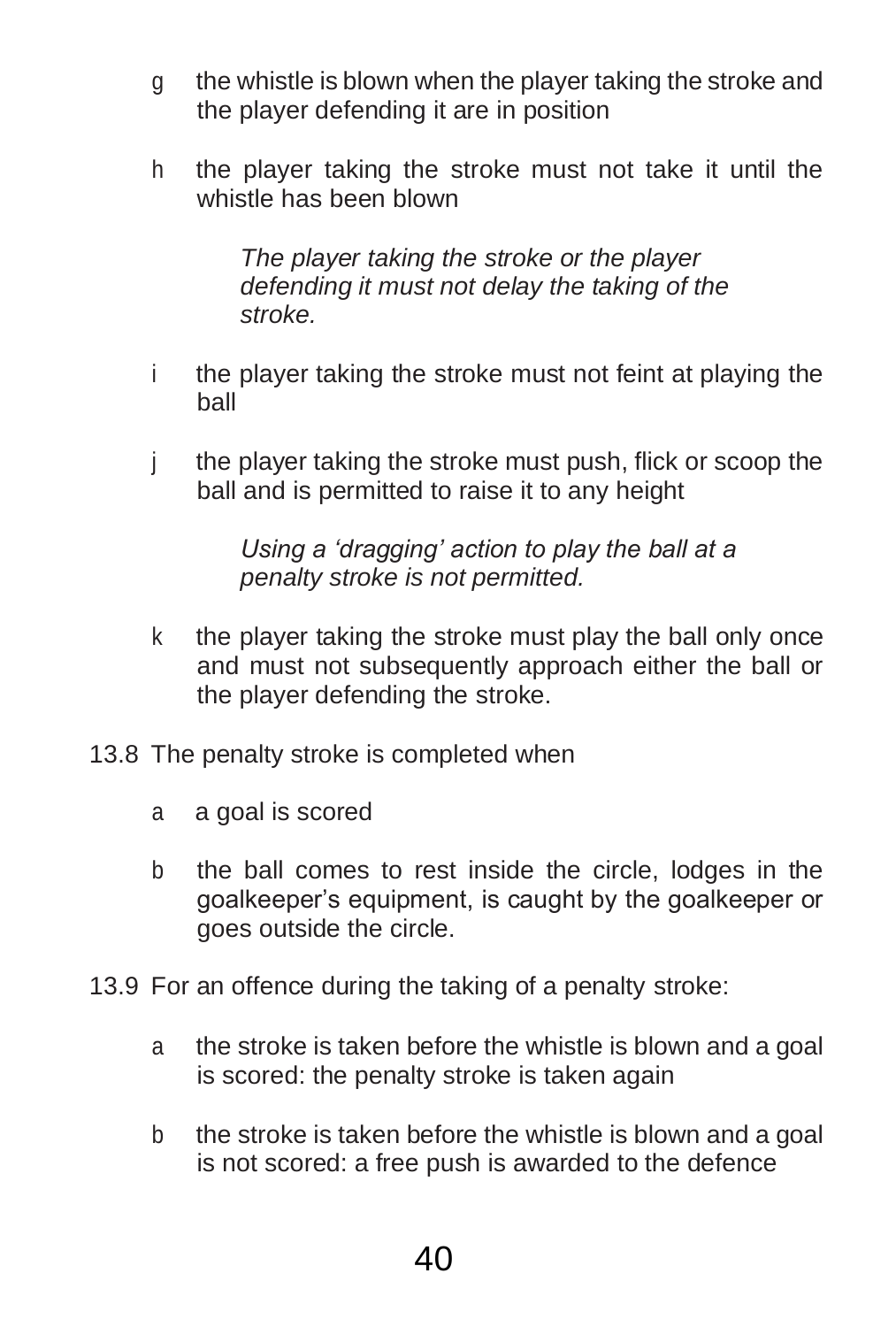g the whistle is blown when the player taking the stroke and the player defending it are in position

h the player taking the stroke must not take it until the whistle has been blown

> *The player taking the stroke or the player defending it must not delay the taking of the stroke.*

i the player taking the stroke must not feint at playing the ball

j the player taking the stroke must push, flick or scoop the ball and is permitted to raise it to any height

> *Using a 'dragging' action to play the ball at a penalty stroke is not permitted.*

k the player taking the stroke must play the ball only once and must not subsequently approach either the ball or the player defending the stroke.

13.8 The penalty stroke is completed when

a a goal is scored

b the ball comes to rest inside the circle, lodges in the goalkeeper's equipment, is caught by the goalkeeper or goes outside the circle.

13.9 For an offence during the taking of a penalty stroke:

a the stroke is taken before the whistle is blown and a goal is scored: the penalty stroke is taken again

b the stroke is taken before the whistle is blown and a goal is not scored: a free push is awarded to the defence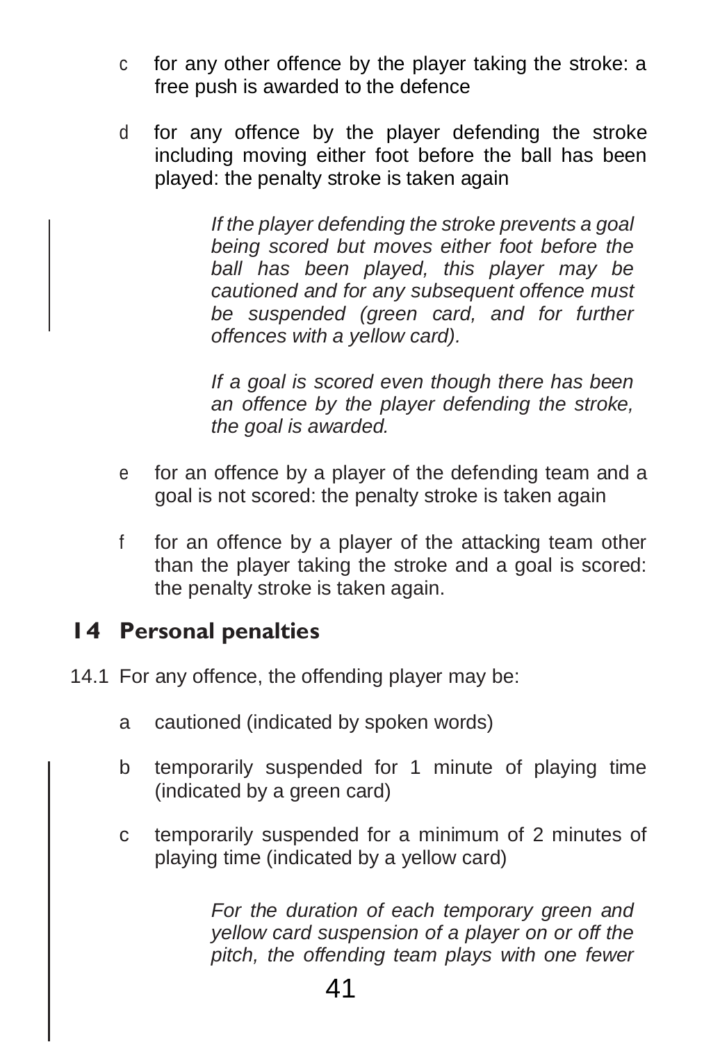c for any other offence by the player taking the stroke: a free push is awarded to the defence

d for any offence by the player defending the stroke including moving either foot before the ball has been played: the penalty stroke is taken again

*If the player defending the stroke prevents a goal being scored but moves either foot before the ball has been played, this player may be cautioned and for any subsequent offence must be suspended (green card, and for further offences with a yellow card).*

*If a goal is scored even though there has been an offence by the player defending the stroke, the goal is awarded.*

e for an offence by a player of the defending team and a goal is not scored: the penalty stroke is taken again

f for an offence by a player of the attacking team other than the player taking the stroke and a goal is scored: the penalty stroke is taken again.

## 14 Personal penalties

14.1 For any offence, the offending player may be:

a cautioned (indicated by spoken words)

b temporarily suspended for 1 minute of playing time (indicated by a green card)

c temporarily suspended for a minimum of 2 minutes of playing time (indicated by a yellow card)

*For the duration of each temporary green and yellow card suspension of a player on or off the pitch, the offending team plays with one fewer*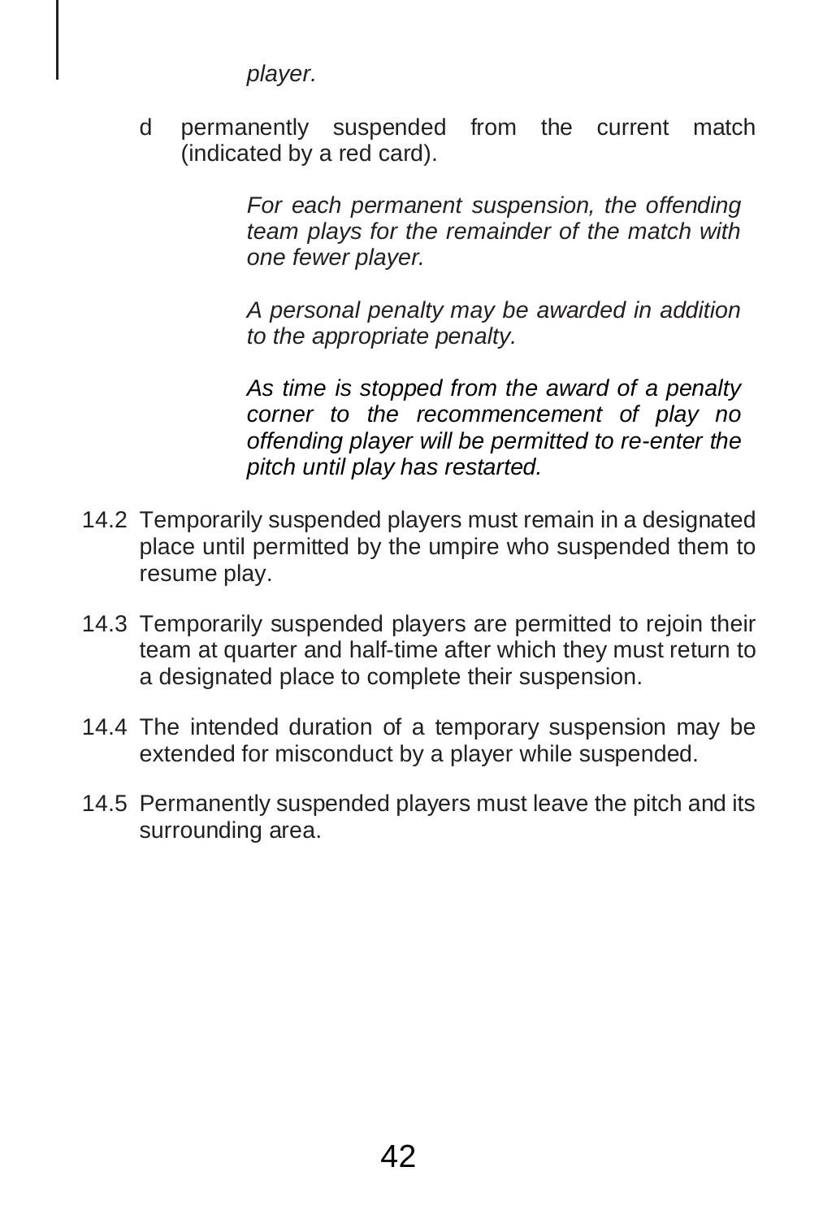*player.*

d permanently suspended from the current match (indicated by a red card).

*For each permanent suspension, the offending team plays for the remainder of the match with one fewer player.*

*A personal penalty may be awarded in addition to the appropriate penalty.*

*As time is stopped from the award of a penalty corner to the recommencement of play no offending player will be permitted to re-enter the pitch until play has restarted.*

14.2 Temporarily suspended players must remain in a designated place until permitted by the umpire who suspended them to resume play.

14.3 Temporarily suspended players are permitted to rejoin their team at quarter and half-time after which they must return to a designated place to complete their suspension.

14.4 The intended duration of a temporary suspension may be extended for misconduct by a player while suspended.

14.5 Permanently suspended players must leave the pitch and its surrounding area.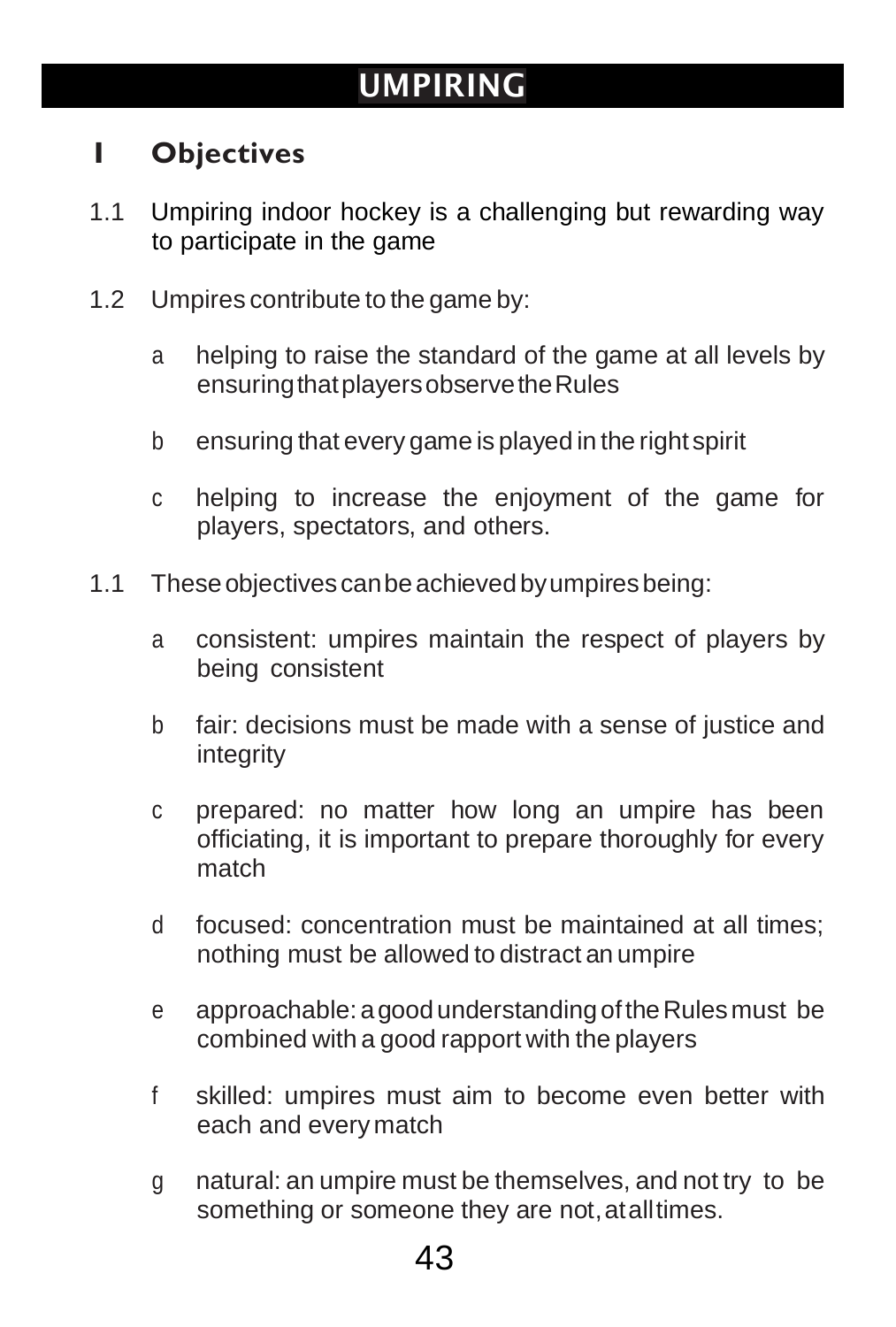# UMPIRING

## 1 Objectives

1.1 Umpiring indoor hockey is a challenging but rewarding way to participate in the game

1.2 Umpires contribute to the game by:

- a helping to raise the standard of the game at all levels by ensuring that players observe the Rules
- b ensuring that every game is played in the right spirit
- c helping to increase the enjoyment of the game for players, spectators, and others.

1.1 These objectives can be achieved by umpires being:

- a consistent: umpires maintain the respect of players by being consistent
- b fair: decisions must be made with a sense of justice and integrity
- c prepared: no matter how long an umpire has been officiating, it is important to prepare thoroughly for every match
- d focused: concentration must be maintained at all times; nothing must be allowed to distract an umpire
- e approachable: a good understanding of the Rules must be combined with a good rapport with the players
- f skilled: umpires must aim to become even better with each and every match
- g natural: an umpire must be themselves, and not try to be something or someone they are not, at all times.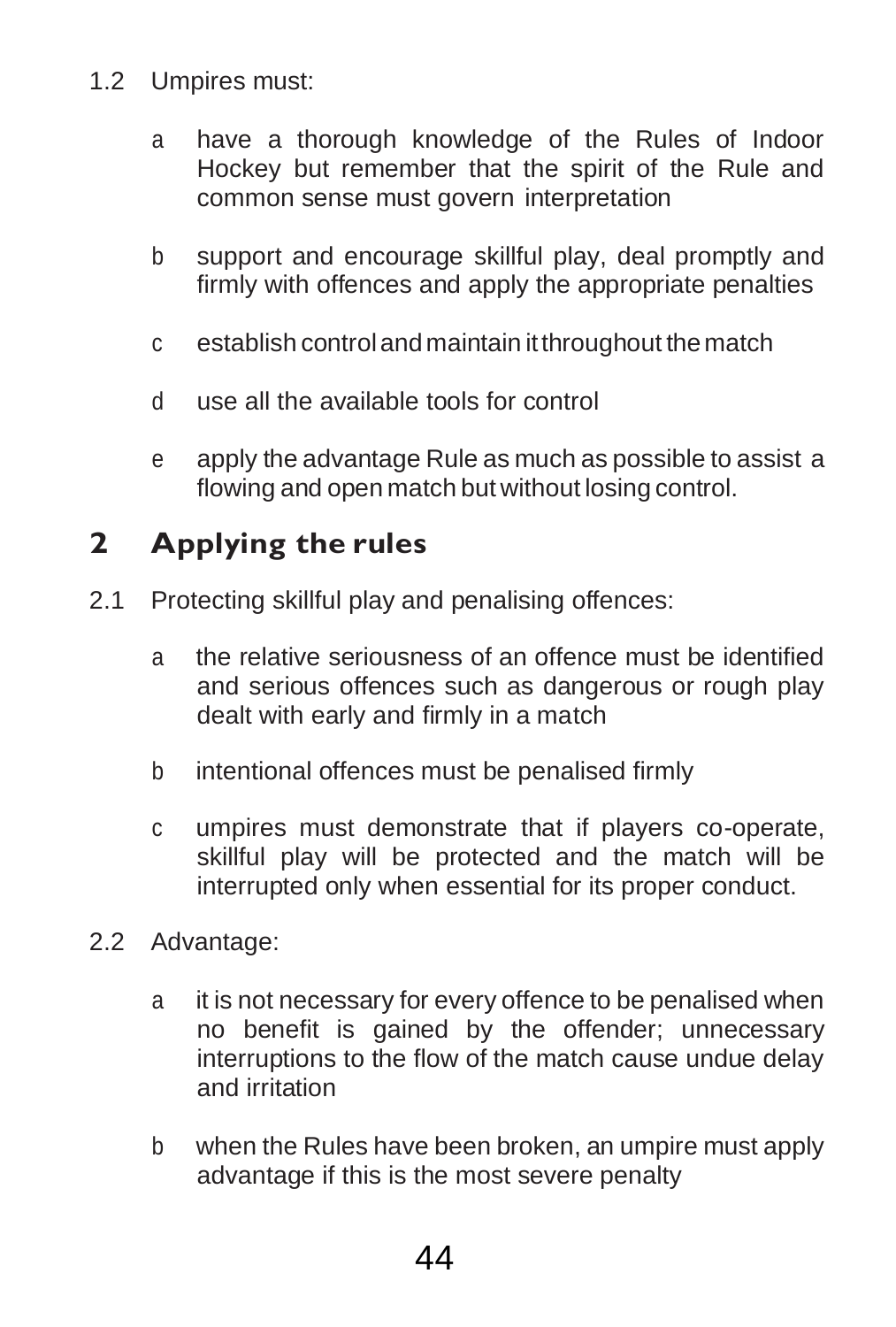1.2 Umpires must:

- a have a thorough knowledge of the Rules of Indoor Hockey but remember that the spirit of the Rule and common sense must govern interpretation
- b support and encourage skillful play, deal promptly and firmly with offences and apply the appropriate penalties
- c establish control and maintain it throughout the match
- d use all the available tools for control
- e apply the advantage Rule as much as possible to assist a flowing and open match but without losing control.

## 2 Applying the rules

2.1 Protecting skillful play and penalising offences:

- a the relative seriousness of an offence must be identified and serious offences such as dangerous or rough play dealt with early and firmly in a match
- b intentional offences must be penalised firmly
- c umpires must demonstrate that if players co-operate, skillful play will be protected and the match will be interrupted only when essential for its proper conduct.

2.2 Advantage:

- a it is not necessary for every offence to be penalised when no benefit is gained by the offender; unnecessary interruptions to the flow of the match cause undue delay and irritation
- b when the Rules have been broken, an umpire must apply advantage if this is the most severe penalty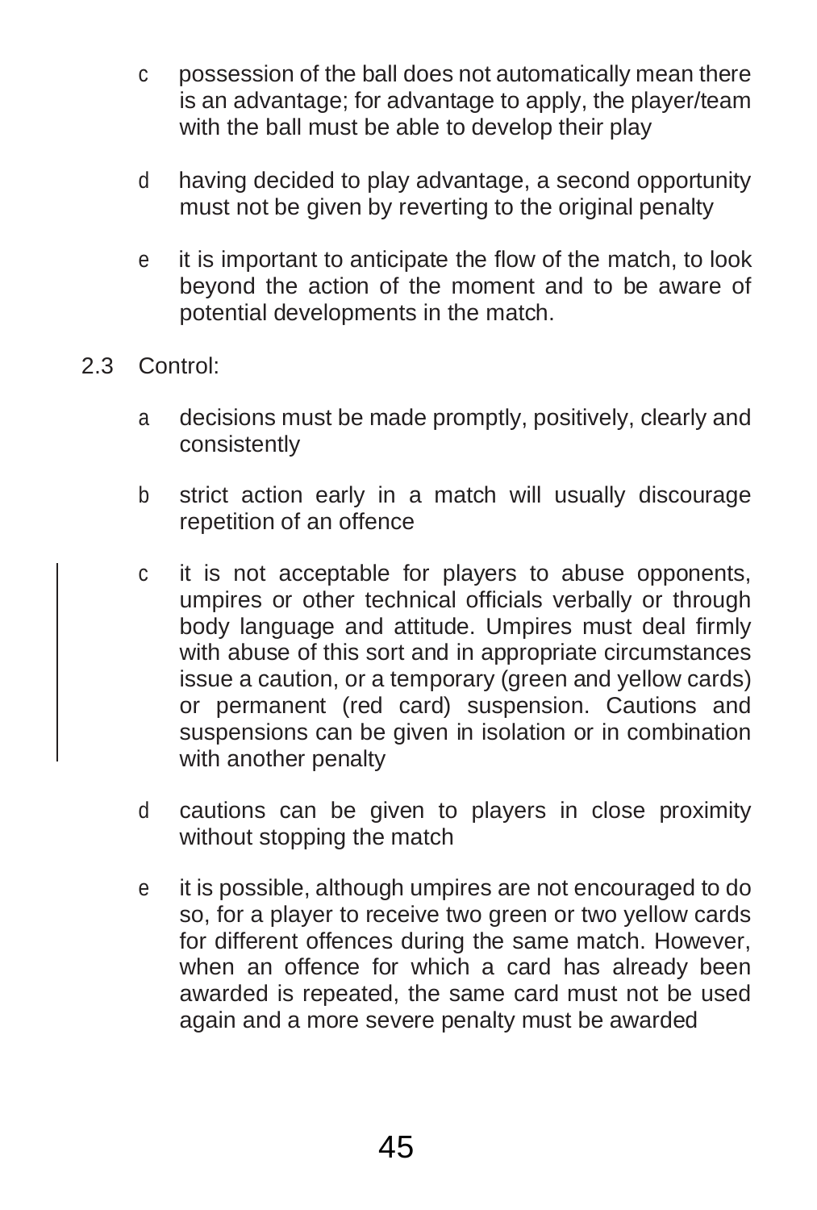c possession of the ball does not automatically mean there is an advantage; for advantage to apply, the player/team with the ball must be able to develop their play

d having decided to play advantage, a second opportunity must not be given by reverting to the original penalty

e it is important to anticipate the flow of the match, to look beyond the action of the moment and to be aware of potential developments in the match.

2.3 Control:

a decisions must be made promptly, positively, clearly and consistently

b strict action early in a match will usually discourage repetition of an offence

c it is not acceptable for players to abuse opponents, umpires or other technical officials verbally or through body language and attitude. Umpires must deal firmly with abuse of this sort and in appropriate circumstances issue a caution, or a temporary (green and yellow cards) or permanent (red card) suspension. Cautions and suspensions can be given in isolation or in combination with another penalty

d cautions can be given to players in close proximity without stopping the match

e it is possible, although umpires are not encouraged to do so, for a player to receive two green or two yellow cards for different offences during the same match. However, when an offence for which a card has already been awarded is repeated, the same card must not be used again and a more severe penalty must be awarded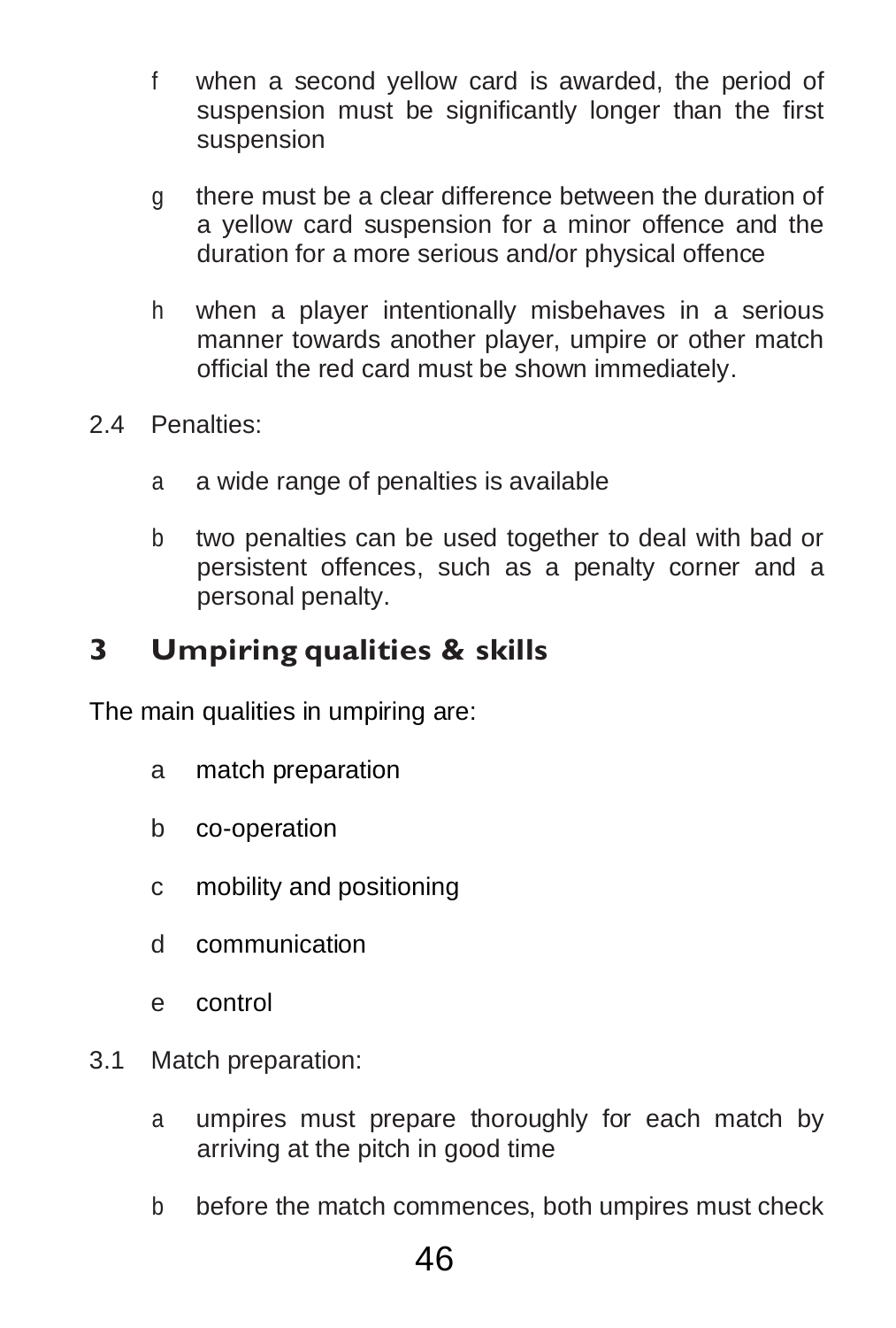f when a second yellow card is awarded, the period of suspension must be significantly longer than the first suspension

g there must be a clear difference between the duration of a yellow card suspension for a minor offence and the duration for a more serious and/or physical offence

h when a player intentionally misbehaves in a serious manner towards another player, umpire or other match official the red card must be shown immediately.

2.4 Penalties:

a a wide range of penalties is available

b two penalties can be used together to deal with bad or persistent offences, such as a penalty corner and a personal penalty.

## 3 Umpiring qualities & skills

The main qualities in umpiring are:

a match preparation

b co-operation

c mobility and positioning

d communication

e control

3.1 Match preparation:

a umpires must prepare thoroughly for each match by arriving at the pitch in good time

b before the match commences, both umpires must check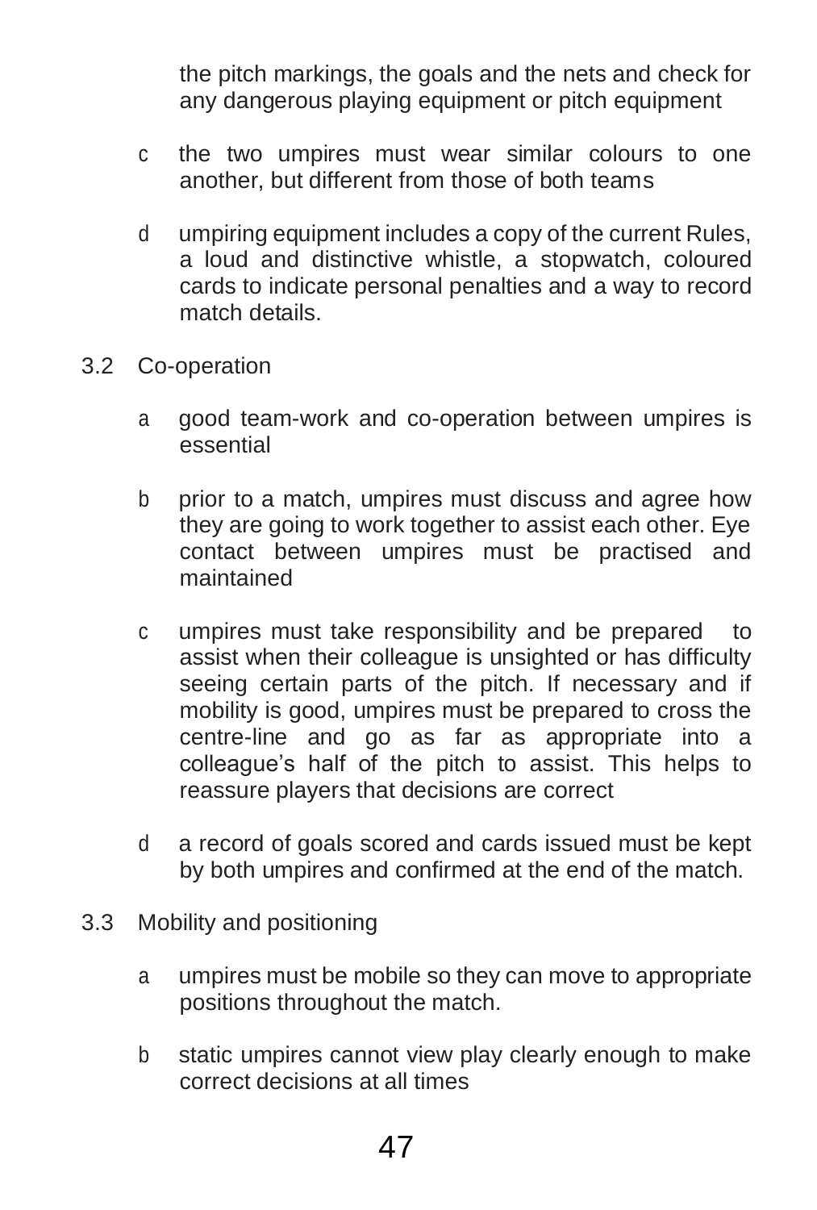the pitch markings, the goals and the nets and check for any dangerous playing equipment or pitch equipment

- c the two umpires must wear similar colours to one another, but different from those of both teams
- d umpiring equipment includes a copy of the current Rules, a loud and distinctive whistle, a stopwatch, coloured cards to indicate personal penalties and a way to record match details.

3.2 Co-operation

- a good team-work and co-operation between umpires is essential
- b prior to a match, umpires must discuss and agree how they are going to work together to assist each other. Eye contact between umpires must be practised and maintained
- c umpires must take responsibility and be prepared to assist when their colleague is unsighted or has difficulty seeing certain parts of the pitch. If necessary and if mobility is good, umpires must be prepared to cross the centre-line and go as far as appropriate into a colleague's half of the pitch to assist. This helps to reassure players that decisions are correct
- d a record of goals scored and cards issued must be kept by both umpires and confirmed at the end of the match.

3.3 Mobility and positioning

- a umpires must be mobile so they can move to appropriate positions throughout the match.
- b static umpires cannot view play clearly enough to make correct decisions at all times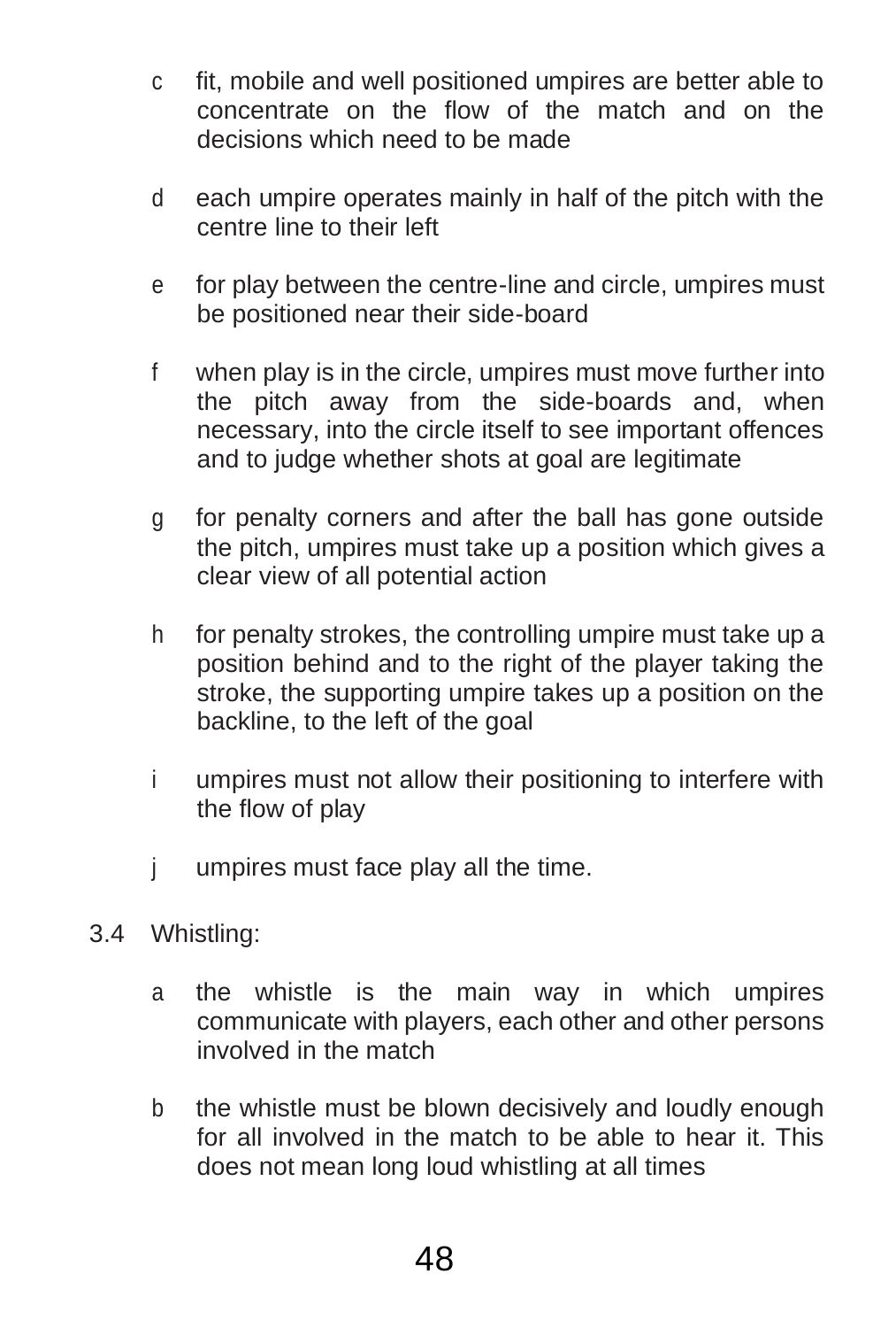c fit, mobile and well positioned umpires are better able to concentrate on the flow of the match and on the decisions which need to be made

d each umpire operates mainly in half of the pitch with the centre line to their left

e for play between the centre-line and circle, umpires must be positioned near their side-board

f when play is in the circle, umpires must move further into the pitch away from the side-boards and, when necessary, into the circle itself to see important offences and to judge whether shots at goal are legitimate

g for penalty corners and after the ball has gone outside the pitch, umpires must take up a position which gives a clear view of all potential action

h for penalty strokes, the controlling umpire must take up a position behind and to the right of the player taking the stroke, the supporting umpire takes up a position on the backline, to the left of the goal

i umpires must not allow their positioning to interfere with the flow of play

j umpires must face play all the time.

3.4 Whistling:

a the whistle is the main way in which umpires communicate with players, each other and other persons involved in the match

b the whistle must be blown decisively and loudly enough for all involved in the match to be able to hear it. This does not mean long loud whistling at all times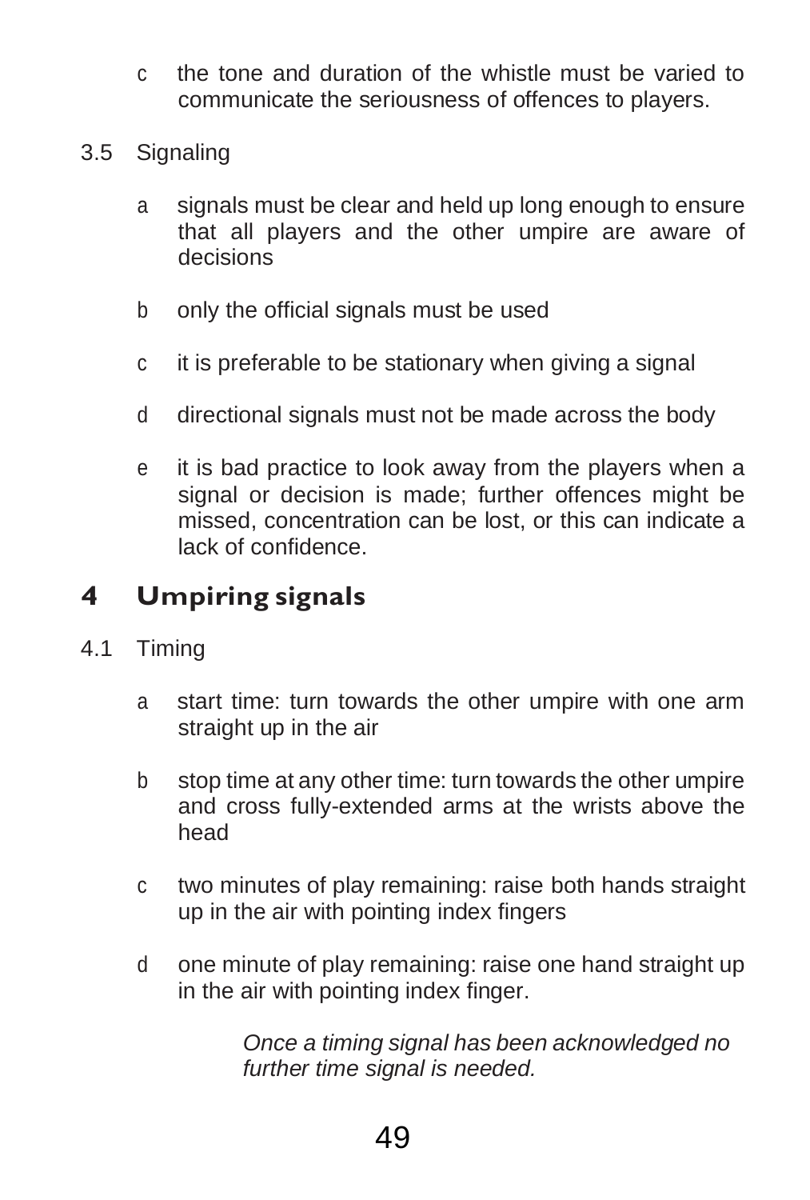c the tone and duration of the whistle must be varied to communicate the seriousness of offences to players.

3.5 Signaling

a signals must be clear and held up long enough to ensure that all players and the other umpire are aware of decisions

b only the official signals must be used

c it is preferable to be stationary when giving a signal

d directional signals must not be made across the body

e it is bad practice to look away from the players when a signal or decision is made; further offences might be missed, concentration can be lost, or this can indicate a lack of confidence.

## 4 Umpiring signals

4.1 Timing

a start time: turn towards the other umpire with one arm straight up in the air

b stop time at any other time: turn towards the other umpire and cross fully-extended arms at the wrists above the head

c two minutes of play remaining: raise both hands straight up in the air with pointing index fingers

d one minute of play remaining: raise one hand straight up in the air with pointing index finger.

*Once a timing signal has been acknowledged no further time signal is needed.*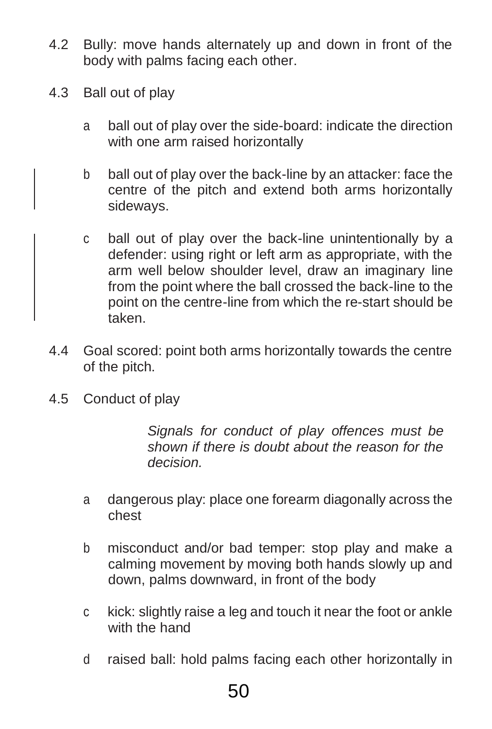4.2 Bully: move hands alternately up and down in front of the body with palms facing each other.

4.3 Ball out of play

- a ball out of play over the side-board: indicate the direction with one arm raised horizontally
- b ball out of play over the back-line by an attacker: face the centre of the pitch and extend both arms horizontally sideways.
- c ball out of play over the back-line unintentionally by a defender: using right or left arm as appropriate, with the arm well below shoulder level, draw an imaginary line from the point where the ball crossed the back-line to the point on the centre-line from which the re-start should be taken.

4.4 Goal scored: point both arms horizontally towards the centre of the pitch.

4.5 Conduct of play

*Signals for conduct of play offences must be shown if there is doubt about the reason for the decision.*

- a dangerous play: place one forearm diagonally across the chest
- b misconduct and/or bad temper: stop play and make a calming movement by moving both hands slowly up and down, palms downward, in front of the body
- c kick: slightly raise a leg and touch it near the foot or ankle with the hand
- d raised ball: hold palms facing each other horizontally in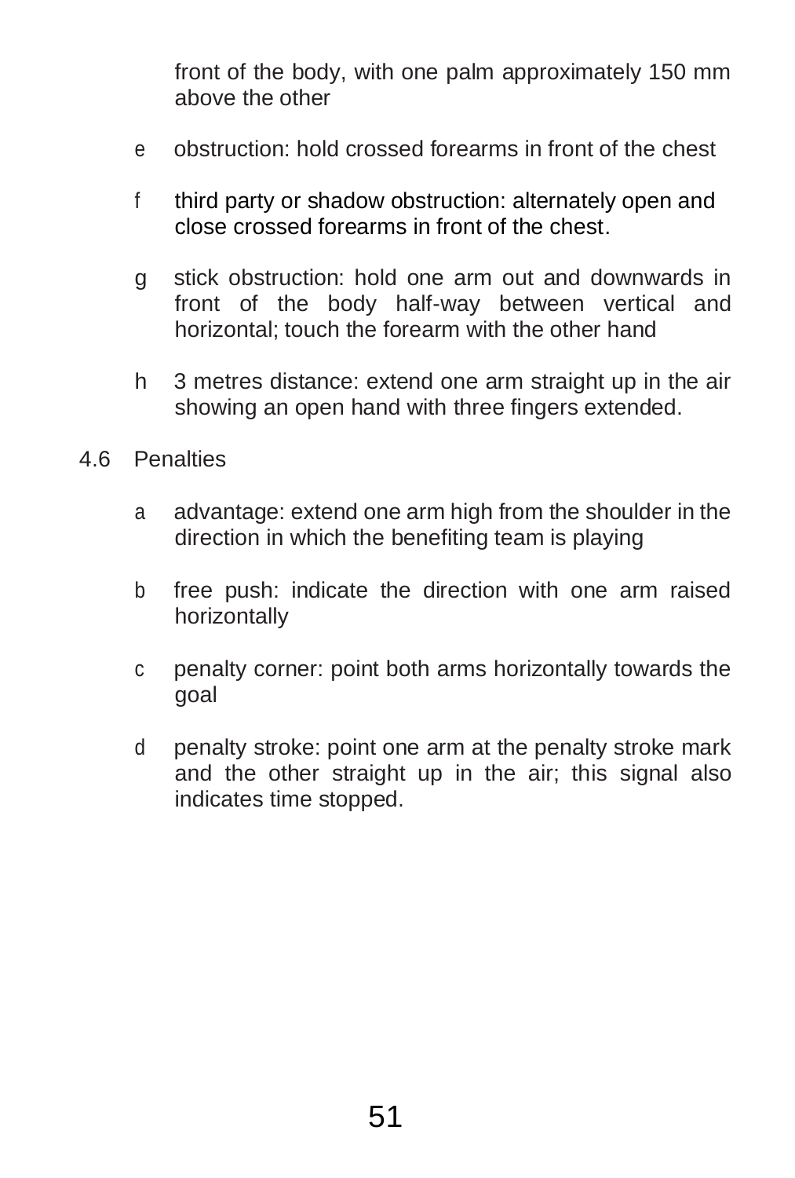front of the body, with one palm approximately 150 mm above the other

e obstruction: hold crossed forearms in front of the chest

f third party or shadow obstruction: alternately open and close crossed forearms in front of the chest.

g stick obstruction: hold one arm out and downwards in front of the body half-way between vertical and horizontal; touch the forearm with the other hand

h 3 metres distance: extend one arm straight up in the air showing an open hand with three fingers extended.

4.6 Penalties

a advantage: extend one arm high from the shoulder in the direction in which the benefiting team is playing

b free push: indicate the direction with one arm raised horizontally

c penalty corner: point both arms horizontally towards the goal

d penalty stroke: point one arm at the penalty stroke mark and the other straight up in the air; this signal also indicates time stopped.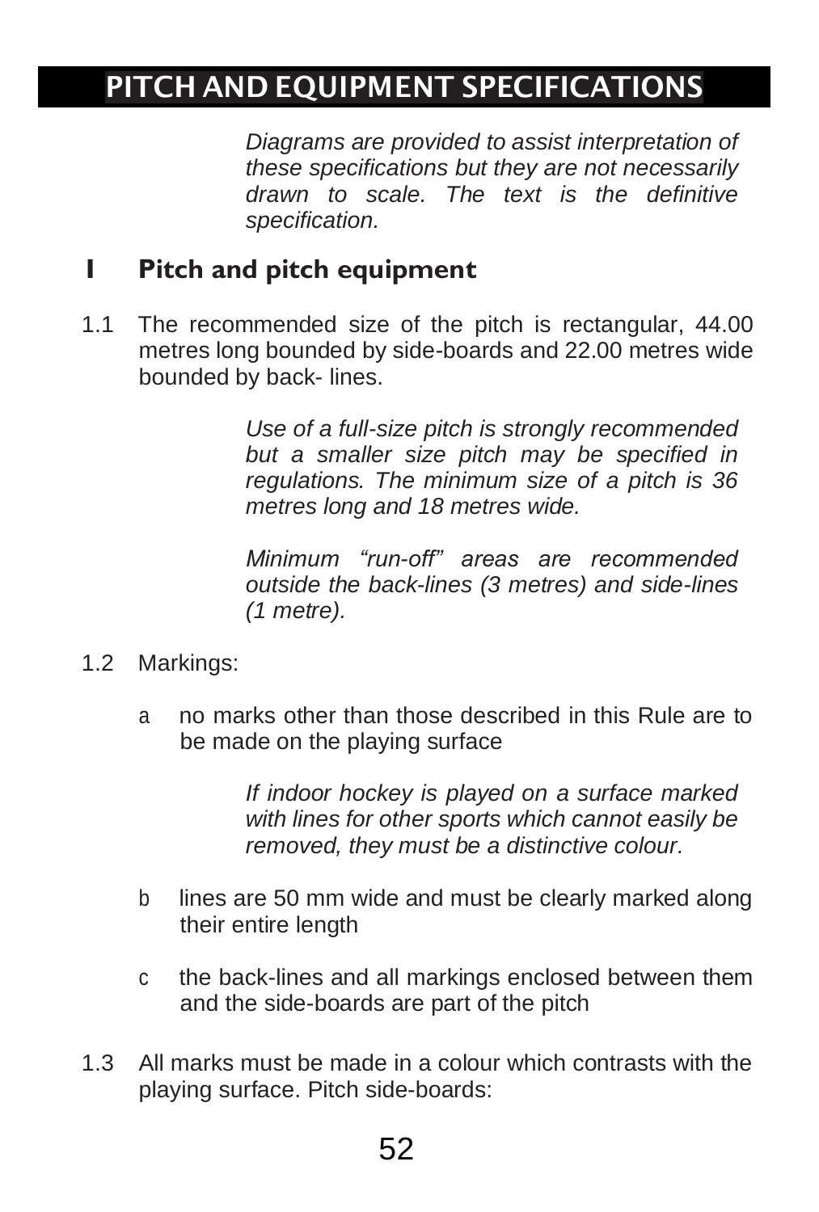# PITCH AND EQUIPMENT SPECIFICATIONS

*Diagrams are provided to assist interpretation of these specifications but they are not necessarily drawn to scale. The text is the definitive specification.*

## 1 Pitch and pitch equipment

1.1 The recommended size of the pitch is rectangular, 44.00 metres long bounded by side-boards and 22.00 metres wide bounded by back- lines.

*Use of a full-size pitch is strongly recommended but a smaller size pitch may be specified in regulations. The minimum size of a pitch is 36 metres long and 18 metres wide.*

*Minimum "run-off" areas are recommended outside the back-lines (3 metres) and side-lines (1 metre).*

1.2 Markings:

a no marks other than those described in this Rule are to be made on the playing surface

*If indoor hockey is played on a surface marked with lines for other sports which cannot easily be removed, they must be a distinctive colour.*

b lines are 50 mm wide and must be clearly marked along their entire length

c the back-lines and all markings enclosed between them and the side-boards are part of the pitch

1.3 All marks must be made in a colour which contrasts with the playing surface. Pitch side-boards: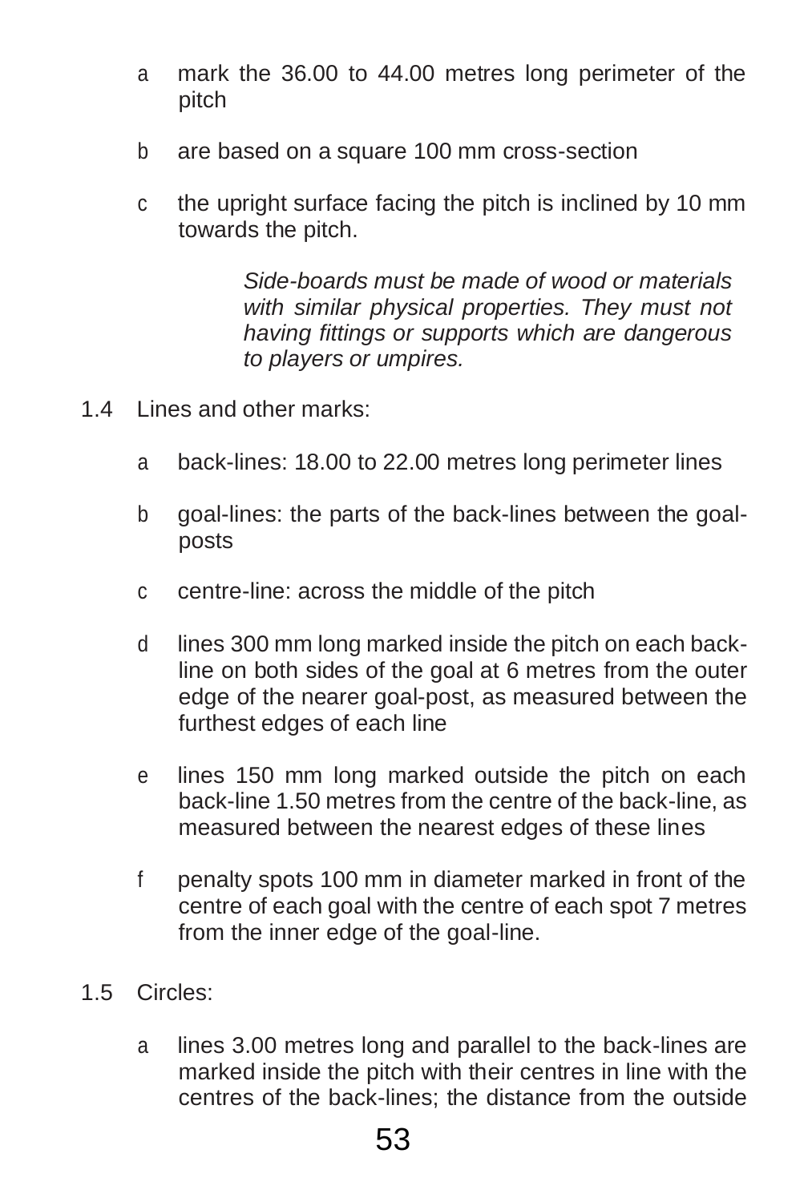a mark the 36.00 to 44.00 metres long perimeter of the pitch

b are based on a square 100 mm cross-section

c the upright surface facing the pitch is inclined by 10 mm towards the pitch.

*Side-boards must be made of wood or materials with similar physical properties. They must not having fittings or supports which are dangerous to players or umpires.*

1.4 Lines and other marks:

a back-lines: 18.00 to 22.00 metres long perimeter lines

b goal-lines: the parts of the back-lines between the goal-posts

c centre-line: across the middle of the pitch

d lines 300 mm long marked inside the pitch on each back-line on both sides of the goal at 6 metres from the outer edge of the nearer goal-post, as measured between the furthest edges of each line

e lines 150 mm long marked outside the pitch on each back-line 1.50 metres from the centre of the back-line, as measured between the nearest edges of these lines

f penalty spots 100 mm in diameter marked in front of the centre of each goal with the centre of each spot 7 metres from the inner edge of the goal-line.

1.5 Circles:

a lines 3.00 metres long and parallel to the back-lines are marked inside the pitch with their centres in line with the centres of the back-lines; the distance from the outside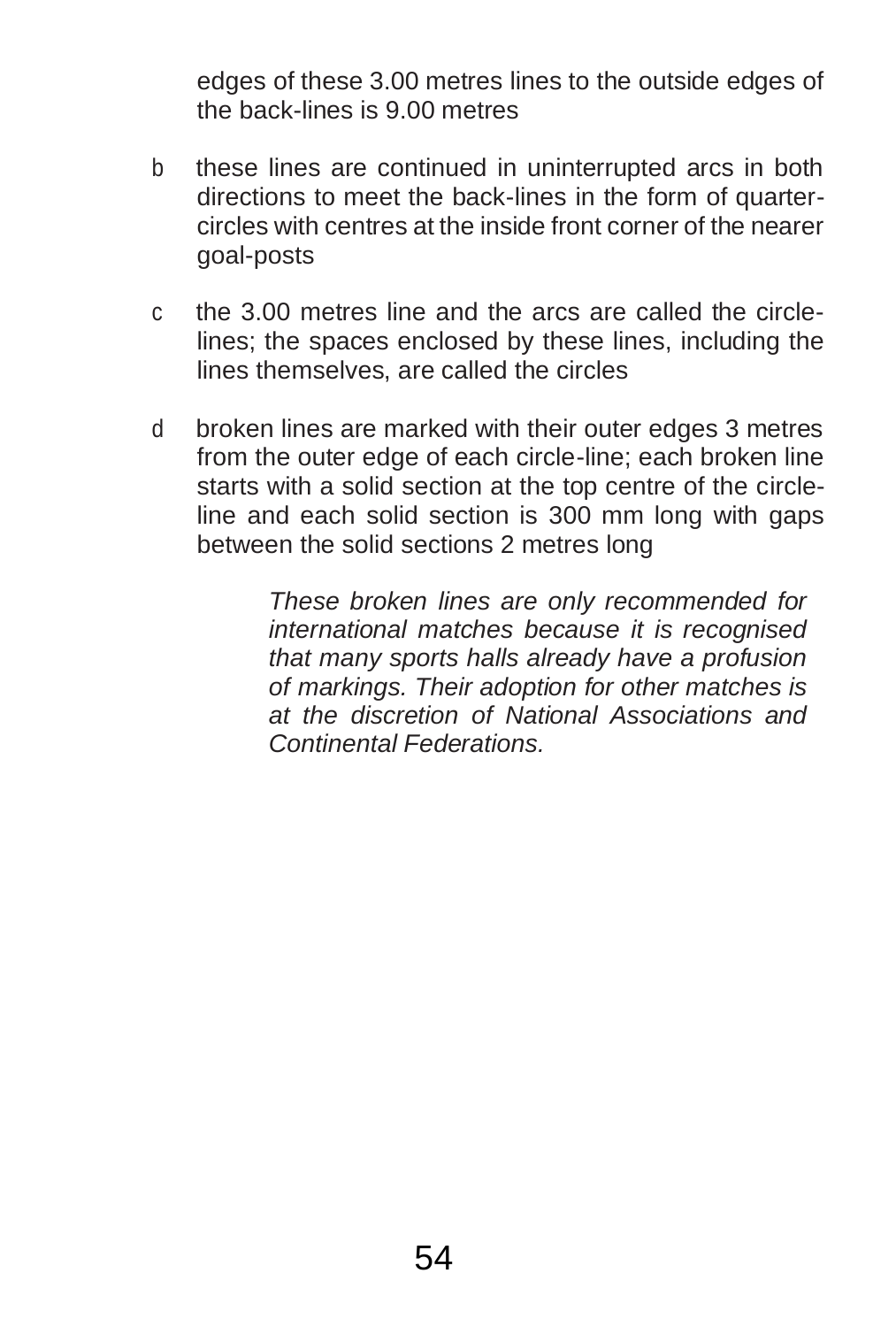edges of these 3.00 metres lines to the outside edges of the back-lines is 9.00 metres

b these lines are continued in uninterrupted arcs in both directions to meet the back-lines in the form of quarter-circles with centres at the inside front corner of the nearer goal-posts

c the 3.00 metres line and the arcs are called the circle-lines; the spaces enclosed by these lines, including the lines themselves, are called the circles

d broken lines are marked with their outer edges 3 metres from the outer edge of each circle-line; each broken line starts with a solid section at the top centre of the circle-line and each solid section is 300 mm long with gaps between the solid sections 2 metres long

> *These broken lines are only recommended for international matches because it is recognised that many sports halls already have a profusion of markings. Their adoption for other matches is at the discretion of National Associations and Continental Federations.*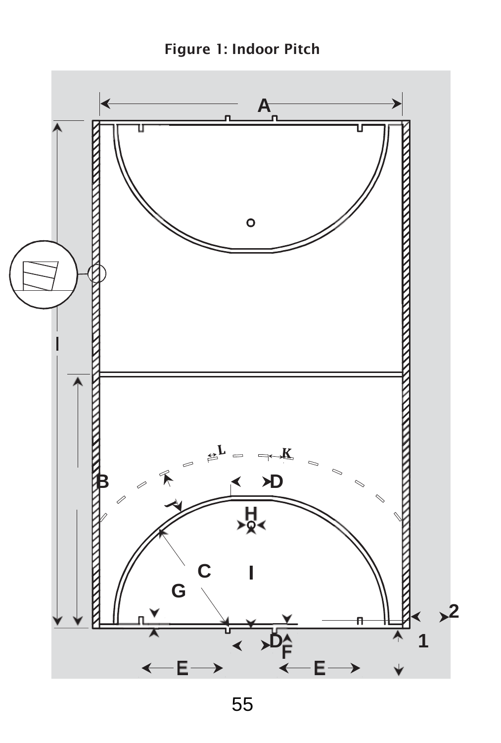**Figure 1: Indoor Pitch**

A

B

C

D

E

F

G

H

I

K

L

1

2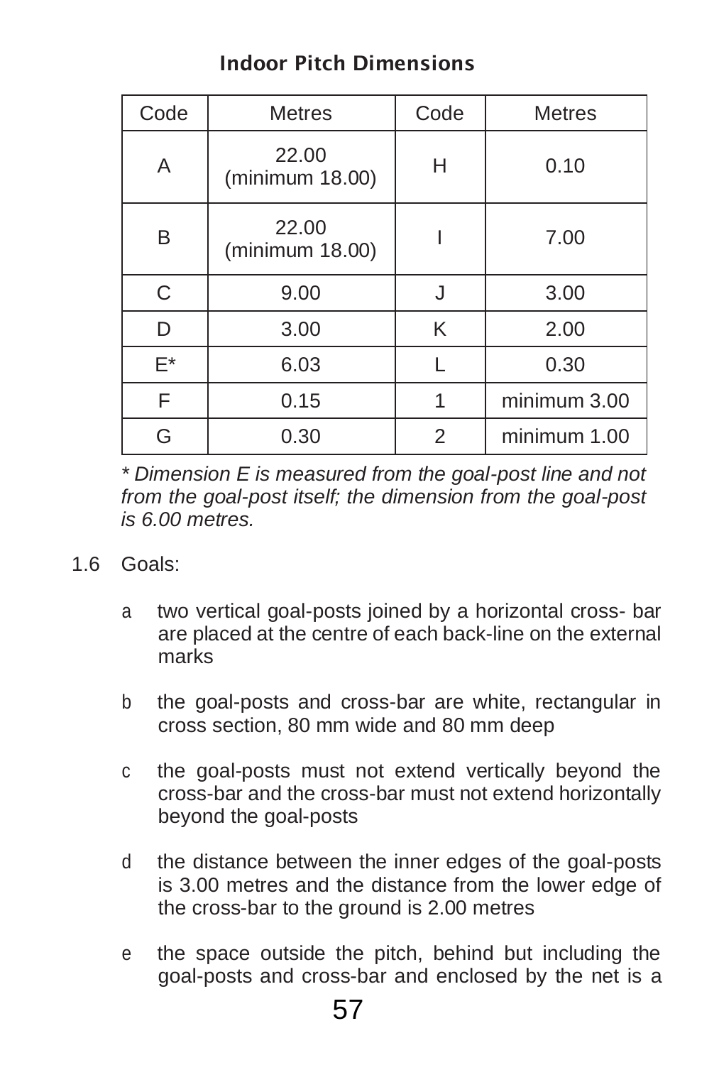## Indoor Pitch Dimensions

| Code | Metres | Code | Metres |
|---|---|---|---|
| A | 22.00 (minimum 18.00) | H | 0.10 |
| B | 22.00 (minimum 18.00) | I | 7.00 |
| C | 9.00 | J | 3.00 |
| D | 3.00 | K | 2.00 |
| E* | 6.03 | L | 0.30 |
| F | 0.15 | 1 | minimum 3.00 |
| G | 0.30 | 2 | minimum 1.00 |

*\* Dimension E is measured from the goal-post line and not from the goal-post itself; the dimension from the goal-post is 6.00 metres.*

1.6 Goals:

- a two vertical goal-posts joined by a horizontal cross- bar are placed at the centre of each back-line on the external marks
- b the goal-posts and cross-bar are white, rectangular in cross section, 80 mm wide and 80 mm deep
- c the goal-posts must not extend vertically beyond the cross-bar and the cross-bar must not extend horizontally beyond the goal-posts
- d the distance between the inner edges of the goal-posts is 3.00 metres and the distance from the lower edge of the cross-bar to the ground is 2.00 metres
- e the space outside the pitch, behind but including the goal-posts and cross-bar and enclosed by the net is a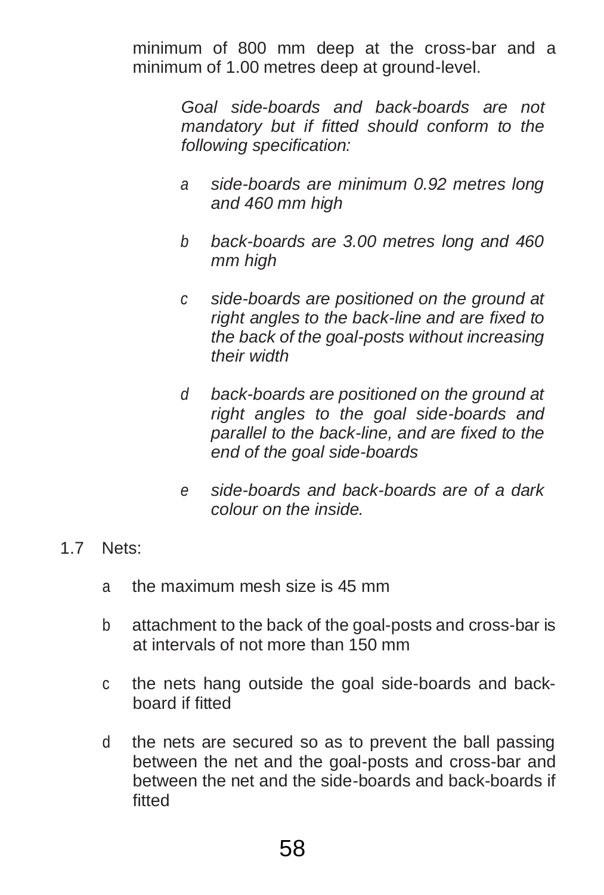minimum of 800 mm deep at the cross-bar and a minimum of 1.00 metres deep at ground-level.

*Goal side-boards and back-boards are not mandatory but if fitted should conform to the following specification:*

- *a* *side-boards are minimum 0.92 metres long and 460 mm high*
- *b* *back-boards are 3.00 metres long and 460 mm high*
- *c* *side-boards are positioned on the ground at right angles to the back-line and are fixed to the back of the goal-posts without increasing their width*
- *d* *back-boards are positioned on the ground at right angles to the goal side-boards and parallel to the back-line, and are fixed to the end of the goal side-boards*
- *e* *side-boards and back-boards are of a dark colour on the inside.*

1.7 Nets:

- a the maximum mesh size is 45 mm
- b attachment to the back of the goal-posts and cross-bar is at intervals of not more than 150 mm
- c the nets hang outside the goal side-boards and back-board if fitted
- d the nets are secured so as to prevent the ball passing between the net and the goal-posts and cross-bar and between the net and the side-boards and back-boards if fitted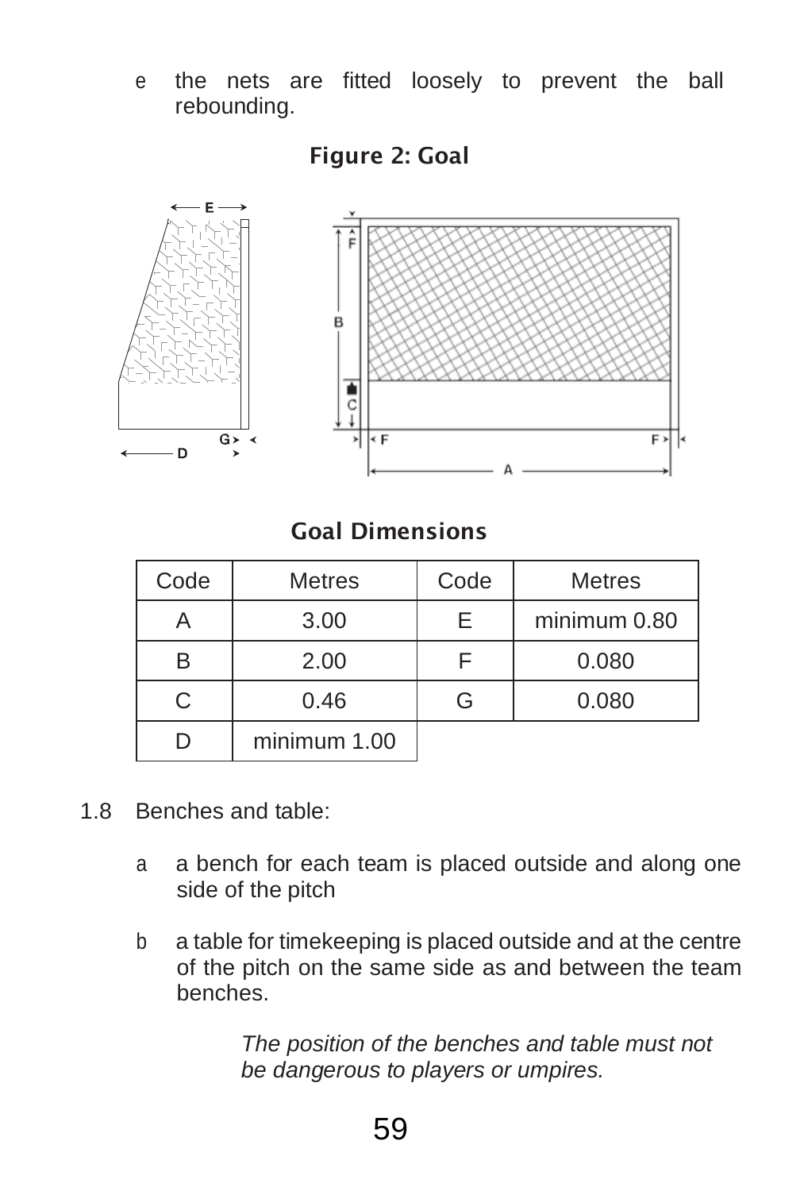e the nets are fitted loosely to prevent the ball rebounding.

**Figure 2: Goal**

**Goal Dimensions**

| Code | Metres | Code | Metres |
|---|---|---|---|
| A | 3.00 | E | minimum 0.80 |
| B | 2.00 | F | 0.080 |
| C | 0.46 | G | 0.080 |
| D | minimum 1.00 | | |

1.8 Benches and table:

a a bench for each team is placed outside and along one side of the pitch

b a table for timekeeping is placed outside and at the centre of the pitch on the same side as and between the team benches.

*The position of the benches and table must not be dangerous to players or umpires.*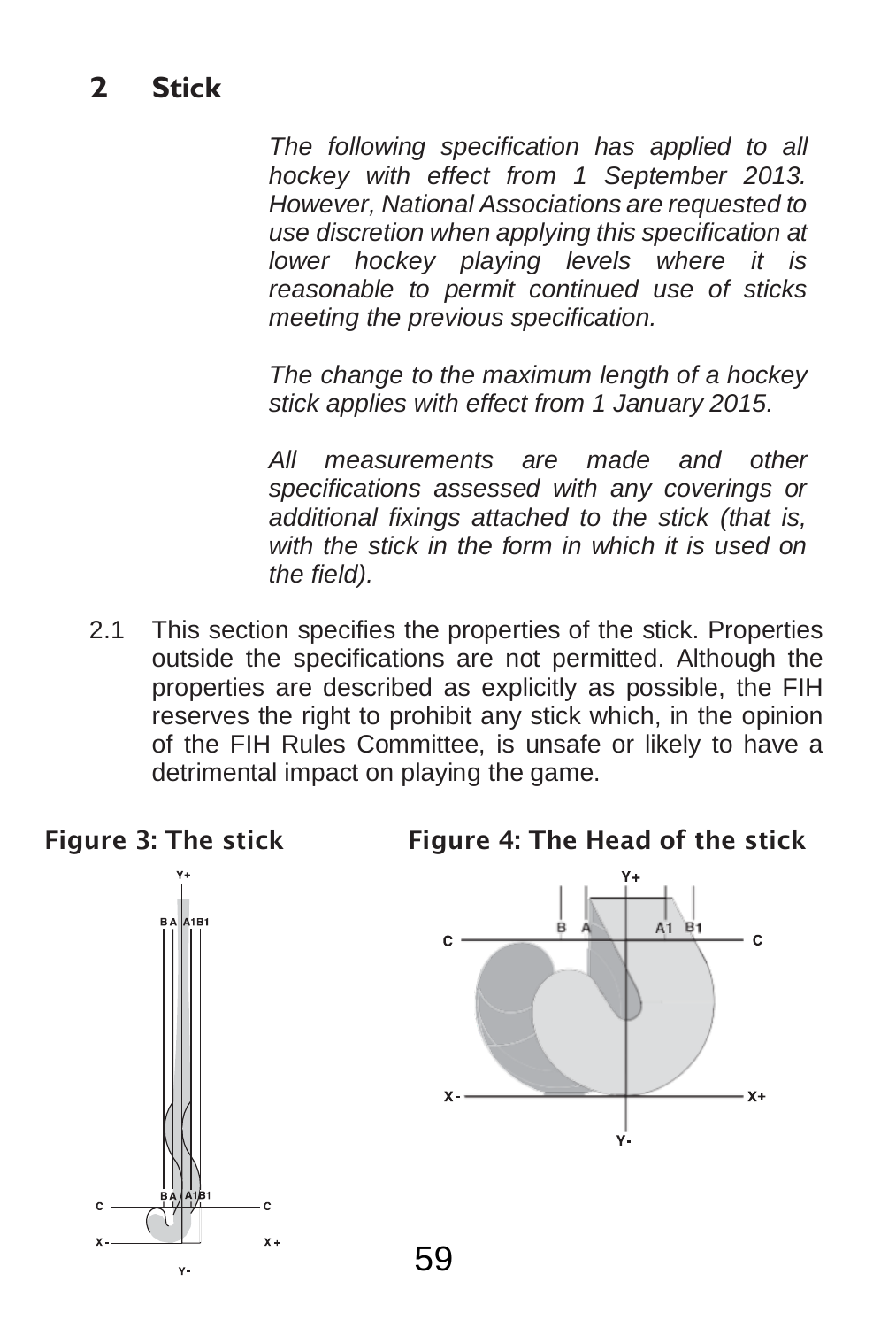## 2 Stick

*The following specification has applied to all hockey with effect from 1 September 2013. However, National Associations are requested to use discretion when applying this specification at lower hockey playing levels where it is reasonable to permit continued use of sticks meeting the previous specification.*

*The change to the maximum length of a hockey stick applies with effect from 1 January 2015.*

*All measurements are made and other specifications assessed with any coverings or additional fixings attached to the stick (that is, with the stick in the form in which it is used on the field).*

2.1 This section specifies the properties of the stick. Properties outside the specifications are not permitted. Although the properties are described as explicitly as possible, the FIH reserves the right to prohibit any stick which, in the opinion of the FIH Rules Committee, is unsafe or likely to have a detrimental impact on playing the game.

**Figure 3: The stick**

**Figure 4: The Head of the stick**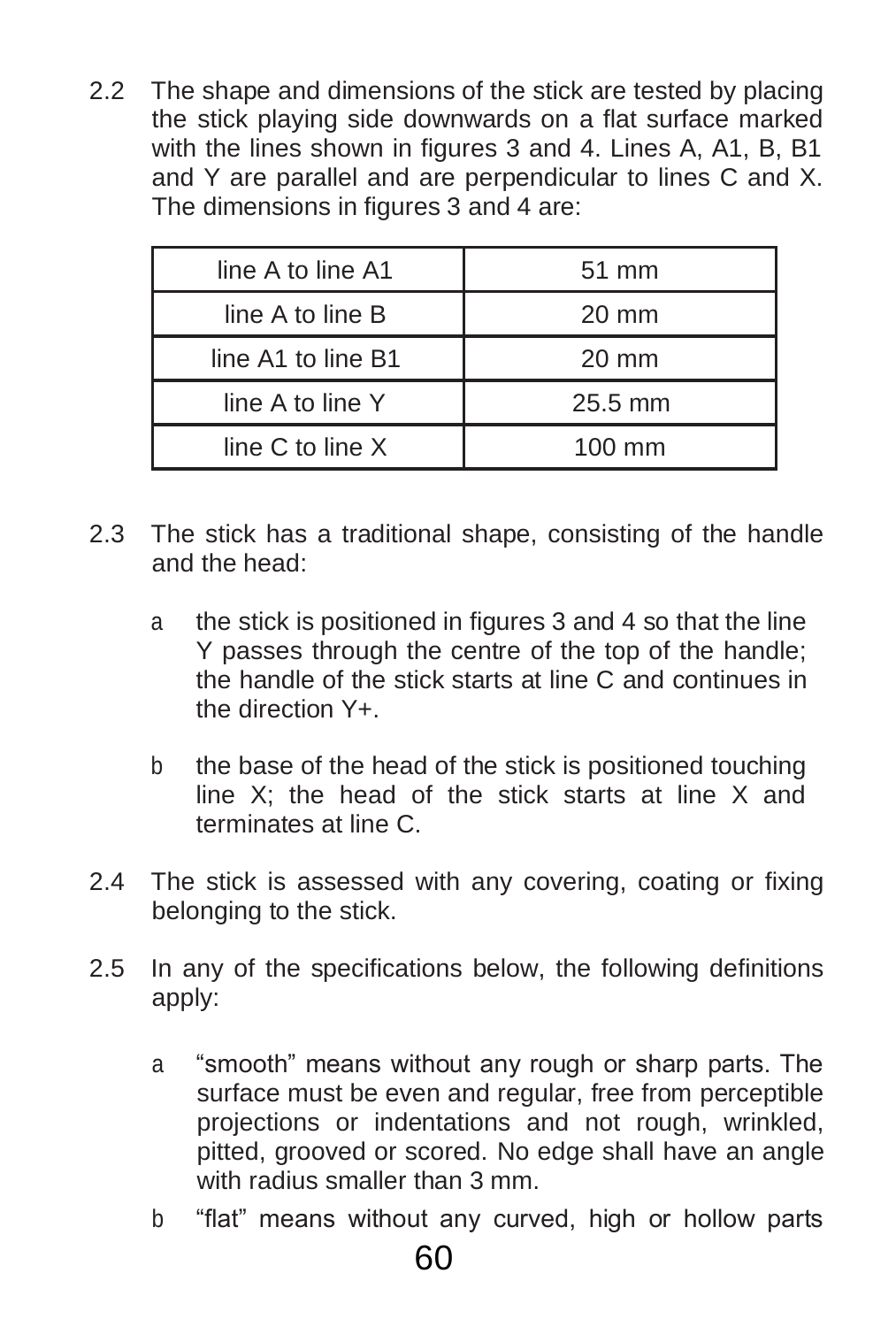2.2 The shape and dimensions of the stick are tested by placing the stick playing side downwards on a flat surface marked with the lines shown in figures 3 and 4. Lines A, A1, B, B1 and Y are parallel and are perpendicular to lines C and X. The dimensions in figures 3 and 4 are:

| line A to line A1 | 51 mm |
|---|---|
| line A to line B | 20 mm |
| line A1 to line B1 | 20 mm |
| line A to line Y | 25.5 mm |
| line C to line X | 100 mm |

2.3 The stick has a traditional shape, consisting of the handle and the head:

a the stick is positioned in figures 3 and 4 so that the line Y passes through the centre of the top of the handle; the handle of the stick starts at line C and continues in the direction Y+.

b the base of the head of the stick is positioned touching line X; the head of the stick starts at line X and terminates at line C.

2.4 The stick is assessed with any covering, coating or fixing belonging to the stick.

2.5 In any of the specifications below, the following definitions apply:

a "smooth" means without any rough or sharp parts. The surface must be even and regular, free from perceptible projections or indentations and not rough, wrinkled, pitted, grooved or scored. No edge shall have an angle with radius smaller than 3 mm.

b "flat" means without any curved, high or hollow parts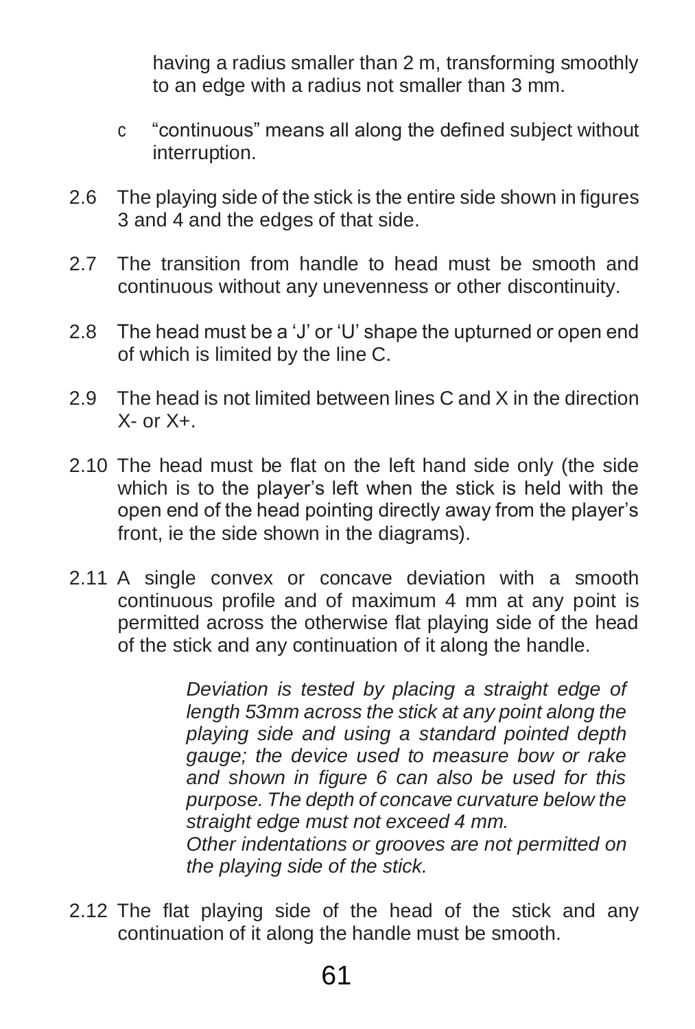having a radius smaller than 2 m, transforming smoothly to an edge with a radius not smaller than 3 mm.

c "continuous" means all along the defined subject without interruption.

2.6 The playing side of the stick is the entire side shown in figures 3 and 4 and the edges of that side.

2.7 The transition from handle to head must be smooth and continuous without any unevenness or other discontinuity.

2.8 The head must be a 'J' or 'U' shape the upturned or open end of which is limited by the line C.

2.9 The head is not limited between lines C and X in the direction X- or X+.

2.10 The head must be flat on the left hand side only (the side which is to the player's left when the stick is held with the open end of the head pointing directly away from the player's front, ie the side shown in the diagrams).

2.11 A single convex or concave deviation with a smooth continuous profile and of maximum 4 mm at any point is permitted across the otherwise flat playing side of the head of the stick and any continuation of it along the handle.

*Deviation is tested by placing a straight edge of length 53mm across the stick at any point along the playing side and using a standard pointed depth gauge; the device used to measure bow or rake and shown in figure 6 can also be used for this purpose. The depth of concave curvature below the straight edge must not exceed 4 mm.*
*Other indentations or grooves are not permitted on the playing side of the stick.*

2.12 The flat playing side of the head of the stick and any continuation of it along the handle must be smooth.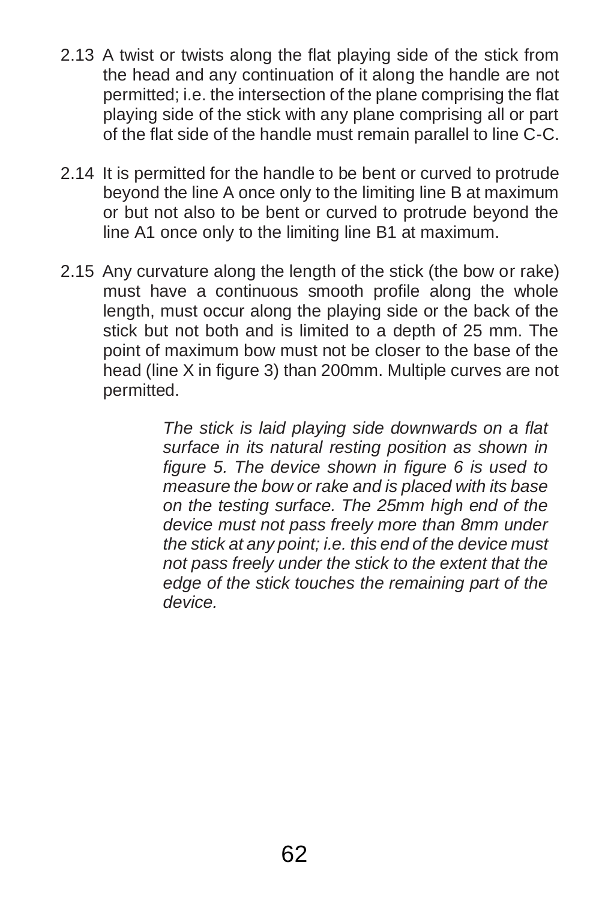2.13 A twist or twists along the flat playing side of the stick from the head and any continuation of it along the handle are not permitted; i.e. the intersection of the plane comprising the flat playing side of the stick with any plane comprising all or part of the flat side of the handle must remain parallel to line C-C.

2.14 It is permitted for the handle to be bent or curved to protrude beyond the line A once only to the limiting line B at maximum or but not also to be bent or curved to protrude beyond the line A1 once only to the limiting line B1 at maximum.

2.15 Any curvature along the length of the stick (the bow or rake) must have a continuous smooth profile along the whole length, must occur along the playing side or the back of the stick but not both and is limited to a depth of 25 mm. The point of maximum bow must not be closer to the base of the head (line X in figure 3) than 200mm. Multiple curves are not permitted.

*The stick is laid playing side downwards on a flat surface in its natural resting position as shown in figure 5. The device shown in figure 6 is used to measure the bow or rake and is placed with its base on the testing surface. The 25mm high end of the device must not pass freely more than 8mm under the stick at any point; i.e. this end of the device must not pass freely under the stick to the extent that the edge of the stick touches the remaining part of the device.*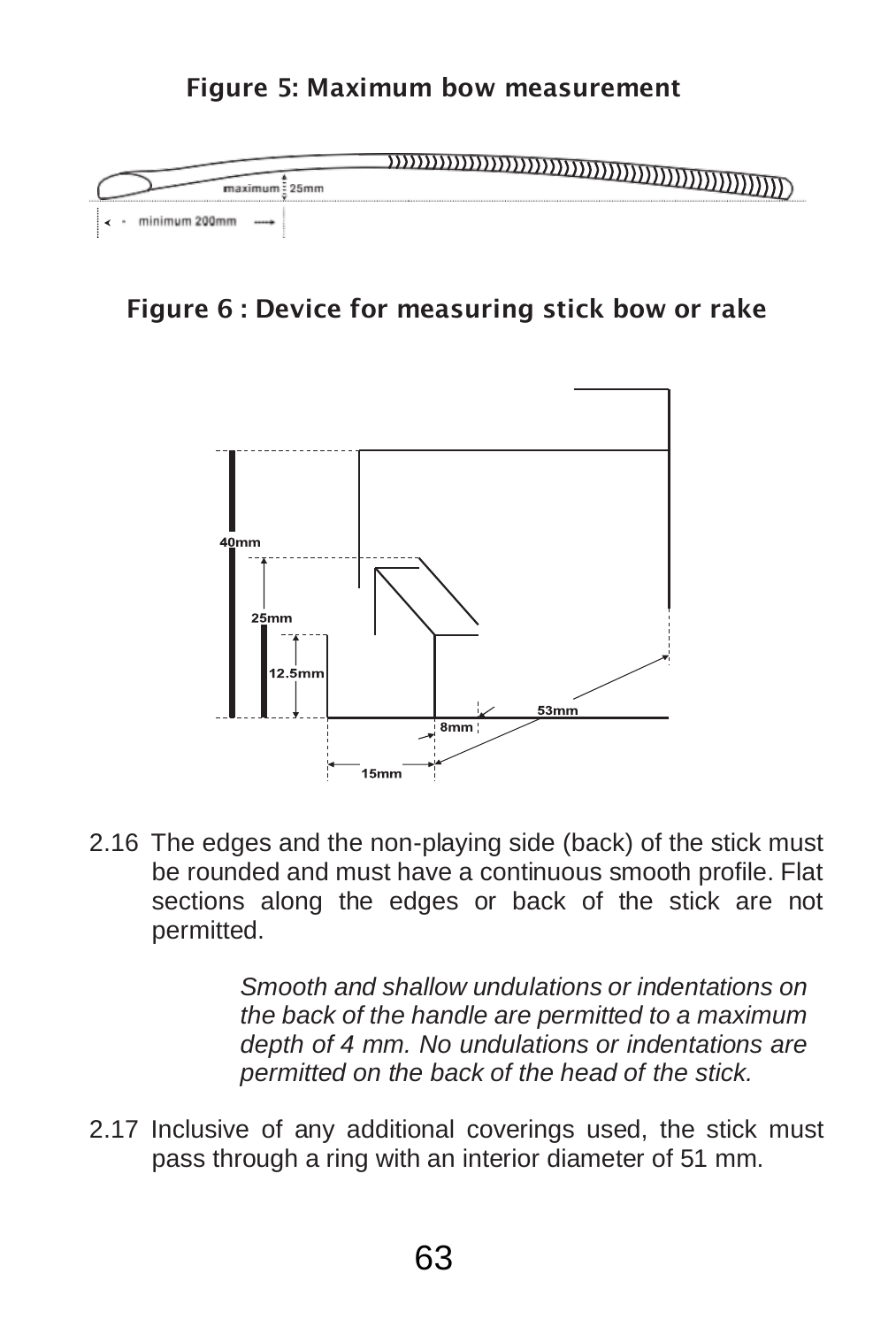**Figure 5: Maximum bow measurement**

**Figure 6 : Device for measuring stick bow or rake**

2.16 The edges and the non-playing side (back) of the stick must be rounded and must have a continuous smooth profile. Flat sections along the edges or back of the stick are not permitted.

> *Smooth and shallow undulations or indentations on the back of the handle are permitted to a maximum depth of 4 mm. No undulations or indentations are permitted on the back of the head of the stick.*

2.17 Inclusive of any additional coverings used, the stick must pass through a ring with an interior diameter of 51 mm.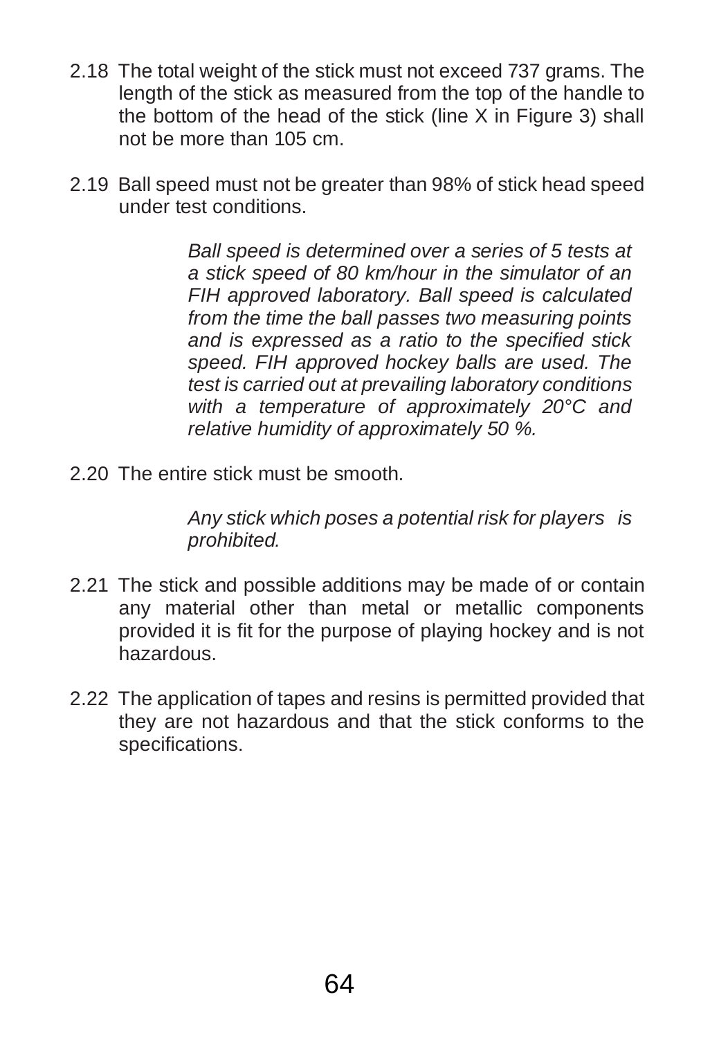2.18 The total weight of the stick must not exceed 737 grams. The length of the stick as measured from the top of the handle to the bottom of the head of the stick (line X in Figure 3) shall not be more than 105 cm.

2.19 Ball speed must not be greater than 98% of stick head speed under test conditions.

*Ball speed is determined over a series of 5 tests at a stick speed of 80 km/hour in the simulator of an FIH approved laboratory. Ball speed is calculated from the time the ball passes two measuring points and is expressed as a ratio to the specified stick speed. FIH approved hockey balls are used. The test is carried out at prevailing laboratory conditions with a temperature of approximately 20°C and relative humidity of approximately 50 %.*

2.20 The entire stick must be smooth.

*Any stick which poses a potential risk for players is prohibited.*

2.21 The stick and possible additions may be made of or contain any material other than metal or metallic components provided it is fit for the purpose of playing hockey and is not hazardous.

2.22 The application of tapes and resins is permitted provided that they are not hazardous and that the stick conforms to the specifications.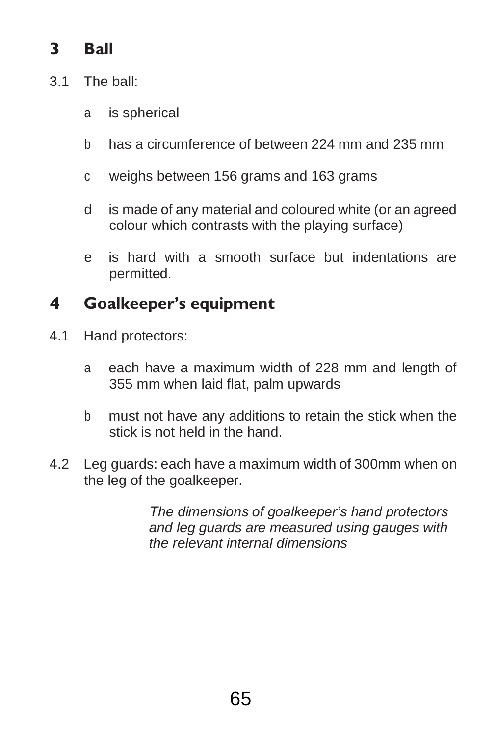## 3 Ball

3.1 The ball:

- a is spherical
- b has a circumference of between 224 mm and 235 mm
- c weighs between 156 grams and 163 grams
- d is made of any material and coloured white (or an agreed colour which contrasts with the playing surface)
- e is hard with a smooth surface but indentations are permitted.

## 4 Goalkeeper's equipment

4.1 Hand protectors:

- a each have a maximum width of 228 mm and length of 355 mm when laid flat, palm upwards
- b must not have any additions to retain the stick when the stick is not held in the hand.

4.2 Leg guards: each have a maximum width of 300mm when on the leg of the goalkeeper.

*The dimensions of goalkeeper's hand protectors and leg guards are measured using gauges with the relevant internal dimensions*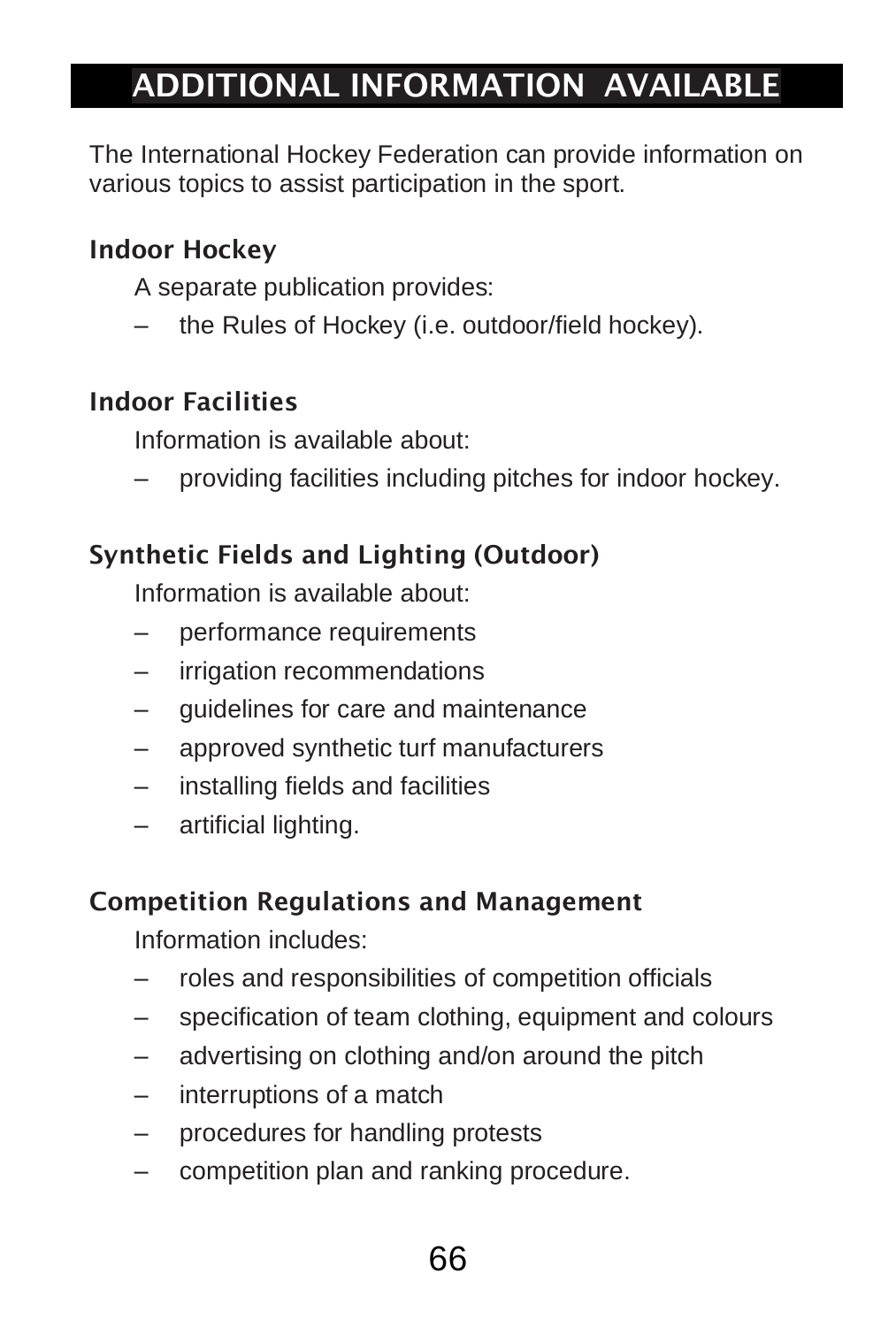# ADDITIONAL INFORMATION AVAILABLE

The International Hockey Federation can provide information on various topics to assist participation in the sport.

### Indoor Hockey

A separate publication provides:

– the Rules of Hockey (i.e. outdoor/field hockey).

### Indoor Facilities

Information is available about:

– providing facilities including pitches for indoor hockey.

### Synthetic Fields and Lighting (Outdoor)

Information is available about:

– performance requirements
– irrigation recommendations
– guidelines for care and maintenance
– approved synthetic turf manufacturers
– installing fields and facilities
– artificial lighting.

### Competition Regulations and Management

Information includes:

– roles and responsibilities of competition officials
– specification of team clothing, equipment and colours
– advertising on clothing and/on around the pitch
– interruptions of a match
– procedures for handling protests
– competition plan and ranking procedure.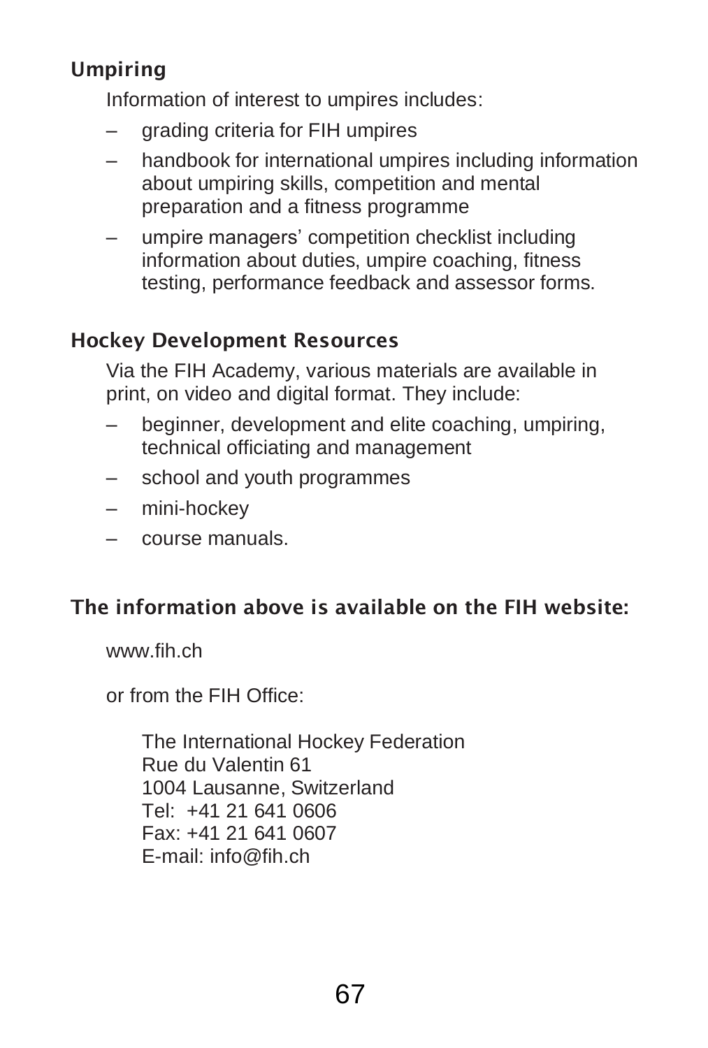## Umpiring

Information of interest to umpires includes:

- grading criteria for FIH umpires
- handbook for international umpires including information about umpiring skills, competition and mental preparation and a fitness programme
- umpire managers' competition checklist including information about duties, umpire coaching, fitness testing, performance feedback and assessor forms.

## Hockey Development Resources

Via the FIH Academy, various materials are available in print, on video and digital format. They include:

- beginner, development and elite coaching, umpiring, technical officiating and management
- school and youth programmes
- mini-hockey
- course manuals.

## The information above is available on the FIH website:

www.fih.ch

or from the FIH Office:

The International Hockey Federation
Rue du Valentin 61
1004 Lausanne, Switzerland
Tel: +41 21 641 0606
Fax: +41 21 641 0607
E-mail: info@fih.ch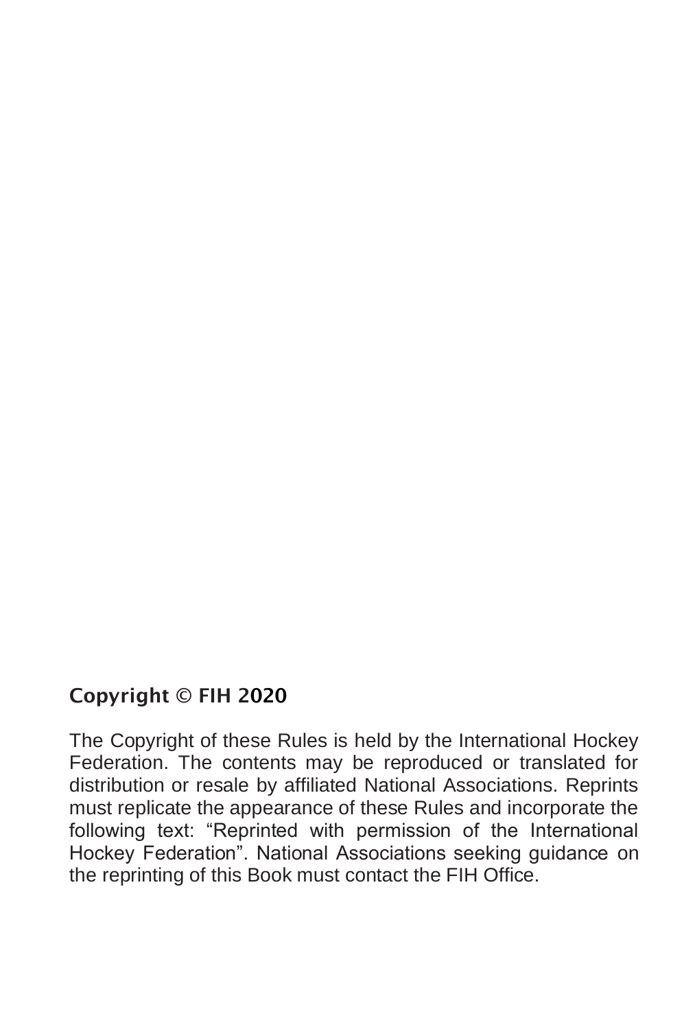**Copyright © FIH 2020**

The Copyright of these Rules is held by the International Hockey Federation. The contents may be reproduced or translated for distribution or resale by affiliated National Associations. Reprints must replicate the appearance of these Rules and incorporate the following text: “Reprinted with permission of the International Hockey Federation”. National Associations seeking guidance on the reprinting of this Book must contact the FIH Office.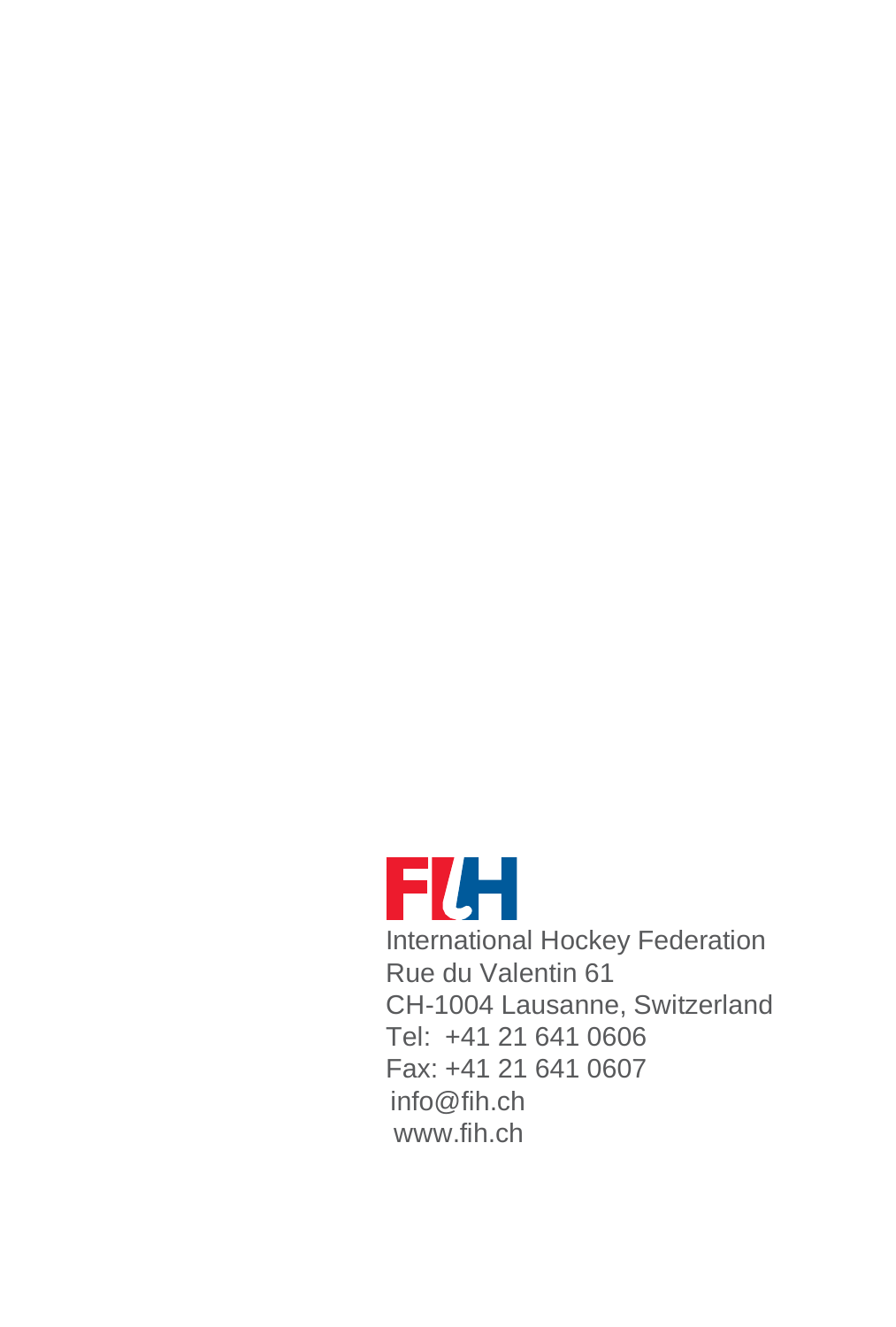FIH

International Hockey Federation  
Rue du Valentin 61  
CH-1004 Lausanne, Switzerland  
Tel: +41 21 641 0606  
Fax: +41 21 641 0607  
info@fih.ch  
www.fih.ch